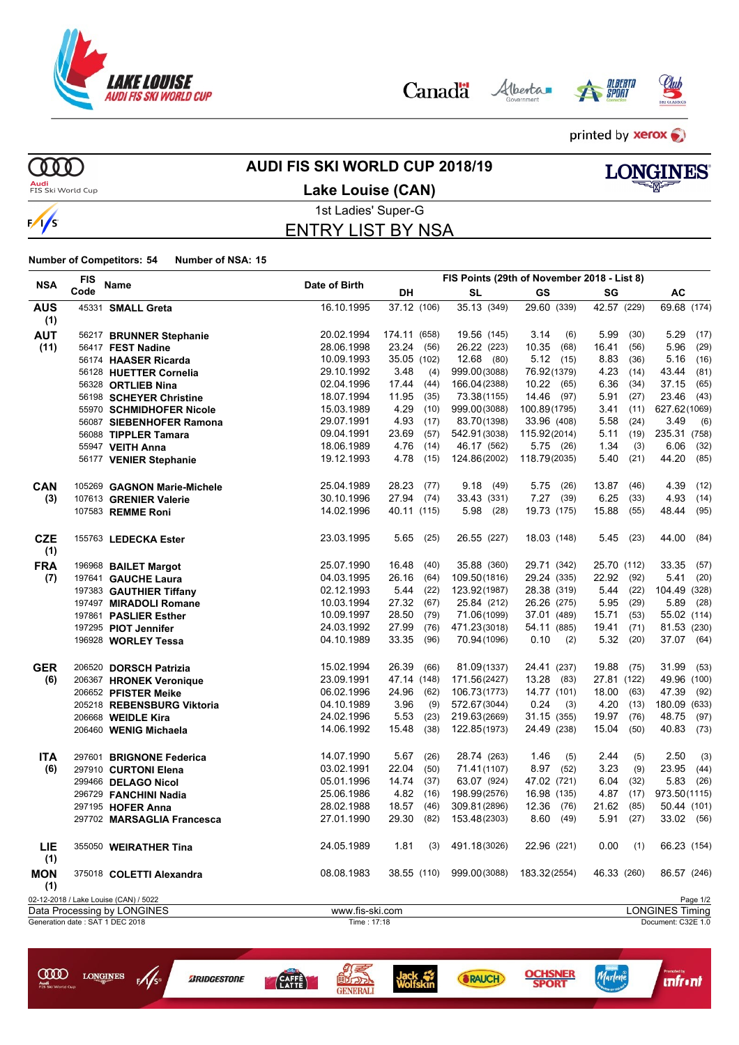# AUDI FIS SKI WORLD CUP 2018/19

## Lake Louise (CAN)

1st Ladies' Super-G

## ENTRY LIST BY NSA

**Number of Competitors: 54** **Number of NSA: 15**

| NSA | FIS Code | Name | Date of Birth | DH | SL | GS | SG | AC |
|---|---|---|---|---|---|---|---|---|
| | | | | FIS Points (29th of November 2018 - List 8) | | | | |
| **AUS (1)** | 45331 | **SMALL Greta** | 16.10.1995 | 37.12 (106) | 35.13 (349) | 29.60 (339) | 42.57 (229) | 69.68 (174) |
| **AUT (11)** | 56217 | **BRUNNER Stephanie** | 20.02.1994 | 174.11 (658) | 19.56 (145) | 3.14 (6) | 5.99 (30) | 5.29 (17) |
| | 56417 | **FEST Nadine** | 28.06.1998 | 23.24 (56) | 26.22 (223) | 10.35 (68) | 16.41 (56) | 5.96 (29) |
| | 56174 | **HAASER Ricarda** | 10.09.1993 | 35.05 (102) | 12.68 (80) | 5.12 (15) | 8.83 (36) | 5.16 (16) |
| | 56128 | **HUETTER Cornelia** | 29.10.1992 | 3.48 (4) | 999.00 (3088) | 76.92 (1379) | 4.23 (14) | 43.44 (81) |
| | 56328 | **ORTLIEB Nina** | 02.04.1996 | 17.44 (44) | 166.04 (2388) | 10.22 (65) | 6.36 (34) | 37.15 (65) |
| | 56198 | **SCHEYER Christine** | 18.07.1994 | 11.95 (35) | 73.38 (1155) | 14.46 (97) | 5.91 (27) | 23.46 (43) |
| | 55970 | **SCHMIDHOFER Nicole** | 15.03.1989 | 4.29 (10) | 999.00 (3088) | 100.89 (1795) | 3.41 (11) | 627.62 (1069) |
| | 56087 | **SIEBENHOFER Ramona** | 29.07.1991 | 4.93 (17) | 83.70 (1398) | 33.96 (408) | 5.58 (24) | 3.49 (6) |
| | 56088 | **TIPPLER Tamara** | 09.04.1991 | 23.69 (57) | 542.91 (3038) | 115.92 (2014) | 5.11 (19) | 235.31 (758) |
| | 55947 | **VEITH Anna** | 18.06.1989 | 4.76 (14) | 46.17 (562) | 5.75 (26) | 1.34 (3) | 6.06 (32) |
| | 56177 | **VENIER Stephanie** | 19.12.1993 | 4.78 (15) | 124.86 (2002) | 118.79 (2035) | 5.40 (21) | 44.20 (85) |
| **CAN (3)** | 105269 | **GAGNON Marie-Michele** | 25.04.1989 | 28.23 (77) | 9.18 (49) | 5.75 (26) | 13.87 (46) | 4.39 (12) |
| | 107613 | **GRENIER Valerie** | 30.10.1996 | 27.94 (74) | 33.43 (331) | 7.27 (39) | 6.25 (33) | 4.93 (14) |
| | 107583 | **REMME Roni** | 14.02.1996 | 40.11 (115) | 5.98 (28) | 19.73 (175) | 15.88 (55) | 48.44 (95) |
| **CZE (1)** | 155763 | **LEDECKA Ester** | 23.03.1995 | 5.65 (25) | 26.55 (227) | 18.03 (148) | 5.45 (23) | 44.00 (84) |
| **FRA (7)** | 196968 | **BAILET Margot** | 25.07.1990 | 16.48 (40) | 35.88 (360) | 29.71 (342) | 25.70 (112) | 33.35 (57) |
| | 197641 | **GAUCHE Laura** | 04.03.1995 | 26.16 (64) | 109.50 (1816) | 29.24 (335) | 22.92 (92) | 5.41 (20) |
| | 197383 | **GAUTHIER Tiffany** | 02.12.1993 | 5.44 (22) | 123.92 (1987) | 28.38 (319) | 5.44 (22) | 104.49 (328) |
| | 197497 | **MIRADOLI Romane** | 10.03.1994 | 27.32 (67) | 25.84 (212) | 26.26 (275) | 5.95 (29) | 5.89 (28) |
| | 197861 | **PASLIER Esther** | 10.09.1997 | 28.50 (79) | 71.06 (1099) | 37.01 (489) | 15.71 (53) | 55.02 (114) |
| | 197295 | **PIOT Jennifer** | 24.03.1992 | 27.99 (76) | 471.23 (3018) | 54.11 (885) | 19.41 (71) | 81.53 (230) |
| | 196928 | **WORLEY Tessa** | 04.10.1989 | 33.35 (96) | 70.94 (1096) | 0.10 (2) | 5.32 (20) | 37.07 (64) |
| **GER (6)** | 206520 | **DORSCH Patrizia** | 15.02.1994 | 26.39 (66) | 81.09 (1337) | 24.41 (237) | 19.88 (75) | 31.99 (53) |
| | 206367 | **HRONEK Veronique** | 23.09.1991 | 47.14 (148) | 171.56 (2427) | 13.28 (83) | 27.81 (122) | 49.96 (100) |
| | 206652 | **PFISTER Meike** | 06.02.1996 | 24.96 (62) | 106.73 (1773) | 14.77 (101) | 18.00 (63) | 47.39 (92) |
| | 205218 | **REBENSBURG Viktoria** | 04.10.1989 | 3.96 (9) | 572.67 (3044) | 0.24 (3) | 4.20 (13) | 180.09 (633) |
| | 206668 | **WEIDLE Kira** | 24.02.1996 | 5.53 (23) | 219.63 (2669) | 31.15 (355) | 19.97 (76) | 48.75 (97) |
| | 206460 | **WENIG Michaela** | 14.06.1992 | 15.48 (38) | 122.85 (1973) | 24.49 (238) | 15.04 (50) | 40.83 (73) |
| **ITA (6)** | 297601 | **BRIGNONE Federica** | 14.07.1990 | 5.67 (26) | 28.74 (263) | 1.46 (5) | 2.44 (5) | 2.50 (3) |
| | 297910 | **CURTONI Elena** | 03.02.1991 | 22.04 (50) | 71.41 (1107) | 8.97 (52) | 3.23 (9) | 23.95 (44) |
| | 299466 | **DELAGO Nicol** | 05.01.1996 | 14.74 (37) | 63.07 (924) | 47.02 (721) | 6.04 (32) | 5.83 (26) |
| | 296729 | **FANCHINI Nadia** | 25.06.1986 | 4.82 (16) | 198.99 (2576) | 16.98 (135) | 4.87 (17) | 973.50 (1115) |
| | 297195 | **HOFER Anna** | 28.02.1988 | 18.57 (46) | 309.81 (2896) | 12.36 (76) | 21.62 (85) | 50.44 (101) |
| | 297702 | **MARSAGLIA Francesca** | 27.01.1990 | 29.30 (82) | 153.48 (2303) | 8.60 (49) | 5.91 (27) | 33.02 (56) |
| **LIE (1)** | 355050 | **WEIRATHER Tina** | 24.05.1989 | 1.81 (3) | 491.18 (3026) | 22.96 (221) | 0.00 (1) | 66.23 (154) |
| **MON (1)** | 375018 | **COLETTI Alexandra** | 08.08.1983 | 38.55 (110) | 999.00 (3088) | 183.32 (2554) | 46.33 (260) | 86.57 (246) |

02-12-2018 / Lake Louise (CAN) / 5022

Data Processing by LONGINES — www.fis-ski.com — LONGINES Timing

Generation date : SAT 1 DEC 2018 — Time : 17:18 — Document: C32E 1.0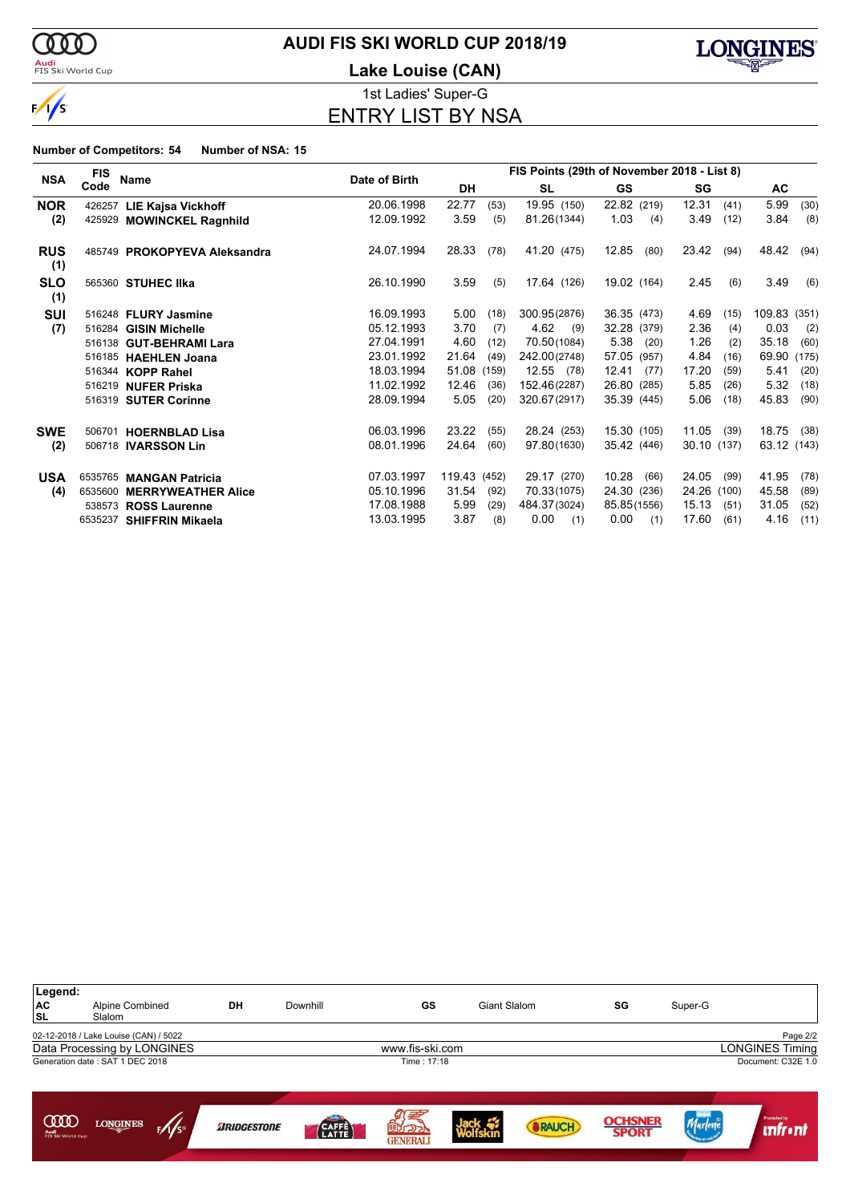# AUDI FIS SKI WORLD CUP 2018/19

## Lake Louise (CAN)

### 1st Ladies' Super-G

## ENTRY LIST BY NSA

**Number of Competitors: 54** **Number of NSA: 15**

| NSA | FIS Code | Name | Date of Birth | DH | | SL | | GS | | SG | | AC | |
|---|---|---|---|---|---|---|---|---|---|---|---|---|---|
| | | | | FIS Points (29th of November 2018 - List 8) | | | | | | | | | |
| **NOR (2)** | 426257 | **LIE Kajsa Vickhoff** | 20.06.1998 | 22.77 | (53) | 19.95 | (150) | 22.82 | (219) | 12.31 | (41) | 5.99 | (30) |
| | 425929 | **MOWINCKEL Ragnhild** | 12.09.1992 | 3.59 | (5) | 81.26 | (1344) | 1.03 | (4) | 3.49 | (12) | 3.84 | (8) |
| **RUS (1)** | 485749 | **PROKOPYEVA Aleksandra** | 24.07.1994 | 28.33 | (78) | 41.20 | (475) | 12.85 | (80) | 23.42 | (94) | 48.42 | (94) |
| **SLO (1)** | 565360 | **STUHEC Ilka** | 26.10.1990 | 3.59 | (5) | 17.64 | (126) | 19.02 | (164) | 2.45 | (6) | 3.49 | (6) |
| **SUI (7)** | 516248 | **FLURY Jasmine** | 16.09.1993 | 5.00 | (18) | 300.95 | (2876) | 36.35 | (473) | 4.69 | (15) | 109.83 | (351) |
| | 516284 | **GISIN Michelle** | 05.12.1993 | 3.70 | (7) | 4.62 | (9) | 32.28 | (379) | 2.36 | (4) | 0.03 | (2) |
| | 516138 | **GUT-BEHRAMI Lara** | 27.04.1991 | 4.60 | (12) | 70.50 | (1084) | 5.38 | (20) | 1.26 | (2) | 35.18 | (60) |
| | 516185 | **HAEHLEN Joana** | 23.01.1992 | 21.64 | (49) | 242.00 | (2748) | 57.05 | (957) | 4.84 | (16) | 69.90 | (175) |
| | 516344 | **KOPP Rahel** | 18.03.1994 | 51.08 | (159) | 12.55 | (78) | 12.41 | (77) | 17.20 | (59) | 5.41 | (20) |
| | 516219 | **NUFER Priska** | 11.02.1992 | 12.46 | (36) | 152.46 | (2287) | 26.80 | (285) | 5.85 | (26) | 5.32 | (18) |
| | 516319 | **SUTER Corinne** | 28.09.1994 | 5.05 | (20) | 320.67 | (2917) | 35.39 | (445) | 5.06 | (18) | 45.83 | (90) |
| **SWE (2)** | 506701 | **HOERNBLAD Lisa** | 06.03.1996 | 23.22 | (55) | 28.24 | (253) | 15.30 | (105) | 11.05 | (39) | 18.75 | (38) |
| | 506718 | **IVARSSON Lin** | 08.01.1996 | 24.64 | (60) | 97.80 | (1630) | 35.42 | (446) | 30.10 | (137) | 63.12 | (143) |
| **USA (4)** | 6535765 | **MANGAN Patricia** | 07.03.1997 | 119.43 | (452) | 29.17 | (270) | 10.28 | (66) | 24.05 | (99) | 41.95 | (78) |
| | 6535600 | **MERRYWEATHER Alice** | 05.10.1996 | 31.54 | (92) | 70.33 | (1075) | 24.30 | (236) | 24.26 | (100) | 45.58 | (89) |
| | 538573 | **ROSS Laurenne** | 17.08.1988 | 5.99 | (29) | 484.37 | (3024) | 85.85 | (1556) | 15.13 | (51) | 31.05 | (52) |
| | 6535237 | **SHIFFRIN Mikaela** | 13.03.1995 | 3.87 | (8) | 0.00 | (1) | 0.00 | (1) | 17.60 | (61) | 4.16 | (11) |

**Legend:**

| | | | | | | | |
|---|---|---|---|---|---|---|---|
| **AC** | Alpine Combined | **DH** | Downhill | **GS** | Giant Slalom | **SG** | Super-G |
| **SL** | Slalom | | | | | | |

02-12-2018 / Lake Louise (CAN) / 5022

Data Processing by LONGINES — www.fis-ski.com — LONGINES Timing

Generation date : SAT 1 DEC 2018 — Time : 17:18 — Document: C32E 1.0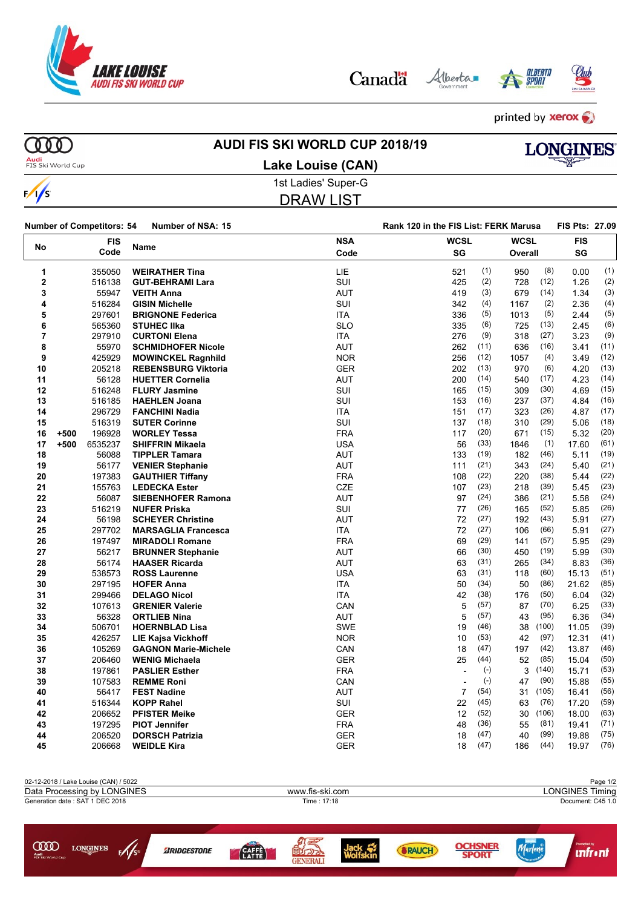# AUDI FIS SKI WORLD CUP 2018/19

## Lake Louise (CAN)

### 1st Ladies' Super-G

## DRAW LIST

**Number of Competitors: 54** **Number of NSA: 15** **Rank 120 in the FIS List: FERK Marusa** **FIS Pts: 27.09**

| No | | FIS Code | Name | NSA Code | WCSL SG | | WCSL Overall | | FIS SG | |
|---|---|---|---|---|---|---|---|---|---|---|
| 1 | | 355050 | **WEIRATHER Tina** | LIE | 521 | (1) | 950 | (8) | 0.00 | (1) |
| 2 | | 516138 | **GUT-BEHRAMI Lara** | SUI | 425 | (2) | 728 | (12) | 1.26 | (2) |
| 3 | | 55947 | **VEITH Anna** | AUT | 419 | (3) | 679 | (14) | 1.34 | (3) |
| 4 | | 516284 | **GISIN Michelle** | SUI | 342 | (4) | 1167 | (2) | 2.36 | (4) |
| 5 | | 297601 | **BRIGNONE Federica** | ITA | 336 | (5) | 1013 | (5) | 2.44 | (5) |
| 6 | | 565360 | **STUHEC Ilka** | SLO | 335 | (6) | 725 | (13) | 2.45 | (6) |
| 7 | | 297910 | **CURTONI Elena** | ITA | 276 | (9) | 318 | (27) | 3.23 | (9) |
| 8 | | 55970 | **SCHMIDHOFER Nicole** | AUT | 262 | (11) | 636 | (16) | 3.41 | (11) |
| 9 | | 425929 | **MOWINCKEL Ragnhild** | NOR | 256 | (12) | 1057 | (4) | 3.49 | (12) |
| 10 | | 205218 | **REBENSBURG Viktoria** | GER | 202 | (13) | 970 | (6) | 4.20 | (13) |
| 11 | | 56128 | **HUETTER Cornelia** | AUT | 200 | (14) | 540 | (17) | 4.23 | (14) |
| 12 | | 516248 | **FLURY Jasmine** | SUI | 165 | (15) | 309 | (30) | 4.69 | (15) |
| 13 | | 516185 | **HAEHLEN Joana** | SUI | 153 | (16) | 237 | (37) | 4.84 | (16) |
| 14 | | 296729 | **FANCHINI Nadia** | ITA | 151 | (17) | 323 | (26) | 4.87 | (17) |
| 15 | | 516319 | **SUTER Corinne** | SUI | 137 | (18) | 310 | (29) | 5.06 | (18) |
| 16 | +500 | 196928 | **WORLEY Tessa** | FRA | 117 | (20) | 671 | (15) | 5.32 | (20) |
| 17 | +500 | 6535237 | **SHIFFRIN Mikaela** | USA | 56 | (33) | 1846 | (1) | 17.60 | (61) |
| 18 | | 56088 | **TIPPLER Tamara** | AUT | 133 | (19) | 182 | (46) | 5.11 | (19) |
| 19 | | 56177 | **VENIER Stephanie** | AUT | 111 | (21) | 343 | (24) | 5.40 | (21) |
| 20 | | 197383 | **GAUTHIER Tiffany** | FRA | 108 | (22) | 220 | (38) | 5.44 | (22) |
| 21 | | 155763 | **LEDECKA Ester** | CZE | 107 | (23) | 218 | (39) | 5.45 | (23) |
| 22 | | 56087 | **SIEBENHOFER Ramona** | AUT | 97 | (24) | 386 | (21) | 5.58 | (24) |
| 23 | | 516219 | **NUFER Priska** | SUI | 77 | (26) | 165 | (52) | 5.85 | (26) |
| 24 | | 56198 | **SCHEYER Christine** | AUT | 72 | (27) | 192 | (43) | 5.91 | (27) |
| 25 | | 297702 | **MARSAGLIA Francesca** | ITA | 72 | (27) | 106 | (66) | 5.91 | (27) |
| 26 | | 197497 | **MIRADOLI Romane** | FRA | 69 | (29) | 141 | (57) | 5.95 | (29) |
| 27 | | 56217 | **BRUNNER Stephanie** | AUT | 66 | (30) | 450 | (19) | 5.99 | (30) |
| 28 | | 56174 | **HAASER Ricarda** | AUT | 63 | (31) | 265 | (34) | 8.83 | (36) |
| 29 | | 538573 | **ROSS Laurenne** | USA | 63 | (31) | 118 | (60) | 15.13 | (51) |
| 30 | | 297195 | **HOFER Anna** | ITA | 50 | (34) | 50 | (86) | 21.62 | (85) |
| 31 | | 299466 | **DELAGO Nicol** | ITA | 42 | (38) | 176 | (50) | 6.04 | (32) |
| 32 | | 107613 | **GRENIER Valerie** | CAN | 5 | (57) | 87 | (70) | 6.25 | (33) |
| 33 | | 56328 | **ORTLIEB Nina** | AUT | 5 | (57) | 43 | (95) | 6.36 | (34) |
| 34 | | 506701 | **HOERNBLAD Lisa** | SWE | 19 | (46) | 38 | (100) | 11.05 | (39) |
| 35 | | 426257 | **LIE Kajsa Vickhoff** | NOR | 10 | (53) | 42 | (97) | 12.31 | (41) |
| 36 | | 105269 | **GAGNON Marie-Michele** | CAN | 18 | (47) | 197 | (42) | 13.87 | (46) |
| 37 | | 206460 | **WENIG Michaela** | GER | 25 | (44) | 52 | (85) | 15.04 | (50) |
| 38 | | 197861 | **PASLIER Esther** | FRA | - | (-) | 3 | (140) | 15.71 | (53) |
| 39 | | 107583 | **REMME Roni** | CAN | - | (-) | 47 | (90) | 15.88 | (55) |
| 40 | | 56417 | **FEST Nadine** | AUT | 7 | (54) | 31 | (105) | 16.41 | (56) |
| 41 | | 516344 | **KOPP Rahel** | SUI | 22 | (45) | 63 | (76) | 17.20 | (59) |
| 42 | | 206652 | **PFISTER Meike** | GER | 12 | (52) | 30 | (106) | 18.00 | (63) |
| 43 | | 197295 | **PIOT Jennifer** | FRA | 48 | (36) | 55 | (81) | 19.41 | (71) |
| 44 | | 206520 | **DORSCH Patrizia** | GER | 18 | (47) | 40 | (99) | 19.88 | (75) |
| 45 | | 206668 | **WEIDLE Kira** | GER | 18 | (47) | 186 | (44) | 19.97 | (76) |

02-12-2018 / Lake Louise (CAN) / 5022

Data Processing by LONGINES — www.fis-ski.com — LONGINES Timing

Generation date : SAT 1 DEC 2018 — Time : 17:18 — Document: C45 1.0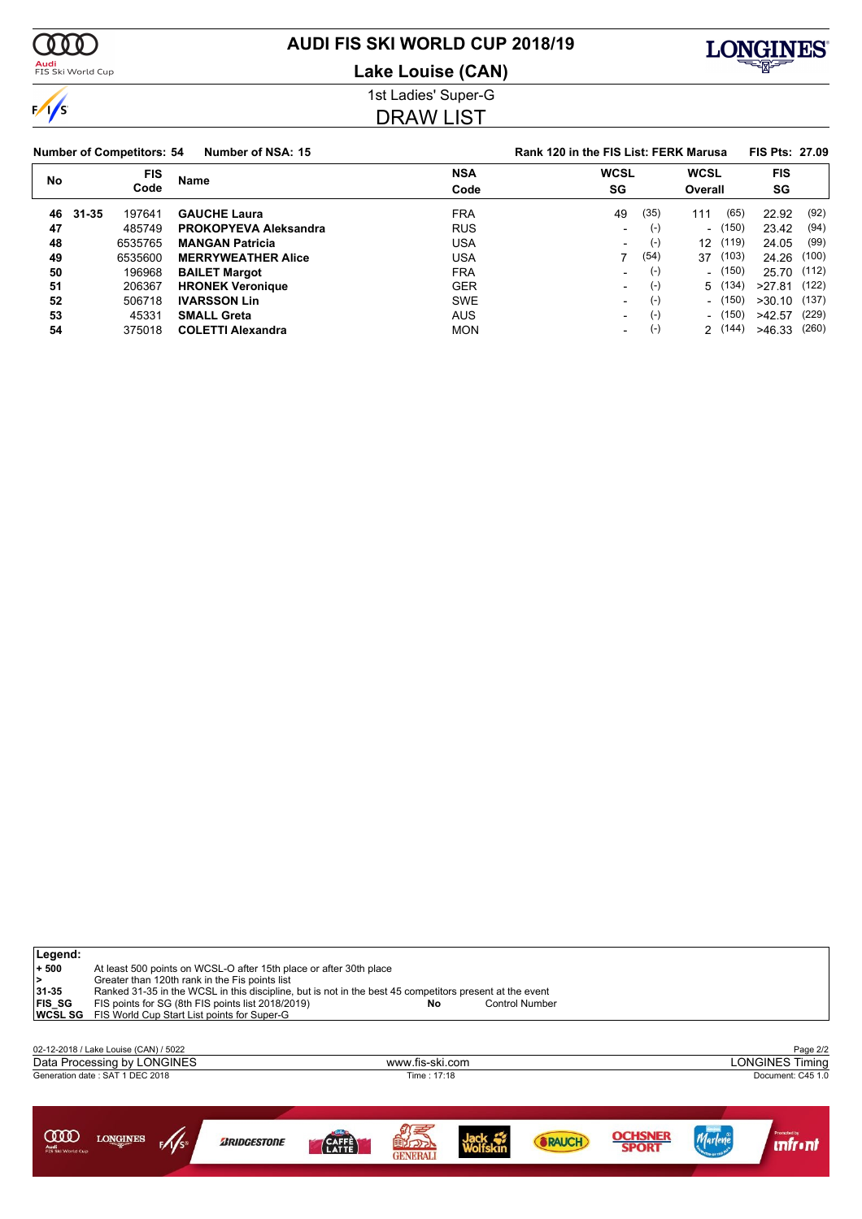# AUDI FIS SKI WORLD CUP 2018/19

## Lake Louise (CAN)

### 1st Ladies' Super-G

## DRAW LIST

**Number of Competitors: 54** **Number of NSA: 15** **Rank 120 in the FIS List: FERK Marusa** **FIS Pts: 27.09**

| No | | FIS Code | Name | NSA Code | WCSL SG | | WCSL Overall | | FIS SG | |
|---|---|---|---|---|---|---|---|---|---|---|
| 46 | 31-35 | 197641 | **GAUCHE Laura** | FRA | 49 | (35) | 111 | (65) | 22.92 | (92) |
| 47 | | 485749 | **PROKOPYEVA Aleksandra** | RUS | - | (-) | - | (150) | 23.42 | (94) |
| 48 | | 6535765 | **MANGAN Patricia** | USA | - | (-) | 12 | (119) | 24.05 | (99) |
| 49 | | 6535600 | **MERRYWEATHER Alice** | USA | 7 | (54) | 37 | (103) | 24.26 | (100) |
| 50 | | 196968 | **BAILET Margot** | FRA | - | (-) | - | (150) | 25.70 | (112) |
| 51 | | 206367 | **HRONEK Veronique** | GER | - | (-) | 5 | (134) | >27.81 | (122) |
| 52 | | 506718 | **IVARSSON Lin** | SWE | - | (-) | - | (150) | >30.10 | (137) |
| 53 | | 45331 | **SMALL Greta** | AUS | - | (-) | - | (150) | >42.57 | (229) |
| 54 | | 375018 | **COLETTI Alexandra** | MON | - | (-) | 2 | (144) | >46.33 | (260) |

**Legend:**

| | |
|---|---|
| **+ 500** | At least 500 points on WCSL-O after 15th place or after 30th place |
| **>** | Greater than 120th rank in the Fis points list |
| **31-35** | Ranked 31-35 in the WCSL in this discipline, but is not in the best 45 competitors present at the event |
| **FIS_SG** | FIS points for SG (8th FIS points list 2018/2019) — **No** Control Number |
| **WCSL SG** | FIS World Cup Start List points for Super-G |

02-12-2018 / Lake Louise (CAN) / 5022

Data Processing by LONGINES — www.fis-ski.com — LONGINES Timing

Generation date : SAT 1 DEC 2018 — Time : 17:18 — Document: C45 1.0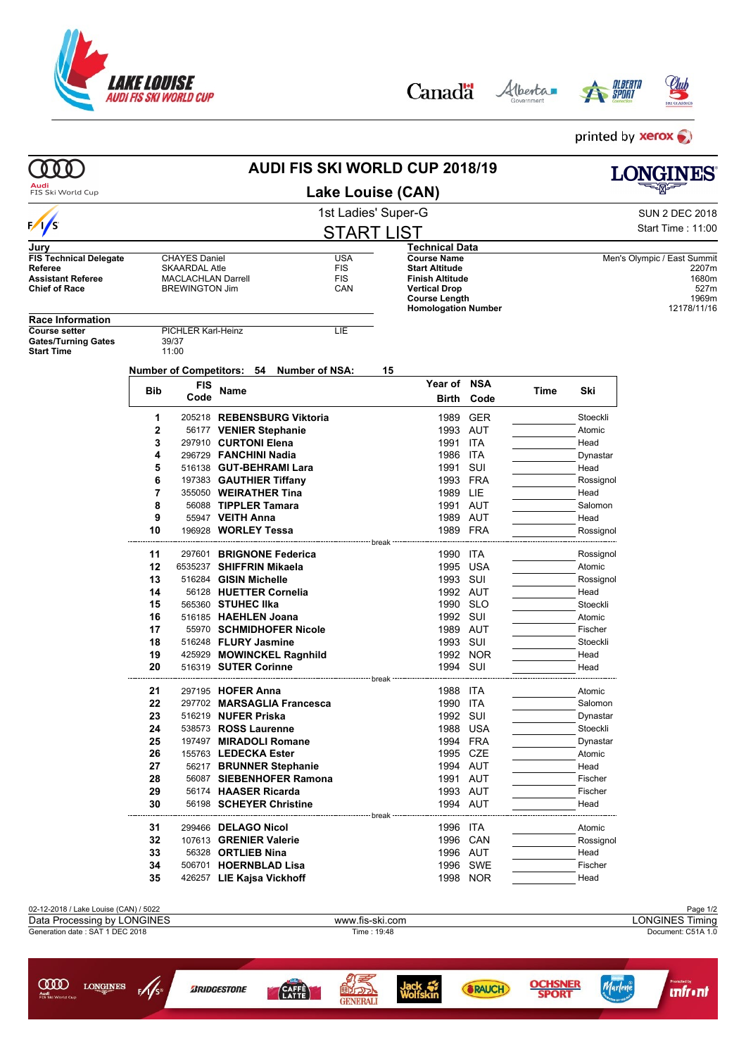# AUDI FIS SKI WORLD CUP 2018/19

## Lake Louise (CAN)

1st Ladies' Super-G

SUN 2 DEC 2018
Start Time : 11:00

## START LIST

| Jury | | |
|---|---|---|
| **FIS Technical Delegate** | CHAYES Daniel | USA |
| **Referee** | SKAARDAL Atle | FIS |
| **Assistant Referee** | MACLACHLAN Darrell | FIS |
| **Chief of Race** | BREWINGTON Jim | CAN |

| Technical Data | |
|---|---|
| **Course Name** | Men's Olympic / East Summit |
| **Start Altitude** | 2207m |
| **Finish Altitude** | 1680m |
| **Vertical Drop** | 527m |
| **Course Length** | 1969m |
| **Homologation Number** | 12178/11/16 |

| Race Information | | |
|---|---|---|
| **Course setter** | PICHLER Karl-Heinz | LIE |
| **Gates/Turning Gates** | 39/37 | |
| **Start Time** | 11:00 | |

**Number of Competitors: 54 Number of NSA: 15**

| Bib | FIS Code | Name | Year of Birth | NSA Code | Time | Ski |
|---|---|---|---|---|---|---|
| 1 | 205218 | **REBENSBURG Viktoria** | 1989 | GER | | Stoeckli |
| 2 | 56177 | **VENIER Stephanie** | 1993 | AUT | | Atomic |
| 3 | 297910 | **CURTONI Elena** | 1991 | ITA | | Head |
| 4 | 296729 | **FANCHINI Nadia** | 1986 | ITA | | Dynastar |
| 5 | 516138 | **GUT-BEHRAMI Lara** | 1991 | SUI | | Head |
| 6 | 197383 | **GAUTHIER Tiffany** | 1993 | FRA | | Rossignol |
| 7 | 355050 | **WEIRATHER Tina** | 1989 | LIE | | Head |
| 8 | 56088 | **TIPPLER Tamara** | 1991 | AUT | | Salomon |
| 9 | 55947 | **VEITH Anna** | 1989 | AUT | | Head |
| 10 | 196928 | **WORLEY Tessa** | 1989 | FRA | | Rossignol |
| | | break | | | | |
| 11 | 297601 | **BRIGNONE Federica** | 1990 | ITA | | Rossignol |
| 12 | 6535237 | **SHIFFRIN Mikaela** | 1995 | USA | | Atomic |
| 13 | 516284 | **GISIN Michelle** | 1993 | SUI | | Rossignol |
| 14 | 56128 | **HUETTER Cornelia** | 1992 | AUT | | Head |
| 15 | 565360 | **STUHEC Ilka** | 1990 | SLO | | Stoeckli |
| 16 | 516185 | **HAEHLEN Joana** | 1992 | SUI | | Atomic |
| 17 | 55970 | **SCHMIDHOFER Nicole** | 1989 | AUT | | Fischer |
| 18 | 516248 | **FLURY Jasmine** | 1993 | SUI | | Stoeckli |
| 19 | 425929 | **MOWINCKEL Ragnhild** | 1992 | NOR | | Head |
| 20 | 516319 | **SUTER Corinne** | 1994 | SUI | | Head |
| | | break | | | | |
| 21 | 297195 | **HOFER Anna** | 1988 | ITA | | Atomic |
| 22 | 297702 | **MARSAGLIA Francesca** | 1990 | ITA | | Salomon |
| 23 | 516219 | **NUFER Priska** | 1992 | SUI | | Dynastar |
| 24 | 538573 | **ROSS Laurenne** | 1988 | USA | | Stoeckli |
| 25 | 197497 | **MIRADOLI Romane** | 1994 | FRA | | Dynastar |
| 26 | 155763 | **LEDECKA Ester** | 1995 | CZE | | Atomic |
| 27 | 56217 | **BRUNNER Stephanie** | 1994 | AUT | | Head |
| 28 | 56087 | **SIEBENHOFER Ramona** | 1991 | AUT | | Fischer |
| 29 | 56174 | **HAASER Ricarda** | 1993 | AUT | | Fischer |
| 30 | 56198 | **SCHEYER Christine** | 1994 | AUT | | Head |
| | | break | | | | |
| 31 | 299466 | **DELAGO Nicol** | 1996 | ITA | | Atomic |
| 32 | 107613 | **GRENIER Valerie** | 1996 | CAN | | Rossignol |
| 33 | 56328 | **ORTLIEB Nina** | 1996 | AUT | | Head |
| 34 | 506701 | **HOERNBLAD Lisa** | 1996 | SWE | | Fischer |
| 35 | 426257 | **LIE Kajsa Vickhoff** | 1998 | NOR | | Head |

02-12-2018 / Lake Louise (CAN) / 5022
Data Processing by LONGINES — www.fis-ski.com — LONGINES Timing
Generation date : SAT 1 DEC 2018 — Time : 19:48 — Document: C51A 1.0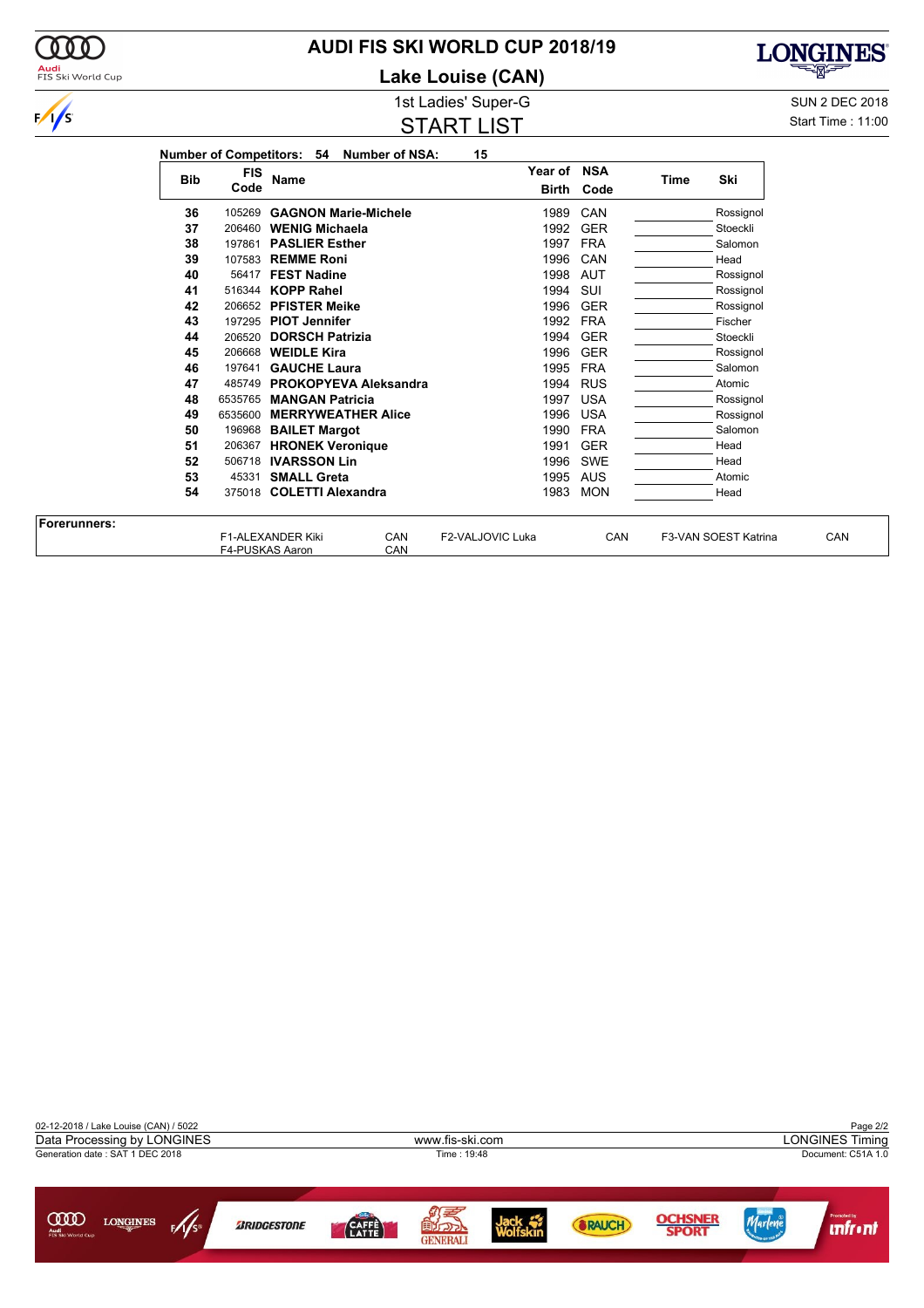# AUDI FIS SKI WORLD CUP 2018/19

## Lake Louise (CAN)

### 1st Ladies' Super-G

SUN 2 DEC 2018

## START LIST

Start Time : 11:00

**Number of Competitors: 54 Number of NSA: 15**

| Bib | FIS Code | Name | Year of Birth | NSA Code | Time | Ski |
|---|---|---|---|---|---|---|
| 36 | 105269 | **GAGNON Marie-Michele** | 1989 | CAN | | Rossignol |
| 37 | 206460 | **WENIG Michaela** | 1992 | GER | | Stoeckli |
| 38 | 197861 | **PASLIER Esther** | 1997 | FRA | | Salomon |
| 39 | 107583 | **REMME Roni** | 1996 | CAN | | Head |
| 40 | 56417 | **FEST Nadine** | 1998 | AUT | | Rossignol |
| 41 | 516344 | **KOPP Rahel** | 1994 | SUI | | Rossignol |
| 42 | 206652 | **PFISTER Meike** | 1996 | GER | | Rossignol |
| 43 | 197295 | **PIOT Jennifer** | 1992 | FRA | | Fischer |
| 44 | 206520 | **DORSCH Patrizia** | 1994 | GER | | Stoeckli |
| 45 | 206668 | **WEIDLE Kira** | 1996 | GER | | Rossignol |
| 46 | 197641 | **GAUCHE Laura** | 1995 | FRA | | Salomon |
| 47 | 485749 | **PROKOPYEVA Aleksandra** | 1994 | RUS | | Atomic |
| 48 | 6535765 | **MANGAN Patricia** | 1997 | USA | | Rossignol |
| 49 | 6535600 | **MERRYWEATHER Alice** | 1996 | USA | | Rossignol |
| 50 | 196968 | **BAILET Margot** | 1990 | FRA | | Salomon |
| 51 | 206367 | **HRONEK Veronique** | 1991 | GER | | Head |
| 52 | 506718 | **IVARSSON Lin** | 1996 | SWE | | Head |
| 53 | 45331 | **SMALL Greta** | 1995 | AUS | | Atomic |
| 54 | 375018 | **COLETTI Alexandra** | 1983 | MON | | Head |

**Forerunners:**

| | | | | | |
|---|---|---|---|---|---|
| F1-ALEXANDER Kiki | CAN | F2-VALJOVIC Luka | CAN | F3-VAN SOEST Katrina | CAN |
| F4-PUSKAS Aaron | CAN | | | | |

02-12-2018 / Lake Louise (CAN) / 5022

Data Processing by LONGINES | www.fis-ski.com | LONGINES Timing

Generation date : SAT 1 DEC 2018 | Time : 19:48 | Document: C51A 1.0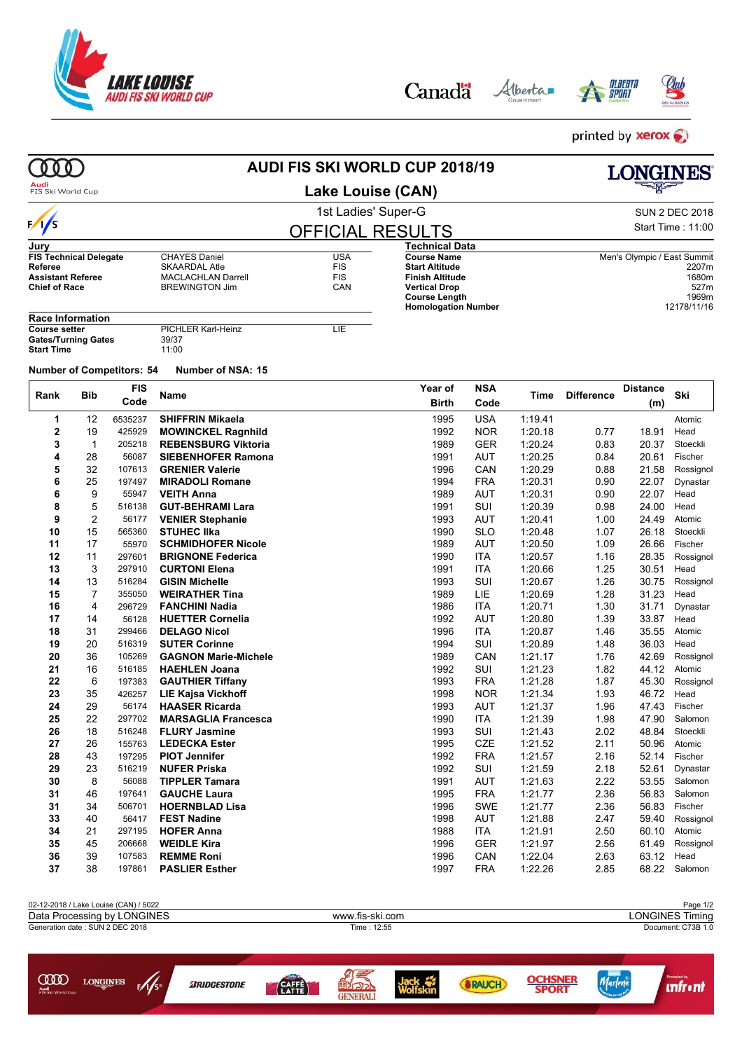# AUDI FIS SKI WORLD CUP 2018/19

## Lake Louise (CAN)

1st Ladies' Super-G

SUN 2 DEC 2018

Start Time : 11:00

## OFFICIAL RESULTS

| Jury | | |
|---|---|---|
| FIS Technical Delegate | CHAYES Daniel | USA |
| Referee | SKAARDAL Atle | FIS |
| Assistant Referee | MACLACHLAN Darrell | FIS |
| Chief of Race | BREWINGTON Jim | CAN |

| Technical Data | |
|---|---|
| Course Name | Men's Olympic / East Summit |
| Start Altitude | 2207m |
| Finish Altitude | 1680m |
| Vertical Drop | 527m |
| Course Length | 1969m |
| Homologation Number | 12178/11/16 |

| Race Information | | |
|---|---|---|
| Course setter | PICHLER Karl-Heinz | LIE |
| Gates/Turning Gates | 39/37 | |
| Start Time | 11:00 | |

**Number of Competitors: 54** **Number of NSA: 15**

| Rank | Bib | FIS Code | Name | Year of Birth | NSA Code | Time | Difference | Distance (m) | Ski |
|---|---|---|---|---|---|---|---|---|---|
| 1 | 12 | 6535237 | **SHIFFRIN Mikaela** | 1995 | USA | 1:19.41 | | | Atomic |
| 2 | 19 | 425929 | **MOWINCKEL Ragnhild** | 1992 | NOR | 1:20.18 | 0.77 | 18.91 | Head |
| 3 | 1 | 205218 | **REBENSBURG Viktoria** | 1989 | GER | 1:20.24 | 0.83 | 20.37 | Stoeckli |
| 4 | 28 | 56087 | **SIEBENHOFER Ramona** | 1991 | AUT | 1:20.25 | 0.84 | 20.61 | Fischer |
| 5 | 32 | 107613 | **GRENIER Valerie** | 1996 | CAN | 1:20.29 | 0.88 | 21.58 | Rossignol |
| 6 | 25 | 197497 | **MIRADOLI Romane** | 1994 | FRA | 1:20.31 | 0.90 | 22.07 | Dynastar |
| 6 | 9 | 55947 | **VEITH Anna** | 1989 | AUT | 1:20.31 | 0.90 | 22.07 | Head |
| 8 | 5 | 516138 | **GUT-BEHRAMI Lara** | 1991 | SUI | 1:20.39 | 0.98 | 24.00 | Head |
| 9 | 2 | 56177 | **VENIER Stephanie** | 1993 | AUT | 1:20.41 | 1.00 | 24.49 | Atomic |
| 10 | 15 | 565360 | **STUHEC Ilka** | 1990 | SLO | 1:20.48 | 1.07 | 26.18 | Stoeckli |
| 11 | 17 | 55970 | **SCHMIDHOFER Nicole** | 1989 | AUT | 1:20.50 | 1.09 | 26.66 | Fischer |
| 12 | 11 | 297601 | **BRIGNONE Federica** | 1990 | ITA | 1:20.57 | 1.16 | 28.35 | Rossignol |
| 13 | 3 | 297910 | **CURTONI Elena** | 1991 | ITA | 1:20.66 | 1.25 | 30.51 | Head |
| 14 | 13 | 516284 | **GISIN Michelle** | 1993 | SUI | 1:20.67 | 1.26 | 30.75 | Rossignol |
| 15 | 7 | 355050 | **WEIRATHER Tina** | 1989 | LIE | 1:20.69 | 1.28 | 31.23 | Head |
| 16 | 4 | 296729 | **FANCHINI Nadia** | 1986 | ITA | 1:20.71 | 1.30 | 31.71 | Dynastar |
| 17 | 14 | 56128 | **HUETTER Cornelia** | 1992 | AUT | 1:20.80 | 1.39 | 33.87 | Head |
| 18 | 31 | 299466 | **DELAGO Nicol** | 1996 | ITA | 1:20.87 | 1.46 | 35.55 | Atomic |
| 19 | 20 | 516319 | **SUTER Corinne** | 1994 | SUI | 1:20.89 | 1.48 | 36.03 | Head |
| 20 | 36 | 105269 | **GAGNON Marie-Michele** | 1989 | CAN | 1:21.17 | 1.76 | 42.69 | Rossignol |
| 21 | 16 | 516185 | **HAEHLEN Joana** | 1992 | SUI | 1:21.23 | 1.82 | 44.12 | Atomic |
| 22 | 6 | 197383 | **GAUTHIER Tiffany** | 1993 | FRA | 1:21.28 | 1.87 | 45.30 | Rossignol |
| 23 | 35 | 426257 | **LIE Kajsa Vickhoff** | 1998 | NOR | 1:21.34 | 1.93 | 46.72 | Head |
| 24 | 29 | 56174 | **HAASER Ricarda** | 1993 | AUT | 1:21.37 | 1.96 | 47.43 | Fischer |
| 25 | 22 | 297702 | **MARSAGLIA Francesca** | 1990 | ITA | 1:21.39 | 1.98 | 47.90 | Salomon |
| 26 | 18 | 516248 | **FLURY Jasmine** | 1993 | SUI | 1:21.43 | 2.02 | 48.84 | Stoeckli |
| 27 | 26 | 155763 | **LEDECKA Ester** | 1995 | CZE | 1:21.52 | 2.11 | 50.96 | Atomic |
| 28 | 43 | 197295 | **PIOT Jennifer** | 1992 | FRA | 1:21.57 | 2.16 | 52.14 | Fischer |
| 29 | 23 | 516219 | **NUFER Priska** | 1992 | SUI | 1:21.59 | 2.18 | 52.61 | Dynastar |
| 30 | 8 | 56088 | **TIPPLER Tamara** | 1991 | AUT | 1:21.63 | 2.22 | 53.55 | Salomon |
| 31 | 46 | 197641 | **GAUCHE Laura** | 1995 | FRA | 1:21.77 | 2.36 | 56.83 | Salomon |
| 31 | 34 | 506701 | **HOERNBLAD Lisa** | 1996 | SWE | 1:21.77 | 2.36 | 56.83 | Fischer |
| 33 | 40 | 56417 | **FEST Nadine** | 1998 | AUT | 1:21.88 | 2.47 | 59.40 | Rossignol |
| 34 | 21 | 297195 | **HOFER Anna** | 1988 | ITA | 1:21.91 | 2.50 | 60.10 | Atomic |
| 35 | 45 | 206668 | **WEIDLE Kira** | 1996 | GER | 1:21.97 | 2.56 | 61.49 | Rossignol |
| 36 | 39 | 107583 | **REMME Roni** | 1996 | CAN | 1:22.04 | 2.63 | 63.12 | Head |
| 37 | 38 | 197861 | **PASLIER Esther** | 1997 | FRA | 1:22.26 | 2.85 | 68.22 | Salomon |

02-12-2018 / Lake Louise (CAN) / 5022

Data Processing by LONGINES — www.fis-ski.com — LONGINES Timing

Generation date : SUN 2 DEC 2018 — Time : 12:55 — Document: C73B 1.0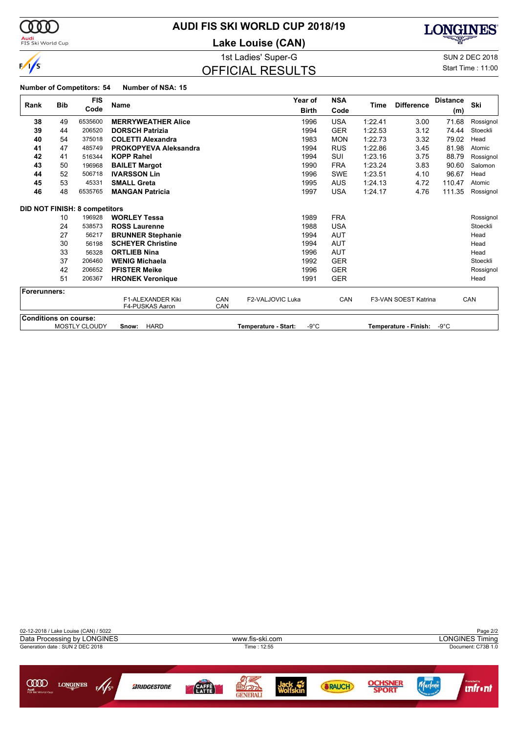# AUDI FIS SKI WORLD CUP 2018/19

## Lake Louise (CAN)

### 1st Ladies' Super-G

SUN 2 DEC 2018

## OFFICIAL RESULTS

Start Time : 11:00

**Number of Competitors: 54** **Number of NSA: 15**

| Rank | Bib | FIS Code | Name | Year of Birth | NSA Code | Time | Difference | Distance (m) | Ski |
|---|---|---|---|---|---|---|---|---|---|
| 38 | 49 | 6535600 | **MERRYWEATHER Alice** | 1996 | USA | 1:22.41 | 3.00 | 71.68 | Rossignol |
| 39 | 44 | 206520 | **DORSCH Patrizia** | 1994 | GER | 1:22.53 | 3.12 | 74.44 | Stoeckli |
| 40 | 54 | 375018 | **COLETTI Alexandra** | 1983 | MON | 1:22.73 | 3.32 | 79.02 | Head |
| 41 | 47 | 485749 | **PROKOPYEVA Aleksandra** | 1994 | RUS | 1:22.86 | 3.45 | 81.98 | Atomic |
| 42 | 41 | 516344 | **KOPP Rahel** | 1994 | SUI | 1:23.16 | 3.75 | 88.79 | Rossignol |
| 43 | 50 | 196968 | **BAILET Margot** | 1990 | FRA | 1:23.24 | 3.83 | 90.60 | Salomon |
| 44 | 52 | 506718 | **IVARSSON Lin** | 1996 | SWE | 1:23.51 | 4.10 | 96.67 | Head |
| 45 | 53 | 45331 | **SMALL Greta** | 1995 | AUS | 1:24.13 | 4.72 | 110.47 | Atomic |
| 46 | 48 | 6535765 | **MANGAN Patricia** | 1997 | USA | 1:24.17 | 4.76 | 111.35 | Rossignol |

**DID NOT FINISH: 8 competitors**

| Rank | Bib | FIS Code | Name | Year of Birth | NSA Code | Time | Difference | Distance (m) | Ski |
|---|---|---|---|---|---|---|---|---|---|
| | 10 | 196928 | **WORLEY Tessa** | 1989 | FRA | | | | Rossignol |
| | 24 | 538573 | **ROSS Laurenne** | 1988 | USA | | | | Stoeckli |
| | 27 | 56217 | **BRUNNER Stephanie** | 1994 | AUT | | | | Head |
| | 30 | 56198 | **SCHEYER Christine** | 1994 | AUT | | | | Head |
| | 33 | 56328 | **ORTLIEB Nina** | 1996 | AUT | | | | Head |
| | 37 | 206460 | **WENIG Michaela** | 1992 | GER | | | | Stoeckli |
| | 42 | 206652 | **PFISTER Meike** | 1996 | GER | | | | Rossignol |
| | 51 | 206367 | **HRONEK Veronique** | 1991 | GER | | | | Head |

**Forerunners:**

F1-ALEXANDER Kiki CAN — F2-VALJOVIC Luka CAN — F3-VAN SOEST Katrina CAN
F4-PUSKAS Aaron CAN

**Conditions on course:**

MOSTLY CLOUDY — **Snow:** HARD — **Temperature - Start:** -9°C — **Temperature - Finish:** -9°C

02-12-2018 / Lake Louise (CAN) / 5022
Data Processing by LONGINES — www.fis-ski.com — LONGINES Timing
Generation date : SUN 2 DEC 2018 — Time : 12:55 — Document: C73B 1.0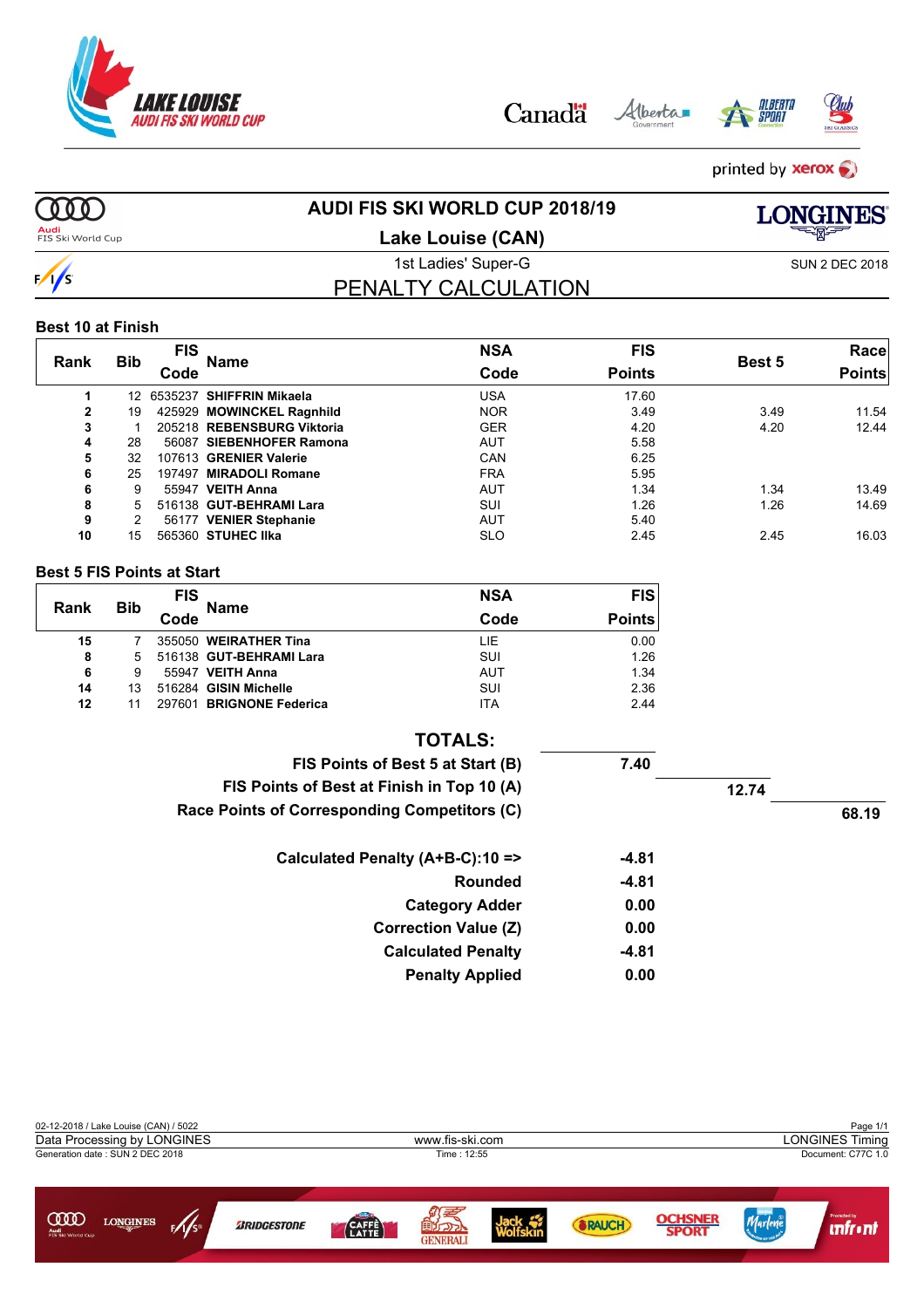# AUDI FIS SKI WORLD CUP 2018/19

## Lake Louise (CAN)

1st Ladies' Super-G

SUN 2 DEC 2018

## PENALTY CALCULATION

### Best 10 at Finish

| Rank | Bib | FIS Code | Name | NSA Code | FIS Points | Best 5 | Race Points |
|---|---|---|---|---|---|---|---|
| 1 | 12 | 6535237 | **SHIFFRIN Mikaela** | USA | 17.60 | | |
| 2 | 19 | 425929 | **MOWINCKEL Ragnhild** | NOR | 3.49 | 3.49 | 11.54 |
| 3 | 1 | 205218 | **REBENSBURG Viktoria** | GER | 4.20 | 4.20 | 12.44 |
| 4 | 28 | 56087 | **SIEBENHOFER Ramona** | AUT | 5.58 | | |
| 5 | 32 | 107613 | **GRENIER Valerie** | CAN | 6.25 | | |
| 6 | 25 | 197497 | **MIRADOLI Romane** | FRA | 5.95 | | |
| 6 | 9 | 55947 | **VEITH Anna** | AUT | 1.34 | 1.34 | 13.49 |
| 8 | 5 | 516138 | **GUT-BEHRAMI Lara** | SUI | 1.26 | 1.26 | 14.69 |
| 9 | 2 | 56177 | **VENIER Stephanie** | AUT | 5.40 | | |
| 10 | 15 | 565360 | **STUHEC Ilka** | SLO | 2.45 | 2.45 | 16.03 |

### Best 5 FIS Points at Start

| Rank | Bib | FIS Code | Name | NSA Code | FIS Points |
|---|---|---|---|---|---|
| 15 | 7 | 355050 | **WEIRATHER Tina** | LIE | 0.00 |
| 8 | 5 | 516138 | **GUT-BEHRAMI Lara** | SUI | 1.26 |
| 6 | 9 | 55947 | **VEITH Anna** | AUT | 1.34 |
| 14 | 13 | 516284 | **GISIN Michelle** | SUI | 2.36 |
| 12 | 11 | 297601 | **BRIGNONE Federica** | ITA | 2.44 |

### TOTALS:

| | | | |
|---|---|---|---|
| **FIS Points of Best 5 at Start (B)** | **7.40** | | |
| **FIS Points of Best at Finish in Top 10 (A)** | | **12.74** | |
| **Race Points of Corresponding Competitors (C)** | | | **68.19** |

| | |
|---|---|
| **Calculated Penalty (A+B-C):10 =>** | **-4.81** |
| **Rounded** | **-4.81** |
| **Category Adder** | **0.00** |
| **Correction Value (Z)** | **0.00** |
| **Calculated Penalty** | **-4.81** |
| **Penalty Applied** | **0.00** |

02-12-2018 / Lake Louise (CAN) / 5022

Data Processing by LONGINES — www.fis-ski.com — LONGINES Timing

Generation date : SUN 2 DEC 2018 — Time : 12:55 — Document: C77C 1.0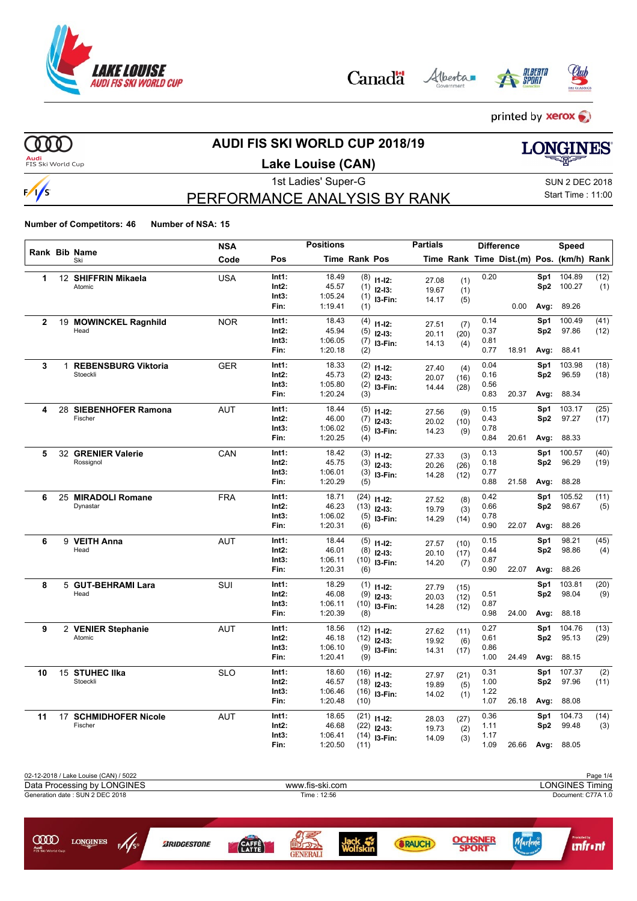# AUDI FIS SKI WORLD CUP 2018/19

## Lake Louise (CAN)

1st Ladies' Super-G

SUN 2 DEC 2018
Start Time : 11:00

## PERFORMANCE ANALYSIS BY RANK

**Number of Competitors: 46** **Number of NSA: 15**

| Rank | Bib | Name / Ski | NSA Code | Pos | Time | Rank | Pos | Partials Time | Rank | Diff. Time | Dist.(m) | Pos. | Speed (km/h) | Rank |
|---|---|---|---|---|---|---|---|---|---|---|---|---|---|---|
| 1 | 12 | **SHIFFRIN Mikaela** | USA | Int1: | 18.49 | (8) | I1-I2: | 27.08 | (1) | 0.20 | | Sp1 | 104.89 | (12) |
| | | Atomic | | Int2: | 45.57 | (1) | I2-I3: | 19.67 | (1) | | | Sp2 | 100.27 | (1) |
| | | | | Int3: | 1:05.24 | (1) | I3-Fin: | 14.17 | (5) | | | | | |
| | | | | Fin: | 1:19.41 | (1) | | | | | 0.00 | Avg: | 89.26 | |
| 2 | 19 | **MOWINCKEL Ragnhild** | NOR | Int1: | 18.43 | (4) | I1-I2: | 27.51 | (7) | 0.14 | | Sp1 | 100.49 | (41) |
| | | Head | | Int2: | 45.94 | (5) | I2-I3: | 20.11 | (20) | 0.37 | | Sp2 | 97.86 | (12) |
| | | | | Int3: | 1:06.05 | (7) | I3-Fin: | 14.13 | (4) | 0.81 | | | | |
| | | | | Fin: | 1:20.18 | (2) | | | | 0.77 | 18.91 | Avg: | 88.41 | |
| 3 | 1 | **REBENSBURG Viktoria** | GER | Int1: | 18.33 | (2) | I1-I2: | 27.40 | (4) | 0.04 | | Sp1 | 103.98 | (18) |
| | | Stoeckli | | Int2: | 45.73 | (2) | I2-I3: | 20.07 | (16) | 0.16 | | Sp2 | 96.59 | (18) |
| | | | | Int3: | 1:05.80 | (2) | I3-Fin: | 14.44 | (28) | 0.56 | | | | |
| | | | | Fin: | 1:20.24 | (3) | | | | 0.83 | 20.37 | Avg: | 88.34 | |
| 4 | 28 | **SIEBENHOFER Ramona** | AUT | Int1: | 18.44 | (5) | I1-I2: | 27.56 | (9) | 0.15 | | Sp1 | 103.17 | (25) |
| | | Fischer | | Int2: | 46.00 | (7) | I2-I3: | 20.02 | (10) | 0.43 | | Sp2 | 97.27 | (17) |
| | | | | Int3: | 1:06.02 | (5) | I3-Fin: | 14.23 | (9) | 0.78 | | | | |
| | | | | Fin: | 1:20.25 | (4) | | | | 0.84 | 20.61 | Avg: | 88.33 | |
| 5 | 32 | **GRENIER Valerie** | CAN | Int1: | 18.42 | (3) | I1-I2: | 27.33 | (3) | 0.13 | | Sp1 | 100.57 | (40) |
| | | Rossignol | | Int2: | 45.75 | (3) | I2-I3: | 20.26 | (26) | 0.18 | | Sp2 | 96.29 | (19) |
| | | | | Int3: | 1:06.01 | (3) | I3-Fin: | 14.28 | (12) | 0.77 | | | | |
| | | | | Fin: | 1:20.29 | (5) | | | | 0.88 | 21.58 | Avg: | 88.28 | |
| 6 | 25 | **MIRADOLI Romane** | FRA | Int1: | 18.71 | (24) | I1-I2: | 27.52 | (8) | 0.42 | | Sp1 | 105.52 | (11) |
| | | Dynastar | | Int2: | 46.23 | (13) | I2-I3: | 19.79 | (3) | 0.66 | | Sp2 | 98.67 | (5) |
| | | | | Int3: | 1:06.02 | (5) | I3-Fin: | 14.29 | (14) | 0.78 | | | | |
| | | | | Fin: | 1:20.31 | (6) | | | | 0.90 | 22.07 | Avg: | 88.26 | |
| 6 | 9 | **VEITH Anna** | AUT | Int1: | 18.44 | (5) | I1-I2: | 27.57 | (10) | 0.15 | | Sp1 | 98.21 | (45) |
| | | Head | | Int2: | 46.01 | (8) | I2-I3: | 20.10 | (17) | 0.44 | | Sp2 | 98.86 | (4) |
| | | | | Int3: | 1:06.11 | (10) | I3-Fin: | 14.20 | (7) | 0.87 | | | | |
| | | | | Fin: | 1:20.31 | (6) | | | | 0.90 | 22.07 | Avg: | 88.26 | |
| 8 | 5 | **GUT-BEHRAMI Lara** | SUI | Int1: | 18.29 | (1) | I1-I2: | 27.79 | (15) | | | Sp1 | 103.81 | (20) |
| | | Head | | Int2: | 46.08 | (9) | I2-I3: | 20.03 | (12) | 0.51 | | Sp2 | 98.04 | (9) |
| | | | | Int3: | 1:06.11 | (10) | I3-Fin: | 14.28 | (12) | 0.87 | | | | |
| | | | | Fin: | 1:20.39 | (8) | | | | 0.98 | 24.00 | Avg: | 88.18 | |
| 9 | 2 | **VENIER Stephanie** | AUT | Int1: | 18.56 | (12) | I1-I2: | 27.62 | (11) | 0.27 | | Sp1 | 104.76 | (13) |
| | | Atomic | | Int2: | 46.18 | (12) | I2-I3: | 19.92 | (6) | 0.61 | | Sp2 | 95.13 | (29) |
| | | | | Int3: | 1:06.10 | (9) | I3-Fin: | 14.31 | (17) | 0.86 | | | | |
| | | | | Fin: | 1:20.41 | (9) | | | | 1.00 | 24.49 | Avg: | 88.15 | |
| 10 | 15 | **STUHEC Ilka** | SLO | Int1: | 18.60 | (16) | I1-I2: | 27.97 | (21) | 0.31 | | Sp1 | 107.37 | (2) |
| | | Stoeckli | | Int2: | 46.57 | (18) | I2-I3: | 19.89 | (5) | 1.00 | | Sp2 | 97.96 | (11) |
| | | | | Int3: | 1:06.46 | (16) | I3-Fin: | 14.02 | (1) | 1.22 | | | | |
| | | | | Fin: | 1:20.48 | (10) | | | | 1.07 | 26.18 | Avg: | 88.08 | |
| 11 | 17 | **SCHMIDHOFER Nicole** | AUT | Int1: | 18.65 | (21) | I1-I2: | 28.03 | (27) | 0.36 | | Sp1 | 104.73 | (14) |
| | | Fischer | | Int2: | 46.68 | (22) | I2-I3: | 19.73 | (2) | 1.11 | | Sp2 | 99.48 | (3) |
| | | | | Int3: | 1:06.41 | (14) | I3-Fin: | 14.09 | (3) | 1.17 | | | | |
| | | | | Fin: | 1:20.50 | (11) | | | | 1.09 | 26.66 | Avg: | 88.05 | |

02-12-2018 / Lake Louise (CAN) / 5022
Data Processing by LONGINES — www.fis-ski.com — LONGINES Timing
Generation date : SUN 2 DEC 2018 — Time : 12:56 — Document: C77A 1.0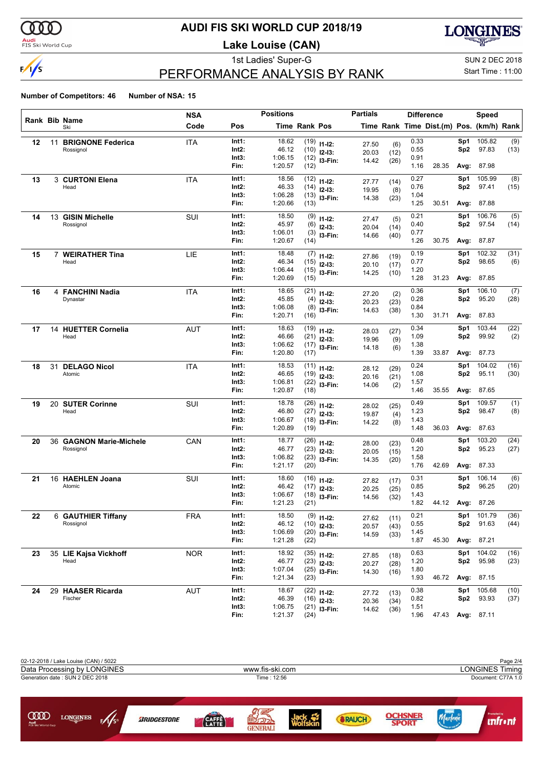# AUDI FIS SKI WORLD CUP 2018/19

**Lake Louise (CAN)**

1st Ladies' Super-G

SUN 2 DEC 2018

Start Time : 11:00

## PERFORMANCE ANALYSIS BY RANK

**Number of Competitors: 46 Number of NSA: 15**

| Rank | Bib | Name / Ski | NSA Code | Pos | Time | Rank | Pos | Partials Time | Rank | Diff. Time | Dist.(m) | Pos. | Speed (km/h) | Rank |
|---|---|---|---|---|---|---|---|---|---|---|---|---|---|---|
| 12 | 11 | **BRIGNONE Federica** | ITA | Int1: | 18.62 | (19) | I1-I2: | 27.50 | (6) | 0.33 | | Sp1 | 105.82 | (9) |
| | | Rossignol | | Int2: | 46.12 | (10) | I2-I3: | 20.03 | (12) | 0.55 | | Sp2 | 97.83 | (13) |
| | | | | Int3: | 1:06.15 | (12) | I3-Fin: | 14.42 | (26) | 0.91 | | | | |
| | | | | Fin: | 1:20.57 | (12) | | | | 1.16 | 28.35 | Avg: | 87.98 | |
| 13 | 3 | **CURTONI Elena** | ITA | Int1: | 18.56 | (12) | I1-I2: | 27.77 | (14) | 0.27 | | Sp1 | 105.99 | (8) |
| | | Head | | Int2: | 46.33 | (14) | I2-I3: | 19.95 | (8) | 0.76 | | Sp2 | 97.41 | (15) |
| | | | | Int3: | 1:06.28 | (13) | I3-Fin: | 14.38 | (23) | 1.04 | | | | |
| | | | | Fin: | 1:20.66 | (13) | | | | 1.25 | 30.51 | Avg: | 87.88 | |
| 14 | 13 | **GISIN Michelle** | SUI | Int1: | 18.50 | (9) | I1-I2: | 27.47 | (5) | 0.21 | | Sp1 | 106.76 | (5) |
| | | Rossignol | | Int2: | 45.97 | (6) | I2-I3: | 20.04 | (14) | 0.40 | | Sp2 | 97.54 | (14) |
| | | | | Int3: | 1:06.01 | (3) | I3-Fin: | 14.66 | (40) | 0.77 | | | | |
| | | | | Fin: | 1:20.67 | (14) | | | | 1.26 | 30.75 | Avg: | 87.87 | |
| 15 | 7 | **WEIRATHER Tina** | LIE | Int1: | 18.48 | (7) | I1-I2: | 27.86 | (19) | 0.19 | | Sp1 | 102.32 | (31) |
| | | Head | | Int2: | 46.34 | (15) | I2-I3: | 20.10 | (17) | 0.77 | | Sp2 | 98.65 | (6) |
| | | | | Int3: | 1:06.44 | (15) | I3-Fin: | 14.25 | (10) | 1.20 | | | | |
| | | | | Fin: | 1:20.69 | (15) | | | | 1.28 | 31.23 | Avg: | 87.85 | |
| 16 | 4 | **FANCHINI Nadia** | ITA | Int1: | 18.65 | (21) | I1-I2: | 27.20 | (2) | 0.36 | | Sp1 | 106.10 | (7) |
| | | Dynastar | | Int2: | 45.85 | (4) | I2-I3: | 20.23 | (23) | 0.28 | | Sp2 | 95.20 | (28) |
| | | | | Int3: | 1:06.08 | (8) | I3-Fin: | 14.63 | (38) | 0.84 | | | | |
| | | | | Fin: | 1:20.71 | (16) | | | | 1.30 | 31.71 | Avg: | 87.83 | |
| 17 | 14 | **HUETTER Cornelia** | AUT | Int1: | 18.63 | (19) | I1-I2: | 28.03 | (27) | 0.34 | | Sp1 | 103.44 | (22) |
| | | Head | | Int2: | 46.66 | (21) | I2-I3: | 19.96 | (9) | 1.09 | | Sp2 | 99.92 | (2) |
| | | | | Int3: | 1:06.62 | (17) | I3-Fin: | 14.18 | (6) | 1.38 | | | | |
| | | | | Fin: | 1:20.80 | (17) | | | | 1.39 | 33.87 | Avg: | 87.73 | |
| 18 | 31 | **DELAGO Nicol** | ITA | Int1: | 18.53 | (11) | I1-I2: | 28.12 | (29) | 0.24 | | Sp1 | 104.02 | (16) |
| | | Atomic | | Int2: | 46.65 | (19) | I2-I3: | 20.16 | (21) | 1.08 | | Sp2 | 95.11 | (30) |
| | | | | Int3: | 1:06.81 | (22) | I3-Fin: | 14.06 | (2) | 1.57 | | | | |
| | | | | Fin: | 1:20.87 | (18) | | | | 1.46 | 35.55 | Avg: | 87.65 | |
| 19 | 20 | **SUTER Corinne** | SUI | Int1: | 18.78 | (26) | I1-I2: | 28.02 | (25) | 0.49 | | Sp1 | 109.57 | (1) |
| | | Head | | Int2: | 46.80 | (27) | I2-I3: | 19.87 | (4) | 1.23 | | Sp2 | 98.47 | (8) |
| | | | | Int3: | 1:06.67 | (18) | I3-Fin: | 14.22 | (8) | 1.43 | | | | |
| | | | | Fin: | 1:20.89 | (19) | | | | 1.48 | 36.03 | Avg: | 87.63 | |
| 20 | 36 | **GAGNON Marie-Michele** | CAN | Int1: | 18.77 | (26) | I1-I2: | 28.00 | (23) | 0.48 | | Sp1 | 103.20 | (24) |
| | | Rossignol | | Int2: | 46.77 | (23) | I2-I3: | 20.05 | (15) | 1.20 | | Sp2 | 95.23 | (27) |
| | | | | Int3: | 1:06.82 | (23) | I3-Fin: | 14.35 | (20) | 1.58 | | | | |
| | | | | Fin: | 1:21.17 | (20) | | | | 1.76 | 42.69 | Avg: | 87.33 | |
| 21 | 16 | **HAEHLEN Joana** | SUI | Int1: | 18.60 | (16) | I1-I2: | 27.82 | (17) | 0.31 | | Sp1 | 106.14 | (6) |
| | | Atomic | | Int2: | 46.42 | (17) | I2-I3: | 20.25 | (25) | 0.85 | | Sp2 | 96.25 | (20) |
| | | | | Int3: | 1:06.67 | (18) | I3-Fin: | 14.56 | (32) | 1.43 | | | | |
| | | | | Fin: | 1:21.23 | (21) | | | | 1.82 | 44.12 | Avg: | 87.26 | |
| 22 | 6 | **GAUTHIER Tiffany** | FRA | Int1: | 18.50 | (9) | I1-I2: | 27.62 | (11) | 0.21 | | Sp1 | 101.79 | (36) |
| | | Rossignol | | Int2: | 46.12 | (10) | I2-I3: | 20.57 | (43) | 0.55 | | Sp2 | 91.63 | (44) |
| | | | | Int3: | 1:06.69 | (20) | I3-Fin: | 14.59 | (33) | 1.45 | | | | |
| | | | | Fin: | 1:21.28 | (22) | | | | 1.87 | 45.30 | Avg: | 87.21 | |
| 23 | 35 | **LIE Kajsa Vickhoff** | NOR | Int1: | 18.92 | (35) | I1-I2: | 27.85 | (18) | 0.63 | | Sp1 | 104.02 | (16) |
| | | Head | | Int2: | 46.77 | (23) | I2-I3: | 20.27 | (28) | 1.20 | | Sp2 | 95.98 | (23) |
| | | | | Int3: | 1:07.04 | (25) | I3-Fin: | 14.30 | (16) | 1.80 | | | | |
| | | | | Fin: | 1:21.34 | (23) | | | | 1.93 | 46.72 | Avg: | 87.15 | |
| 24 | 29 | **HAASER Ricarda** | AUT | Int1: | 18.67 | (22) | I1-I2: | 27.72 | (13) | 0.38 | | Sp1 | 105.68 | (10) |
| | | Fischer | | Int2: | 46.39 | (16) | I2-I3: | 20.36 | (34) | 0.82 | | Sp2 | 93.93 | (37) |
| | | | | Int3: | 1:06.75 | (21) | I3-Fin: | 14.62 | (36) | 1.51 | | | | |
| | | | | Fin: | 1:21.37 | (24) | | | | 1.96 | 47.43 | Avg: | 87.11 | |

02-12-2018 / Lake Louise (CAN) / 5022

Data Processing by LONGINES — www.fis-ski.com — LONGINES Timing

Generation date : SUN 2 DEC 2018 — Time : 12:56 — Document: C77A 1.0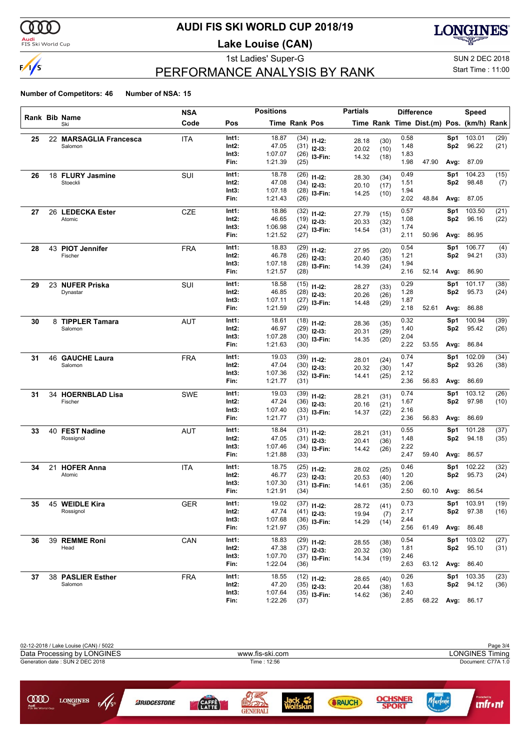# AUDI FIS SKI WORLD CUP 2018/19

## Lake Louise (CAN)

1st Ladies' Super-G

SUN 2 DEC 2018

Start Time : 11:00

## PERFORMANCE ANALYSIS BY RANK

**Number of Competitors: 46 Number of NSA: 15**

| Rank | Bib | Name / Ski | NSA Code | Pos | Time | Rank | Pos | Partials Time | Rank | Difference Time | Dist.(m) | Pos. | Speed (km/h) | Rank |
|---|---|---|---|---|---|---|---|---|---|---|---|---|---|---|
| 25 | 22 | **MARSAGLIA Francesca** | ITA | Int1: | 18.87 | (34) | I1-I2: | 28.18 | (30) | 0.58 | | Sp1 | 103.01 | (29) |
| | | Salomon | | Int2: | 47.05 | (31) | I2-I3: | 20.02 | (10) | 1.48 | | Sp2 | 96.22 | (21) |
| | | | | Int3: | 1:07.07 | (26) | I3-Fin: | 14.32 | (18) | 1.83 | | | | |
| | | | | Fin: | 1:21.39 | (25) | | | | 1.98 | 47.90 | Avg: | 87.09 | |
| 26 | 18 | **FLURY Jasmine** | SUI | Int1: | 18.78 | (26) | I1-I2: | 28.30 | (34) | 0.49 | | Sp1 | 104.23 | (15) |
| | | Stoeckli | | Int2: | 47.08 | (34) | I2-I3: | 20.10 | (17) | 1.51 | | Sp2 | 98.48 | (7) |
| | | | | Int3: | 1:07.18 | (28) | I3-Fin: | 14.25 | (10) | 1.94 | | | | |
| | | | | Fin: | 1:21.43 | (26) | | | | 2.02 | 48.84 | Avg: | 87.05 | |
| 27 | 26 | **LEDECKA Ester** | CZE | Int1: | 18.86 | (32) | I1-I2: | 27.79 | (15) | 0.57 | | Sp1 | 103.50 | (21) |
| | | Atomic | | Int2: | 46.65 | (19) | I2-I3: | 20.33 | (32) | 1.08 | | Sp2 | 96.16 | (22) |
| | | | | Int3: | 1:06.98 | (24) | I3-Fin: | 14.54 | (31) | 1.74 | | | | |
| | | | | Fin: | 1:21.52 | (27) | | | | 2.11 | 50.96 | Avg: | 86.95 | |
| 28 | 43 | **PIOT Jennifer** | FRA | Int1: | 18.83 | (29) | I1-I2: | 27.95 | (20) | 0.54 | | Sp1 | 106.77 | (4) |
| | | Fischer | | Int2: | 46.78 | (26) | I2-I3: | 20.40 | (35) | 1.21 | | Sp2 | 94.21 | (33) |
| | | | | Int3: | 1:07.18 | (28) | I3-Fin: | 14.39 | (24) | 1.94 | | | | |
| | | | | Fin: | 1:21.57 | (28) | | | | 2.16 | 52.14 | Avg: | 86.90 | |
| 29 | 23 | **NUFER Priska** | SUI | Int1: | 18.58 | (15) | I1-I2: | 28.27 | (33) | 0.29 | | Sp1 | 101.17 | (38) |
| | | Dynastar | | Int2: | 46.85 | (28) | I2-I3: | 20.26 | (26) | 1.28 | | Sp2 | 95.73 | (24) |
| | | | | Int3: | 1:07.11 | (27) | I3-Fin: | 14.48 | (29) | 1.87 | | | | |
| | | | | Fin: | 1:21.59 | (29) | | | | 2.18 | 52.61 | Avg: | 86.88 | |
| 30 | 8 | **TIPPLER Tamara** | AUT | Int1: | 18.61 | (18) | I1-I2: | 28.36 | (35) | 0.32 | | Sp1 | 100.94 | (39) |
| | | Salomon | | Int2: | 46.97 | (29) | I2-I3: | 20.31 | (29) | 1.40 | | Sp2 | 95.42 | (26) |
| | | | | Int3: | 1:07.28 | (30) | I3-Fin: | 14.35 | (20) | 2.04 | | | | |
| | | | | Fin: | 1:21.63 | (30) | | | | 2.22 | 53.55 | Avg: | 86.84 | |
| 31 | 46 | **GAUCHE Laura** | FRA | Int1: | 19.03 | (39) | I1-I2: | 28.01 | (24) | 0.74 | | Sp1 | 102.09 | (34) |
| | | Salomon | | Int2: | 47.04 | (30) | I2-I3: | 20.32 | (30) | 1.47 | | Sp2 | 93.26 | (38) |
| | | | | Int3: | 1:07.36 | (32) | I3-Fin: | 14.41 | (25) | 2.12 | | | | |
| | | | | Fin: | 1:21.77 | (31) | | | | 2.36 | 56.83 | Avg: | 86.69 | |
| 31 | 34 | **HOERNBLAD Lisa** | SWE | Int1: | 19.03 | (39) | I1-I2: | 28.21 | (31) | 0.74 | | Sp1 | 103.12 | (26) |
| | | Fischer | | Int2: | 47.24 | (36) | I2-I3: | 20.16 | (21) | 1.67 | | Sp2 | 97.98 | (10) |
| | | | | Int3: | 1:07.40 | (33) | I3-Fin: | 14.37 | (22) | 2.16 | | | | |
| | | | | Fin: | 1:21.77 | (31) | | | | 2.36 | 56.83 | Avg: | 86.69 | |
| 33 | 40 | **FEST Nadine** | AUT | Int1: | 18.84 | (31) | I1-I2: | 28.21 | (31) | 0.55 | | Sp1 | 101.28 | (37) |
| | | Rossignol | | Int2: | 47.05 | (31) | I2-I3: | 20.41 | (36) | 1.48 | | Sp2 | 94.18 | (35) |
| | | | | Int3: | 1:07.46 | (34) | I3-Fin: | 14.42 | (26) | 2.22 | | | | |
| | | | | Fin: | 1:21.88 | (33) | | | | 2.47 | 59.40 | Avg: | 86.57 | |
| 34 | 21 | **HOFER Anna** | ITA | Int1: | 18.75 | (25) | I1-I2: | 28.02 | (25) | 0.46 | | Sp1 | 102.22 | (32) |
| | | Atomic | | Int2: | 46.77 | (23) | I2-I3: | 20.53 | (40) | 1.20 | | Sp2 | 95.73 | (24) |
| | | | | Int3: | 1:07.30 | (31) | I3-Fin: | 14.61 | (35) | 2.06 | | | | |
| | | | | Fin: | 1:21.91 | (34) | | | | 2.50 | 60.10 | Avg: | 86.54 | |
| 35 | 45 | **WEIDLE Kira** | GER | Int1: | 19.02 | (37) | I1-I2: | 28.72 | (41) | 0.73 | | Sp1 | 103.91 | (19) |
| | | Rossignol | | Int2: | 47.74 | (41) | I2-I3: | 19.94 | (7) | 2.17 | | Sp2 | 97.38 | (16) |
| | | | | Int3: | 1:07.68 | (36) | I3-Fin: | 14.29 | (14) | 2.44 | | | | |
| | | | | Fin: | 1:21.97 | (35) | | | | 2.56 | 61.49 | Avg: | 86.48 | |
| 36 | 39 | **REMME Roni** | CAN | Int1: | 18.83 | (29) | I1-I2: | 28.55 | (38) | 0.54 | | Sp1 | 103.02 | (27) |
| | | Head | | Int2: | 47.38 | (37) | I2-I3: | 20.32 | (30) | 1.81 | | Sp2 | 95.10 | (31) |
| | | | | Int3: | 1:07.70 | (37) | I3-Fin: | 14.34 | (19) | 2.46 | | | | |
| | | | | Fin: | 1:22.04 | (36) | | | | 2.63 | 63.12 | Avg: | 86.40 | |
| 37 | 38 | **PASLIER Esther** | FRA | Int1: | 18.55 | (12) | I1-I2: | 28.65 | (40) | 0.26 | | Sp1 | 103.35 | (23) |
| | | Salomon | | Int2: | 47.20 | (35) | I2-I3: | 20.44 | (38) | 1.63 | | Sp2 | 94.12 | (36) |
| | | | | Int3: | 1:07.64 | (35) | I3-Fin: | 14.62 | (36) | 2.40 | | | | |
| | | | | Fin: | 1:22.26 | (37) | | | | 2.85 | 68.22 | Avg: | 86.17 | |

02-12-2018 / Lake Louise (CAN) / 5022

Data Processing by LONGINES | www.fis-ski.com | LONGINES Timing

Generation date : SUN 2 DEC 2018 | Time : 12:56 | Document: C77A 1.0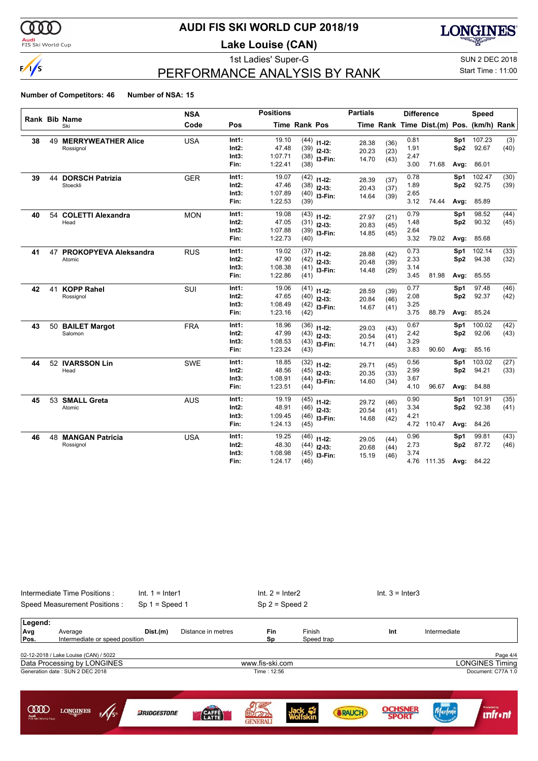# AUDI FIS SKI WORLD CUP 2018/19

## Lake Louise (CAN)

1st Ladies' Super-G

SUN 2 DEC 2018

Start Time : 11:00

## PERFORMANCE ANALYSIS BY RANK

**Number of Competitors: 46** **Number of NSA: 15**

| Rank | Bib | Name / Ski | NSA Code | Pos | Positions Time | Positions Rank | Partials Pos | Partials Time | Partials Rank | Difference Time | Dist.(m) | Speed Pos. | Speed (km/h) | Speed Rank |
|---|---|---|---|---|---|---|---|---|---|---|---|---|---|---|
| 38 | 49 | **MERRYWEATHER Alice** Rossignol | USA | Int1: | 19.10 | (44) | I1-I2: | 28.38 | (36) | 0.81 | | Sp1 | 107.23 | (3) |
| | | | | Int2: | 47.48 | (39) | I2-I3: | 20.23 | (23) | 1.91 | | Sp2 | 92.67 | (40) |
| | | | | Int3: | 1:07.71 | (38) | I3-Fin: | 14.70 | (43) | 2.47 | | | | |
| | | | | Fin: | 1:22.41 | (38) | | | | 3.00 | 71.68 | Avg: | 86.01 | |
| 39 | 44 | **DORSCH Patrizia** Stoeckli | GER | Int1: | 19.07 | (42) | I1-I2: | 28.39 | (37) | 0.78 | | Sp1 | 102.47 | (30) |
| | | | | Int2: | 47.46 | (38) | I2-I3: | 20.43 | (37) | 1.89 | | Sp2 | 92.75 | (39) |
| | | | | Int3: | 1:07.89 | (40) | I3-Fin: | 14.64 | (39) | 2.65 | | | | |
| | | | | Fin: | 1:22.53 | (39) | | | | 3.12 | 74.44 | Avg: | 85.89 | |
| 40 | 54 | **COLETTI Alexandra** Head | MON | Int1: | 19.08 | (43) | I1-I2: | 27.97 | (21) | 0.79 | | Sp1 | 98.52 | (44) |
| | | | | Int2: | 47.05 | (31) | I2-I3: | 20.83 | (45) | 1.48 | | Sp2 | 90.32 | (45) |
| | | | | Int3: | 1:07.88 | (39) | I3-Fin: | 14.85 | (45) | 2.64 | | | | |
| | | | | Fin: | 1:22.73 | (40) | | | | 3.32 | 79.02 | Avg: | 85.68 | |
| 41 | 47 | **PROKOPYEVA Aleksandra** Atomic | RUS | Int1: | 19.02 | (37) | I1-I2: | 28.88 | (42) | 0.73 | | Sp1 | 102.14 | (33) |
| | | | | Int2: | 47.90 | (42) | I2-I3: | 20.48 | (39) | 2.33 | | Sp2 | 94.38 | (32) |
| | | | | Int3: | 1:08.38 | (41) | I3-Fin: | 14.48 | (29) | 3.14 | | | | |
| | | | | Fin: | 1:22.86 | (41) | | | | 3.45 | 81.98 | Avg: | 85.55 | |
| 42 | 41 | **KOPP Rahel** Rossignol | SUI | Int1: | 19.06 | (41) | I1-I2: | 28.59 | (39) | 0.77 | | Sp1 | 97.48 | (46) |
| | | | | Int2: | 47.65 | (40) | I2-I3: | 20.84 | (46) | 2.08 | | Sp2 | 92.37 | (42) |
| | | | | Int3: | 1:08.49 | (42) | I3-Fin: | 14.67 | (41) | 3.25 | | | | |
| | | | | Fin: | 1:23.16 | (42) | | | | 3.75 | 88.79 | Avg: | 85.24 | |
| 43 | 50 | **BAILET Margot** Salomon | FRA | Int1: | 18.96 | (36) | I1-I2: | 29.03 | (43) | 0.67 | | Sp1 | 100.02 | (42) |
| | | | | Int2: | 47.99 | (43) | I2-I3: | 20.54 | (41) | 2.42 | | Sp2 | 92.06 | (43) |
| | | | | Int3: | 1:08.53 | (43) | I3-Fin: | 14.71 | (44) | 3.29 | | | | |
| | | | | Fin: | 1:23.24 | (43) | | | | 3.83 | 90.60 | Avg: | 85.16 | |
| 44 | 52 | **IVARSSON Lin** Head | SWE | Int1: | 18.85 | (32) | I1-I2: | 29.71 | (45) | 0.56 | | Sp1 | 103.02 | (27) |
| | | | | Int2: | 48.56 | (45) | I2-I3: | 20.35 | (33) | 2.99 | | Sp2 | 94.21 | (33) |
| | | | | Int3: | 1:08.91 | (44) | I3-Fin: | 14.60 | (34) | 3.67 | | | | |
| | | | | Fin: | 1:23.51 | (44) | | | | 4.10 | 96.67 | Avg: | 84.88 | |
| 45 | 53 | **SMALL Greta** Atomic | AUS | Int1: | 19.19 | (45) | I1-I2: | 29.72 | (46) | 0.90 | | Sp1 | 101.91 | (35) |
| | | | | Int2: | 48.91 | (46) | I2-I3: | 20.54 | (41) | 3.34 | | Sp2 | 92.38 | (41) |
| | | | | Int3: | 1:09.45 | (46) | I3-Fin: | 14.68 | (42) | 4.21 | | | | |
| | | | | Fin: | 1:24.13 | (45) | | | | 4.72 | 110.47 | Avg: | 84.26 | |
| 46 | 48 | **MANGAN Patricia** Rossignol | USA | Int1: | 19.25 | (46) | I1-I2: | 29.05 | (44) | 0.96 | | Sp1 | 99.81 | (43) |
| | | | | Int2: | 48.30 | (44) | I2-I3: | 20.68 | (44) | 2.73 | | Sp2 | 87.72 | (46) |
| | | | | Int3: | 1:08.98 | (45) | I3-Fin: | 15.19 | (46) | 3.74 | | | | |
| | | | | Fin: | 1:24.17 | (46) | | | | 4.76 | 111.35 | Avg: | 84.22 | |

Intermediate Time Positions : Int. 1 = Inter1, Int. 2 = Inter2, Int. 3 = Inter3

Speed Measurement Positions : Sp 1 = Speed 1, Sp 2 = Speed 2

**Legend:**

| | | | | | | | |
|---|---|---|---|---|---|---|---|
| Avg | Average | Dist.(m) | Distance in metres | Fin | Finish | Int | Intermediate |
| Pos. | Intermediate or speed position | | | Sp | Speed trap | | |

02-12-2018 / Lake Louise (CAN) / 5022

Data Processing by LONGINES — www.fis-ski.com — LONGINES Timing

Generation date : SUN 2 DEC 2018 — Time : 12:56 — Document: C77A 1.0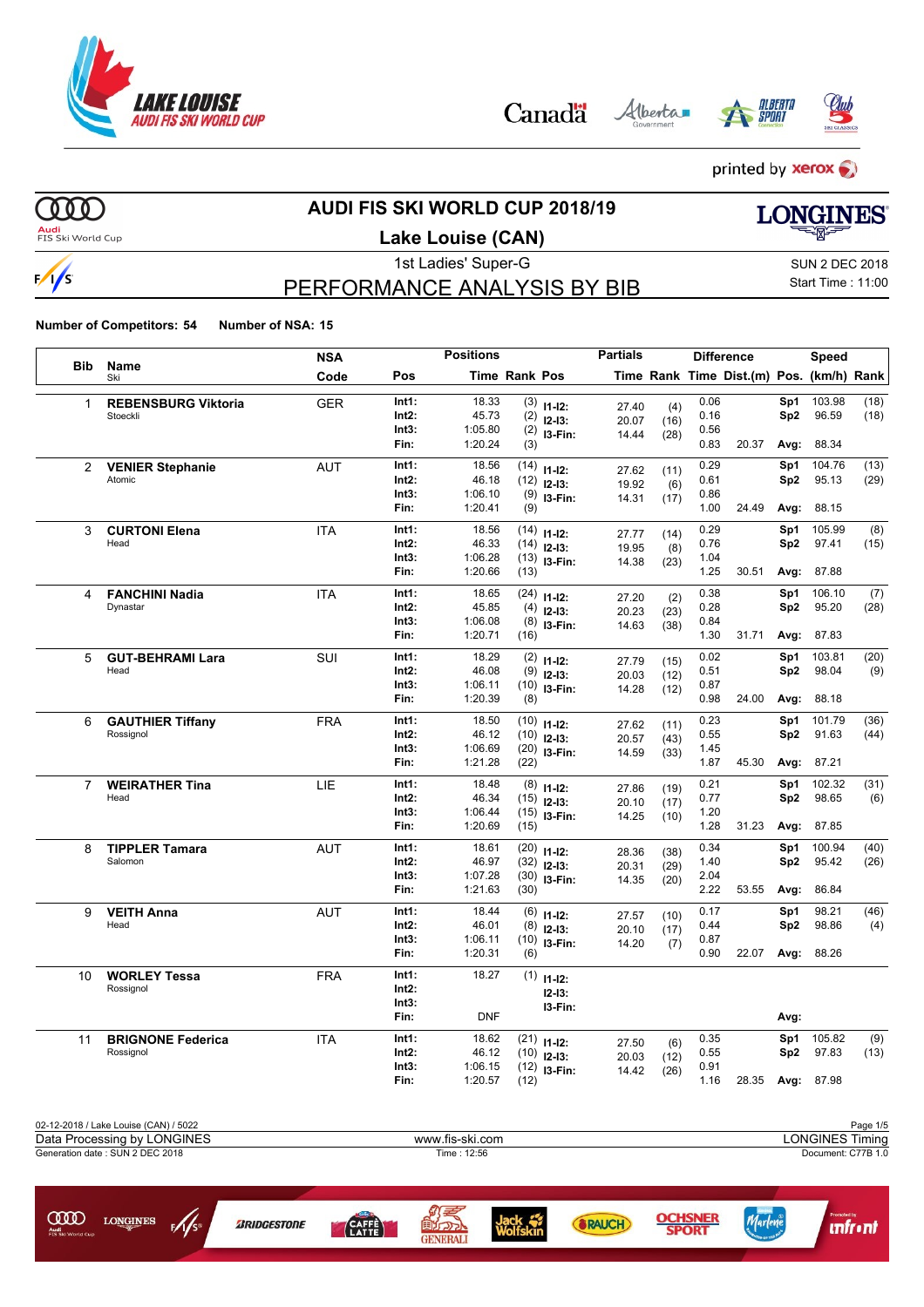# AUDI FIS SKI WORLD CUP 2018/19

## Lake Louise (CAN)

1st Ladies' Super-G

SUN 2 DEC 2018
Start Time : 11:00

## PERFORMANCE ANALYSIS BY BIB

**Number of Competitors: 54** **Number of NSA: 15**

| Bib | Name / Ski | NSA Code | Pos | Positions Time | Rank | Pos | Partials Time | Rank | Difference Time | Dist.(m) | Pos. | Speed (km/h) | Rank |
|---|---|---|---|---|---|---|---|---|---|---|---|---|---|
| 1 | **REBENSBURG Viktoria** Stoeckli | GER | Int1: | 18.33 | (3) | I1-I2: | 27.40 | (4) | 0.06 | | Sp1 | 103.98 | (18) |
| | | | Int2: | 45.73 | (2) | I2-I3: | 20.07 | (16) | 0.16 | | Sp2 | 96.59 | (18) |
| | | | Int3: | 1:05.80 | (2) | I3-Fin: | 14.44 | (28) | 0.56 | | | | |
| | | | Fin: | 1:20.24 | (3) | | | | 0.83 | 20.37 | Avg: | 88.34 | |
| 2 | **VENIER Stephanie** Atomic | AUT | Int1: | 18.56 | (14) | I1-I2: | 27.62 | (11) | 0.29 | | Sp1 | 104.76 | (13) |
| | | | Int2: | 46.18 | (12) | I2-I3: | 19.92 | (6) | 0.61 | | Sp2 | 95.13 | (29) |
| | | | Int3: | 1:06.10 | (9) | I3-Fin: | 14.31 | (17) | 0.86 | | | | |
| | | | Fin: | 1:20.41 | (9) | | | | 1.00 | 24.49 | Avg: | 88.15 | |
| 3 | **CURTONI Elena** Head | ITA | Int1: | 18.56 | (14) | I1-I2: | 27.77 | (14) | 0.29 | | Sp1 | 105.99 | (8) |
| | | | Int2: | 46.33 | (14) | I2-I3: | 19.95 | (8) | 0.76 | | Sp2 | 97.41 | (15) |
| | | | Int3: | 1:06.28 | (13) | I3-Fin: | 14.38 | (23) | 1.04 | | | | |
| | | | Fin: | 1:20.66 | (13) | | | | 1.25 | 30.51 | Avg: | 87.88 | |
| 4 | **FANCHINI Nadia** Dynastar | ITA | Int1: | 18.65 | (24) | I1-I2: | 27.20 | (2) | 0.38 | | Sp1 | 106.10 | (7) |
| | | | Int2: | 45.85 | (4) | I2-I3: | 20.23 | (23) | 0.28 | | Sp2 | 95.20 | (28) |
| | | | Int3: | 1:06.08 | (8) | I3-Fin: | 14.63 | (38) | 0.84 | | | | |
| | | | Fin: | 1:20.71 | (16) | | | | 1.30 | 31.71 | Avg: | 87.83 | |
| 5 | **GUT-BEHRAMI Lara** Head | SUI | Int1: | 18.29 | (2) | I1-I2: | 27.79 | (15) | 0.02 | | Sp1 | 103.81 | (20) |
| | | | Int2: | 46.08 | (9) | I2-I3: | 20.03 | (12) | 0.51 | | Sp2 | 98.04 | (9) |
| | | | Int3: | 1:06.11 | (10) | I3-Fin: | 14.28 | (12) | 0.87 | | | | |
| | | | Fin: | 1:20.39 | (8) | | | | 0.98 | 24.00 | Avg: | 88.18 | |
| 6 | **GAUTHIER Tiffany** Rossignol | FRA | Int1: | 18.50 | (10) | I1-I2: | 27.62 | (11) | 0.23 | | Sp1 | 101.79 | (36) |
| | | | Int2: | 46.12 | (10) | I2-I3: | 20.57 | (43) | 0.55 | | Sp2 | 91.63 | (44) |
| | | | Int3: | 1:06.69 | (20) | I3-Fin: | 14.59 | (33) | 1.45 | | | | |
| | | | Fin: | 1:21.28 | (22) | | | | 1.87 | 45.30 | Avg: | 87.21 | |
| 7 | **WEIRATHER Tina** Head | LIE | Int1: | 18.48 | (8) | I1-I2: | 27.86 | (19) | 0.21 | | Sp1 | 102.32 | (31) |
| | | | Int2: | 46.34 | (15) | I2-I3: | 20.10 | (17) | 0.77 | | Sp2 | 98.65 | (6) |
| | | | Int3: | 1:06.44 | (15) | I3-Fin: | 14.25 | (10) | 1.20 | | | | |
| | | | Fin: | 1:20.69 | (15) | | | | 1.28 | 31.23 | Avg: | 87.85 | |
| 8 | **TIPPLER Tamara** Salomon | AUT | Int1: | 18.61 | (20) | I1-I2: | 28.36 | (38) | 0.34 | | Sp1 | 100.94 | (40) |
| | | | Int2: | 46.97 | (32) | I2-I3: | 20.31 | (29) | 1.40 | | Sp2 | 95.42 | (26) |
| | | | Int3: | 1:07.28 | (30) | I3-Fin: | 14.35 | (20) | 2.04 | | | | |
| | | | Fin: | 1:21.63 | (30) | | | | 2.22 | 53.55 | Avg: | 86.84 | |
| 9 | **VEITH Anna** Head | AUT | Int1: | 18.44 | (6) | I1-I2: | 27.57 | (10) | 0.17 | | Sp1 | 98.21 | (46) |
| | | | Int2: | 46.01 | (8) | I2-I3: | 20.10 | (17) | 0.44 | | Sp2 | 98.86 | (4) |
| | | | Int3: | 1:06.11 | (10) | I3-Fin: | 14.20 | (7) | 0.87 | | | | |
| | | | Fin: | 1:20.31 | (6) | | | | 0.90 | 22.07 | Avg: | 88.26 | |
| 10 | **WORLEY Tessa** Rossignol | FRA | Int1: | 18.27 | (1) | I1-I2: | | | | | | | |
| | | | Int2: | | | I2-I3: | | | | | | | |
| | | | Int3: | | | I3-Fin: | | | | | | | |
| | | | Fin: | DNF | | | | | | | Avg: | | |
| 11 | **BRIGNONE Federica** Rossignol | ITA | Int1: | 18.62 | (21) | I1-I2: | 27.50 | (6) | 0.35 | | Sp1 | 105.82 | (9) |
| | | | Int2: | 46.12 | (10) | I2-I3: | 20.03 | (12) | 0.55 | | Sp2 | 97.83 | (13) |
| | | | Int3: | 1:06.15 | (12) | I3-Fin: | 14.42 | (26) | 0.91 | | | | |
| | | | Fin: | 1:20.57 | (12) | | | | 1.16 | 28.35 | Avg: | 87.98 | |

02-12-2018 / Lake Louise (CAN) / 5022
Data Processing by LONGINES — www.fis-ski.com — LONGINES Timing
Generation date : SUN 2 DEC 2018 — Time : 12:56 — Document: C77B 1.0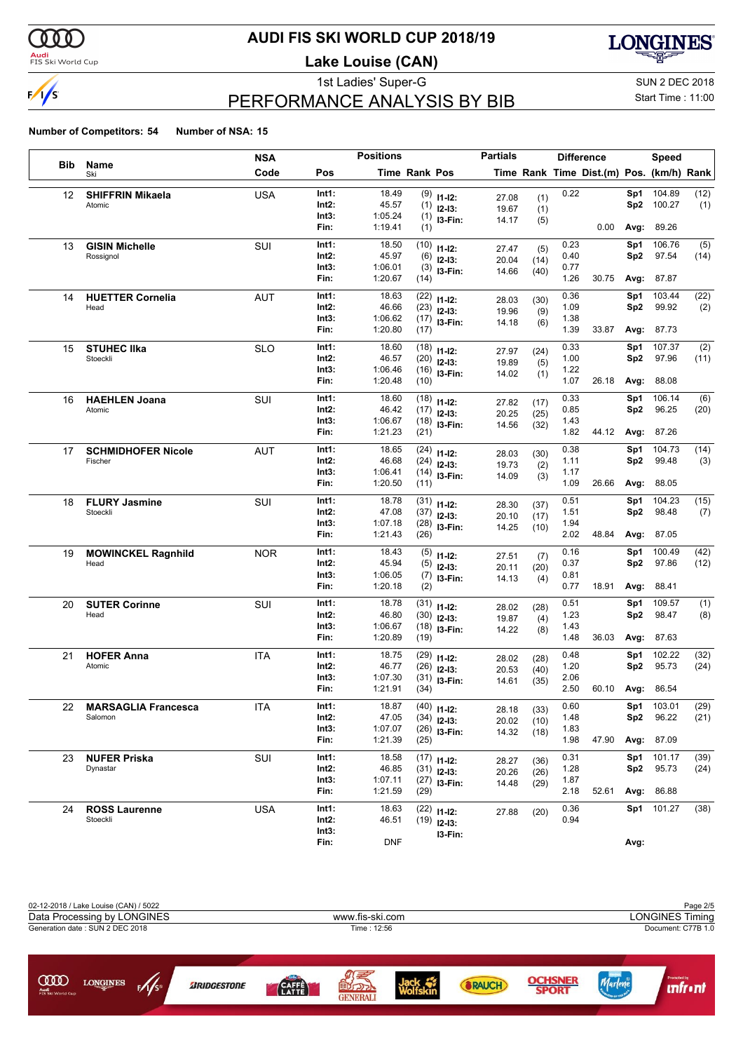# AUDI FIS SKI WORLD CUP 2018/19

## Lake Louise (CAN)

1st Ladies' Super-G

SUN 2 DEC 2018

# PERFORMANCE ANALYSIS BY BIB

Start Time : 11:00

**Number of Competitors: 54** **Number of NSA: 15**

| Bib | Name / Ski | NSA Code | Pos | Time | Rank | Pos | Partials Time | Partials Rank | Difference Time | Dist.(m) | Speed Pos. | Speed (km/h) | Speed Rank |
|---|---|---|---|---|---|---|---|---|---|---|---|---|---|
| 12 | **SHIFFRIN Mikaela** | USA | Int1: | 18.49 | (9) | I1-I2: | 27.08 | (1) | 0.22 | | Sp1 | 104.89 | (12) |
| | Atomic | | Int2: | 45.57 | (1) | I2-I3: | 19.67 | (1) | | | Sp2 | 100.27 | (1) |
| | | | Int3: | 1:05.24 | (1) | I3-Fin: | 14.17 | (5) | | | | | |
| | | | Fin: | 1:19.41 | (1) | | | | | 0.00 | Avg: | 89.26 | |
| 13 | **GISIN Michelle** | SUI | Int1: | 18.50 | (10) | I1-I2: | 27.47 | (5) | 0.23 | | Sp1 | 106.76 | (5) |
| | Rossignol | | Int2: | 45.97 | (6) | I2-I3: | 20.04 | (14) | 0.40 | | Sp2 | 97.54 | (14) |
| | | | Int3: | 1:06.01 | (3) | I3-Fin: | 14.66 | (40) | 0.77 | | | | |
| | | | Fin: | 1:20.67 | (14) | | | | 1.26 | 30.75 | Avg: | 87.87 | |
| 14 | **HUETTER Cornelia** | AUT | Int1: | 18.63 | (22) | I1-I2: | 28.03 | (30) | 0.36 | | Sp1 | 103.44 | (22) |
| | Head | | Int2: | 46.66 | (23) | I2-I3: | 19.96 | (9) | 1.09 | | Sp2 | 99.92 | (2) |
| | | | Int3: | 1:06.62 | (17) | I3-Fin: | 14.18 | (6) | 1.38 | | | | |
| | | | Fin: | 1:20.80 | (17) | | | | 1.39 | 33.87 | Avg: | 87.73 | |
| 15 | **STUHEC Ilka** | SLO | Int1: | 18.60 | (18) | I1-I2: | 27.97 | (24) | 0.33 | | Sp1 | 107.37 | (2) |
| | Stoeckli | | Int2: | 46.57 | (20) | I2-I3: | 19.89 | (5) | 1.00 | | Sp2 | 97.96 | (11) |
| | | | Int3: | 1:06.46 | (16) | I3-Fin: | 14.02 | (1) | 1.22 | | | | |
| | | | Fin: | 1:20.48 | (10) | | | | 1.07 | 26.18 | Avg: | 88.08 | |
| 16 | **HAEHLEN Joana** | SUI | Int1: | 18.60 | (18) | I1-I2: | 27.82 | (17) | 0.33 | | Sp1 | 106.14 | (6) |
| | Atomic | | Int2: | 46.42 | (17) | I2-I3: | 20.25 | (25) | 0.85 | | Sp2 | 96.25 | (20) |
| | | | Int3: | 1:06.67 | (18) | I3-Fin: | 14.56 | (32) | 1.43 | | | | |
| | | | Fin: | 1:21.23 | (21) | | | | 1.82 | 44.12 | Avg: | 87.26 | |
| 17 | **SCHMIDHOFER Nicole** | AUT | Int1: | 18.65 | (24) | I1-I2: | 28.03 | (30) | 0.38 | | Sp1 | 104.73 | (14) |
| | Fischer | | Int2: | 46.68 | (24) | I2-I3: | 19.73 | (2) | 1.11 | | Sp2 | 99.48 | (3) |
| | | | Int3: | 1:06.41 | (14) | I3-Fin: | 14.09 | (3) | 1.17 | | | | |
| | | | Fin: | 1:20.50 | (11) | | | | 1.09 | 26.66 | Avg: | 88.05 | |
| 18 | **FLURY Jasmine** | SUI | Int1: | 18.78 | (31) | I1-I2: | 28.30 | (37) | 0.51 | | Sp1 | 104.23 | (15) |
| | Stoeckli | | Int2: | 47.08 | (37) | I2-I3: | 20.10 | (17) | 1.51 | | Sp2 | 98.48 | (7) |
| | | | Int3: | 1:07.18 | (28) | I3-Fin: | 14.25 | (10) | 1.94 | | | | |
| | | | Fin: | 1:21.43 | (26) | | | | 2.02 | 48.84 | Avg: | 87.05 | |
| 19 | **MOWINCKEL Ragnhild** | NOR | Int1: | 18.43 | (5) | I1-I2: | 27.51 | (7) | 0.16 | | Sp1 | 100.49 | (42) |
| | Head | | Int2: | 45.94 | (5) | I2-I3: | 20.11 | (20) | 0.37 | | Sp2 | 97.86 | (12) |
| | | | Int3: | 1:06.05 | (7) | I3-Fin: | 14.13 | (4) | 0.81 | | | | |
| | | | Fin: | 1:20.18 | (2) | | | | 0.77 | 18.91 | Avg: | 88.41 | |
| 20 | **SUTER Corinne** | SUI | Int1: | 18.78 | (31) | I1-I2: | 28.02 | (28) | 0.51 | | Sp1 | 109.57 | (1) |
| | Head | | Int2: | 46.80 | (30) | I2-I3: | 19.87 | (4) | 1.23 | | Sp2 | 98.47 | (8) |
| | | | Int3: | 1:06.67 | (18) | I3-Fin: | 14.22 | (8) | 1.43 | | | | |
| | | | Fin: | 1:20.89 | (19) | | | | 1.48 | 36.03 | Avg: | 87.63 | |
| 21 | **HOFER Anna** | ITA | Int1: | 18.75 | (29) | I1-I2: | 28.02 | (28) | 0.48 | | Sp1 | 102.22 | (32) |
| | Atomic | | Int2: | 46.77 | (26) | I2-I3: | 20.53 | (40) | 1.20 | | Sp2 | 95.73 | (24) |
| | | | Int3: | 1:07.30 | (31) | I3-Fin: | 14.61 | (35) | 2.06 | | | | |
| | | | Fin: | 1:21.91 | (34) | | | | 2.50 | 60.10 | Avg: | 86.54 | |
| 22 | **MARSAGLIA Francesca** | ITA | Int1: | 18.87 | (40) | I1-I2: | 28.18 | (33) | 0.60 | | Sp1 | 103.01 | (29) |
| | Salomon | | Int2: | 47.05 | (34) | I2-I3: | 20.02 | (10) | 1.48 | | Sp2 | 96.22 | (21) |
| | | | Int3: | 1:07.07 | (26) | I3-Fin: | 14.32 | (18) | 1.83 | | | | |
| | | | Fin: | 1:21.39 | (25) | | | | 1.98 | 47.90 | Avg: | 87.09 | |
| 23 | **NUFER Priska** | SUI | Int1: | 18.58 | (17) | I1-I2: | 28.27 | (36) | 0.31 | | Sp1 | 101.17 | (39) |
| | Dynastar | | Int2: | 46.85 | (31) | I2-I3: | 20.26 | (26) | 1.28 | | Sp2 | 95.73 | (24) |
| | | | Int3: | 1:07.11 | (27) | I3-Fin: | 14.48 | (29) | 1.87 | | | | |
| | | | Fin: | 1:21.59 | (29) | | | | 2.18 | 52.61 | Avg: | 86.88 | |
| 24 | **ROSS Laurenne** | USA | Int1: | 18.63 | (22) | I1-I2: | 27.88 | (20) | 0.36 | | Sp1 | 101.27 | (38) |
| | Stoeckli | | Int2: | 46.51 | (19) | I2-I3: | | | 0.94 | | | | |
| | | | Int3: | | | I3-Fin: | | | | | | | |
| | | | Fin: | DNF | | | | | | | Avg: | | |

02-12-2018 / Lake Louise (CAN) / 5022

Data Processing by LONGINES — www.fis-ski.com — LONGINES Timing

Generation date : SUN 2 DEC 2018 — Time : 12:56 — Document: C77B 1.0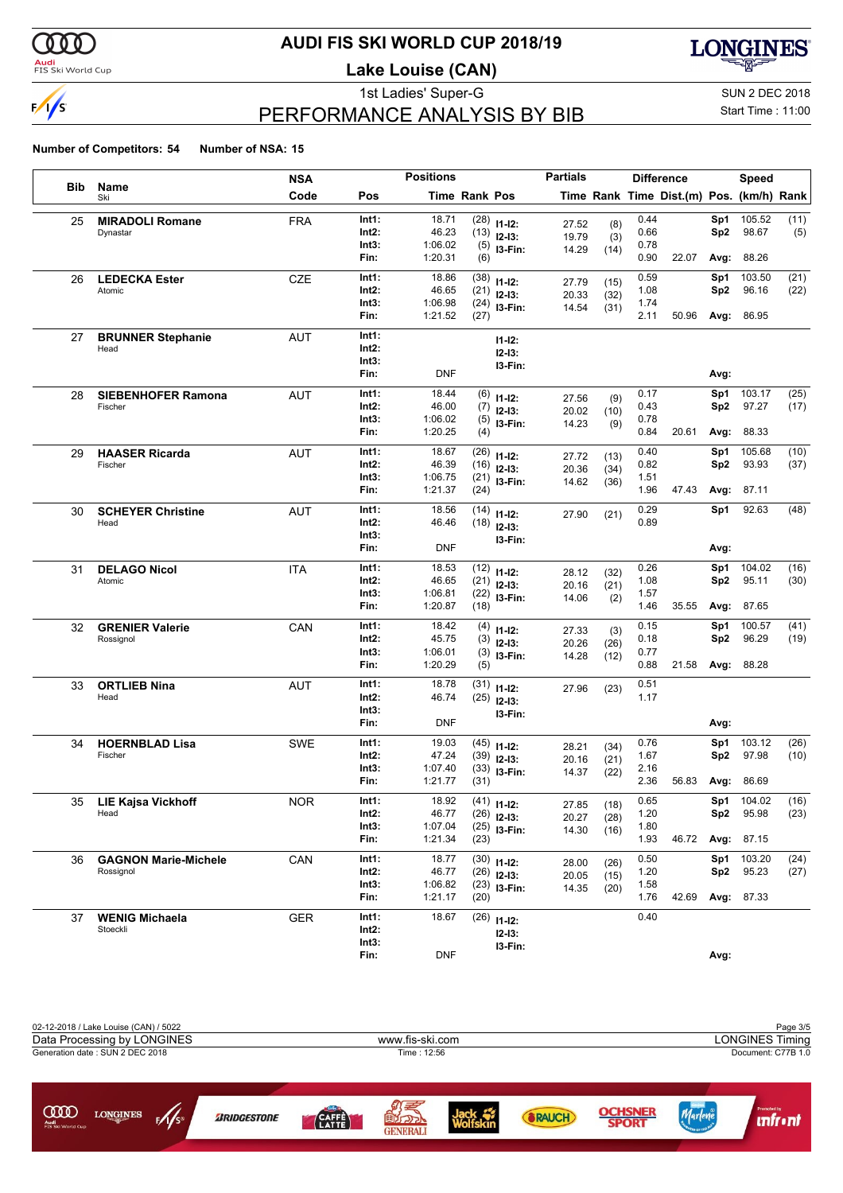# AUDI FIS SKI WORLD CUP 2018/19

## Lake Louise (CAN)

1st Ladies' Super-G

SUN 2 DEC 2018

Start Time : 11:00

# PERFORMANCE ANALYSIS BY BIB

**Number of Competitors: 54** **Number of NSA: 15**

| Bib | Name / Ski | NSA Code | Pos | Time | Rank | Pos | Partials Time | Partials Rank | Difference Time | Dist.(m) | Pos. | Speed (km/h) | Rank |
|---|---|---|---|---|---|---|---|---|---|---|---|---|---|
| 25 | **MIRADOLI Romane** | FRA | Int1: | 18.71 | (28) | I1-I2: | 27.52 | (8) | 0.44 | | Sp1 | 105.52 | (11) |
| | Dynastar | | Int2: | 46.23 | (13) | I2-I3: | 19.79 | (3) | 0.66 | | Sp2 | 98.67 | (5) |
| | | | Int3: | 1:06.02 | (5) | I3-Fin: | 14.29 | (14) | 0.78 | | | | |
| | | | Fin: | 1:20.31 | (6) | | | | 0.90 | 22.07 | Avg: | 88.26 | |
| 26 | **LEDECKA Ester** | CZE | Int1: | 18.86 | (38) | I1-I2: | 27.79 | (15) | 0.59 | | Sp1 | 103.50 | (21) |
| | Atomic | | Int2: | 46.65 | (21) | I2-I3: | 20.33 | (32) | 1.08 | | Sp2 | 96.16 | (22) |
| | | | Int3: | 1:06.98 | (24) | I3-Fin: | 14.54 | (31) | 1.74 | | | | |
| | | | Fin: | 1:21.52 | (27) | | | | 2.11 | 50.96 | Avg: | 86.95 | |
| 27 | **BRUNNER Stephanie** | AUT | Int1: | | | I1-I2: | | | | | | | |
| | Head | | Int2: | | | I2-I3: | | | | | | | |
| | | | Int3: | | | I3-Fin: | | | | | | | |
| | | | Fin: | DNF | | | | | | | Avg: | | |
| 28 | **SIEBENHOFER Ramona** | AUT | Int1: | 18.44 | (6) | I1-I2: | 27.56 | (9) | 0.17 | | Sp1 | 103.17 | (25) |
| | Fischer | | Int2: | 46.00 | (7) | I2-I3: | 20.02 | (10) | 0.43 | | Sp2 | 97.27 | (17) |
| | | | Int3: | 1:06.02 | (5) | I3-Fin: | 14.23 | (9) | 0.78 | | | | |
| | | | Fin: | 1:20.25 | (4) | | | | 0.84 | 20.61 | Avg: | 88.33 | |
| 29 | **HAASER Ricarda** | AUT | Int1: | 18.67 | (26) | I1-I2: | 27.72 | (13) | 0.40 | | Sp1 | 105.68 | (10) |
| | Fischer | | Int2: | 46.39 | (16) | I2-I3: | 20.36 | (34) | 0.82 | | Sp2 | 93.93 | (37) |
| | | | Int3: | 1:06.75 | (21) | I3-Fin: | 14.62 | (36) | 1.51 | | | | |
| | | | Fin: | 1:21.37 | (24) | | | | 1.96 | 47.43 | Avg: | 87.11 | |
| 30 | **SCHEYER Christine** | AUT | Int1: | 18.56 | (14) | I1-I2: | 27.90 | (21) | 0.29 | | Sp1 | 92.63 | (48) |
| | Head | | Int2: | 46.46 | (18) | I2-I3: | | | 0.89 | | | | |
| | | | Int3: | | | I3-Fin: | | | | | | | |
| | | | Fin: | DNF | | | | | | | Avg: | | |
| 31 | **DELAGO Nicol** | ITA | Int1: | 18.53 | (12) | I1-I2: | 28.12 | (32) | 0.26 | | Sp1 | 104.02 | (16) |
| | Atomic | | Int2: | 46.65 | (21) | I2-I3: | 20.16 | (21) | 1.08 | | Sp2 | 95.11 | (30) |
| | | | Int3: | 1:06.81 | (22) | I3-Fin: | 14.06 | (2) | 1.57 | | | | |
| | | | Fin: | 1:20.87 | (18) | | | | 1.46 | 35.55 | Avg: | 87.65 | |
| 32 | **GRENIER Valerie** | CAN | Int1: | 18.42 | (4) | I1-I2: | 27.33 | (3) | 0.15 | | Sp1 | 100.57 | (41) |
| | Rossignol | | Int2: | 45.75 | (3) | I2-I3: | 20.26 | (26) | 0.18 | | Sp2 | 96.29 | (19) |
| | | | Int3: | 1:06.01 | (3) | I3-Fin: | 14.28 | (12) | 0.77 | | | | |
| | | | Fin: | 1:20.29 | (5) | | | | 0.88 | 21.58 | Avg: | 88.28 | |
| 33 | **ORTLIEB Nina** | AUT | Int1: | 18.78 | (31) | I1-I2: | 27.96 | (23) | 0.51 | | | | |
| | Head | | Int2: | 46.74 | (25) | I2-I3: | | | 1.17 | | | | |
| | | | Int3: | | | I3-Fin: | | | | | | | |
| | | | Fin: | DNF | | | | | | | Avg: | | |
| 34 | **HOERNBLAD Lisa** | SWE | Int1: | 19.03 | (45) | I1-I2: | 28.21 | (34) | 0.76 | | Sp1 | 103.12 | (26) |
| | Fischer | | Int2: | 47.24 | (39) | I2-I3: | 20.16 | (21) | 1.67 | | Sp2 | 97.98 | (10) |
| | | | Int3: | 1:07.40 | (33) | I3-Fin: | 14.37 | (22) | 2.16 | | | | |
| | | | Fin: | 1:21.77 | (31) | | | | 2.36 | 56.83 | Avg: | 86.69 | |
| 35 | **LIE Kajsa Vickhoff** | NOR | Int1: | 18.92 | (41) | I1-I2: | 27.85 | (18) | 0.65 | | Sp1 | 104.02 | (16) |
| | Head | | Int2: | 46.77 | (26) | I2-I3: | 20.27 | (28) | 1.20 | | Sp2 | 95.98 | (23) |
| | | | Int3: | 1:07.04 | (25) | I3-Fin: | 14.30 | (16) | 1.80 | | | | |
| | | | Fin: | 1:21.34 | (23) | | | | 1.93 | 46.72 | Avg: | 87.15 | |
| 36 | **GAGNON Marie-Michele** | CAN | Int1: | 18.77 | (30) | I1-I2: | 28.00 | (26) | 0.50 | | Sp1 | 103.20 | (24) |
| | Rossignol | | Int2: | 46.77 | (26) | I2-I3: | 20.05 | (15) | 1.20 | | Sp2 | 95.23 | (27) |
| | | | Int3: | 1:06.82 | (23) | I3-Fin: | 14.35 | (20) | 1.58 | | | | |
| | | | Fin: | 1:21.17 | (20) | | | | 1.76 | 42.69 | Avg: | 87.33 | |
| 37 | **WENIG Michaela** | GER | Int1: | 18.67 | (26) | I1-I2: | | | 0.40 | | | | |
| | Stoeckli | | Int2: | | | I2-I3: | | | | | | | |
| | | | Int3: | | | I3-Fin: | | | | | | | |
| | | | Fin: | DNF | | | | | | | Avg: | | |

02-12-2018 / Lake Louise (CAN) / 5022

Data Processing by LONGINES — www.fis-ski.com — LONGINES Timing

Generation date : SUN 2 DEC 2018 — Time : 12:56 — Document: C77B 1.0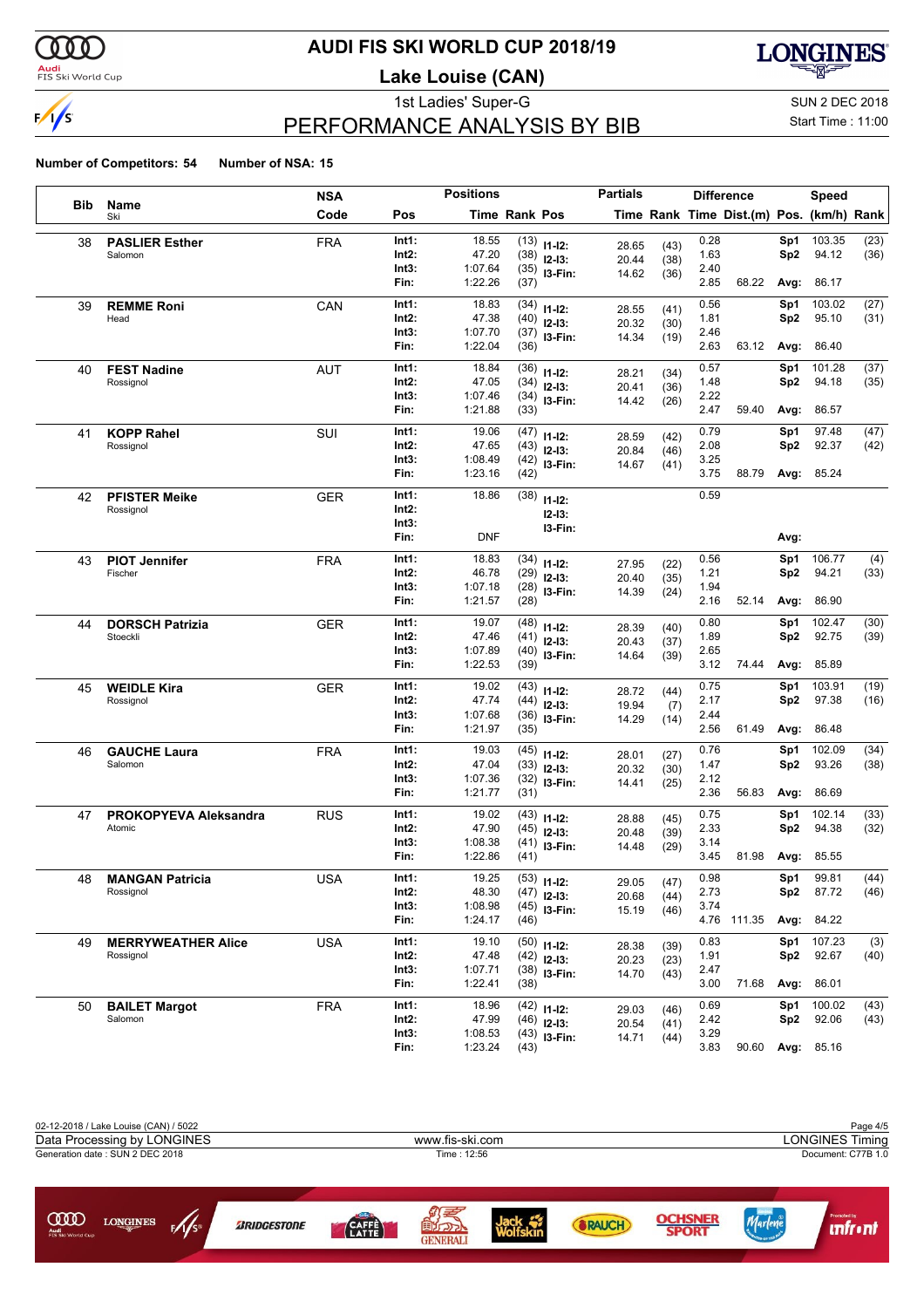# AUDI FIS SKI WORLD CUP 2018/19

**Lake Louise (CAN)**

1st Ladies' Super-G

SUN 2 DEC 2018

Start Time : 11:00

# PERFORMANCE ANALYSIS BY BIB

**Number of Competitors: 54** **Number of NSA: 15**

| Bib | Name / Ski | NSA Code | Pos | Time | Rank | Pos | Partials Time | Rank | Difference Time | Dist.(m) | Pos. | Speed (km/h) | Rank |
|---|---|---|---|---|---|---|---|---|---|---|---|---|---|
| 38 | **PASLIER Esther** | FRA | Int1: | 18.55 | (13) | I1-I2: | 28.65 | (43) | 0.28 | | Sp1 | 103.35 | (23) |
| | Salomon | | Int2: | 47.20 | (38) | I2-I3: | 20.44 | (38) | 1.63 | | Sp2 | 94.12 | (36) |
| | | | Int3: | 1:07.64 | (35) | I3-Fin: | 14.62 | (36) | 2.40 | | | | |
| | | | Fin: | 1:22.26 | (37) | | | | 2.85 | 68.22 | Avg: | 86.17 | |
| 39 | **REMME Roni** | CAN | Int1: | 18.83 | (34) | I1-I2: | 28.55 | (41) | 0.56 | | Sp1 | 103.02 | (27) |
| | Head | | Int2: | 47.38 | (40) | I2-I3: | 20.32 | (30) | 1.81 | | Sp2 | 95.10 | (31) |
| | | | Int3: | 1:07.70 | (37) | I3-Fin: | 14.34 | (19) | 2.46 | | | | |
| | | | Fin: | 1:22.04 | (36) | | | | 2.63 | 63.12 | Avg: | 86.40 | |
| 40 | **FEST Nadine** | AUT | Int1: | 18.84 | (36) | I1-I2: | 28.21 | (34) | 0.57 | | Sp1 | 101.28 | (37) |
| | Rossignol | | Int2: | 47.05 | (34) | I2-I3: | 20.41 | (36) | 1.48 | | Sp2 | 94.18 | (35) |
| | | | Int3: | 1:07.46 | (34) | I3-Fin: | 14.42 | (26) | 2.22 | | | | |
| | | | Fin: | 1:21.88 | (33) | | | | 2.47 | 59.40 | Avg: | 86.57 | |
| 41 | **KOPP Rahel** | SUI | Int1: | 19.06 | (47) | I1-I2: | 28.59 | (42) | 0.79 | | Sp1 | 97.48 | (47) |
| | Rossignol | | Int2: | 47.65 | (43) | I2-I3: | 20.84 | (46) | 2.08 | | Sp2 | 92.37 | (42) |
| | | | Int3: | 1:08.49 | (42) | I3-Fin: | 14.67 | (41) | 3.25 | | | | |
| | | | Fin: | 1:23.16 | (42) | | | | 3.75 | 88.79 | Avg: | 85.24 | |
| 42 | **PFISTER Meike** | GER | Int1: | 18.86 | (38) | I1-I2: | | | 0.59 | | | | |
| | Rossignol | | Int2: | | | I2-I3: | | | | | | | |
| | | | Int3: | | | I3-Fin: | | | | | | | |
| | | | Fin: | DNF | | | | | | | Avg: | | |
| 43 | **PIOT Jennifer** | FRA | Int1: | 18.83 | (34) | I1-I2: | 27.95 | (22) | 0.56 | | Sp1 | 106.77 | (4) |
| | Fischer | | Int2: | 46.78 | (29) | I2-I3: | 20.40 | (35) | 1.21 | | Sp2 | 94.21 | (33) |
| | | | Int3: | 1:07.18 | (28) | I3-Fin: | 14.39 | (24) | 1.94 | | | | |
| | | | Fin: | 1:21.57 | (28) | | | | 2.16 | 52.14 | Avg: | 86.90 | |
| 44 | **DORSCH Patrizia** | GER | Int1: | 19.07 | (48) | I1-I2: | 28.39 | (40) | 0.80 | | Sp1 | 102.47 | (30) |
| | Stoeckli | | Int2: | 47.46 | (41) | I2-I3: | 20.43 | (37) | 1.89 | | Sp2 | 92.75 | (39) |
| | | | Int3: | 1:07.89 | (40) | I3-Fin: | 14.64 | (39) | 2.65 | | | | |
| | | | Fin: | 1:22.53 | (39) | | | | 3.12 | 74.44 | Avg: | 85.89 | |
| 45 | **WEIDLE Kira** | GER | Int1: | 19.02 | (43) | I1-I2: | 28.72 | (44) | 0.75 | | Sp1 | 103.91 | (19) |
| | Rossignol | | Int2: | 47.74 | (44) | I2-I3: | 19.94 | (7) | 2.17 | | Sp2 | 97.38 | (16) |
| | | | Int3: | 1:07.68 | (36) | I3-Fin: | 14.29 | (14) | 2.44 | | | | |
| | | | Fin: | 1:21.97 | (35) | | | | 2.56 | 61.49 | Avg: | 86.48 | |
| 46 | **GAUCHE Laura** | FRA | Int1: | 19.03 | (45) | I1-I2: | 28.01 | (27) | 0.76 | | Sp1 | 102.09 | (34) |
| | Salomon | | Int2: | 47.04 | (33) | I2-I3: | 20.32 | (30) | 1.47 | | Sp2 | 93.26 | (38) |
| | | | Int3: | 1:07.36 | (32) | I3-Fin: | 14.41 | (25) | 2.12 | | | | |
| | | | Fin: | 1:21.77 | (31) | | | | 2.36 | 56.83 | Avg: | 86.69 | |
| 47 | **PROKOPYEVA Aleksandra** | RUS | Int1: | 19.02 | (43) | I1-I2: | 28.88 | (45) | 0.75 | | Sp1 | 102.14 | (33) |
| | Atomic | | Int2: | 47.90 | (45) | I2-I3: | 20.48 | (39) | 2.33 | | Sp2 | 94.38 | (32) |
| | | | Int3: | 1:08.38 | (41) | I3-Fin: | 14.48 | (29) | 3.14 | | | | |
| | | | Fin: | 1:22.86 | (41) | | | | 3.45 | 81.98 | Avg: | 85.55 | |
| 48 | **MANGAN Patricia** | USA | Int1: | 19.25 | (53) | I1-I2: | 29.05 | (47) | 0.98 | | Sp1 | 99.81 | (44) |
| | Rossignol | | Int2: | 48.30 | (47) | I2-I3: | 20.68 | (44) | 2.73 | | Sp2 | 87.72 | (46) |
| | | | Int3: | 1:08.98 | (45) | I3-Fin: | 15.19 | (46) | 3.74 | | | | |
| | | | Fin: | 1:24.17 | (46) | | | | 4.76 | 111.35 | Avg: | 84.22 | |
| 49 | **MERRYWEATHER Alice** | USA | Int1: | 19.10 | (50) | I1-I2: | 28.38 | (39) | 0.83 | | Sp1 | 107.23 | (3) |
| | Rossignol | | Int2: | 47.48 | (42) | I2-I3: | 20.23 | (23) | 1.91 | | Sp2 | 92.67 | (40) |
| | | | Int3: | 1:07.71 | (38) | I3-Fin: | 14.70 | (43) | 2.47 | | | | |
| | | | Fin: | 1:22.41 | (38) | | | | 3.00 | 71.68 | Avg: | 86.01 | |
| 50 | **BAILET Margot** | FRA | Int1: | 18.96 | (42) | I1-I2: | 29.03 | (46) | 0.69 | | Sp1 | 100.02 | (43) |
| | Salomon | | Int2: | 47.99 | (46) | I2-I3: | 20.54 | (41) | 2.42 | | Sp2 | 92.06 | (43) |
| | | | Int3: | 1:08.53 | (43) | I3-Fin: | 14.71 | (44) | 3.29 | | | | |
| | | | Fin: | 1:23.24 | (43) | | | | 3.83 | 90.60 | Avg: | 85.16 | |

02-12-2018 / Lake Louise (CAN) / 5022

Data Processing by LONGINES — www.fis-ski.com — LONGINES Timing

Generation date : SUN 2 DEC 2018 — Time : 12:56 — Document: C77B 1.0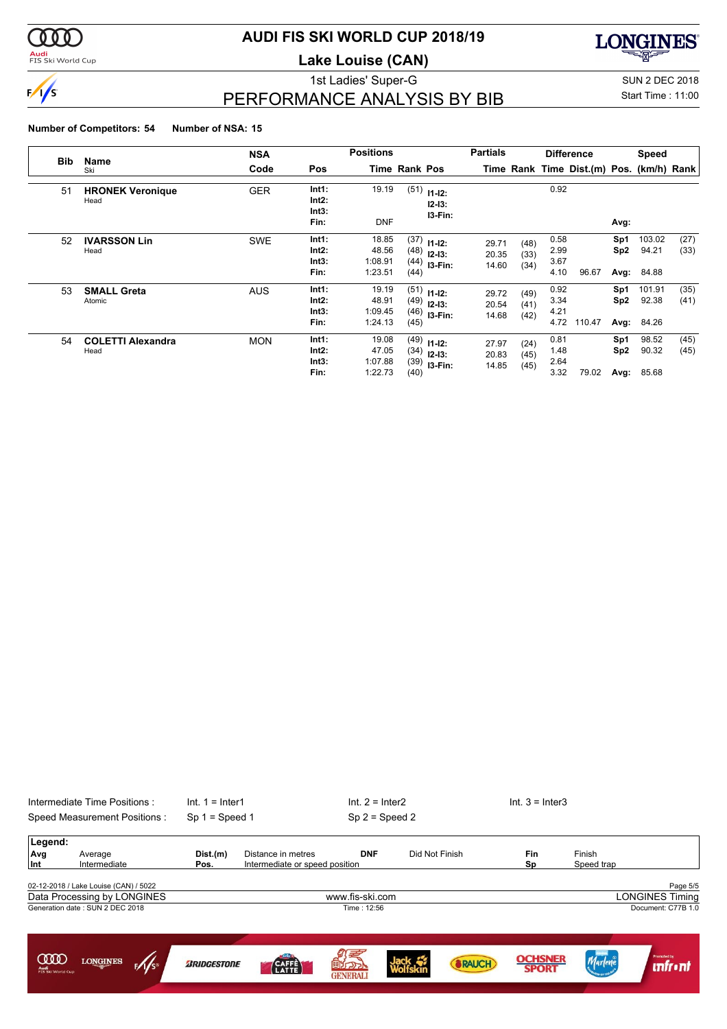# AUDI FIS SKI WORLD CUP 2018/19

## Lake Louise (CAN)

1st Ladies' Super-G

SUN 2 DEC 2018

Start Time : 11:00

## PERFORMANCE ANALYSIS BY BIB

**Number of Competitors: 54** **Number of NSA: 15**

| Bib | Name / Ski | NSA Code | Pos | Time | Rank | Pos | Partials Time | Rank | Difference Time | Dist.(m) | Pos. | Speed (km/h) | Rank |
|---|---|---|---|---|---|---|---|---|---|---|---|---|---|
| 51 | **HRONEK Veronique** | GER | Int1: | 19.19 | (51) | I1-I2: | | | 0.92 | | | | |
| | Head | | Int2: | | | I2-I3: | | | | | | | |
| | | | Int3: | | | I3-Fin: | | | | | | | |
| | | | Fin: | DNF | | | | | | | Avg: | | |
| 52 | **IVARSSON Lin** | SWE | Int1: | 18.85 | (37) | I1-I2: | 29.71 | (48) | 0.58 | | Sp1 | 103.02 | (27) |
| | Head | | Int2: | 48.56 | (48) | I2-I3: | 20.35 | (33) | 2.99 | | Sp2 | 94.21 | (33) |
| | | | Int3: | 1:08.91 | (44) | I3-Fin: | 14.60 | (34) | 3.67 | | | | |
| | | | Fin: | 1:23.51 | (44) | | | | 4.10 | 96.67 | Avg: | 84.88 | |
| 53 | **SMALL Greta** | AUS | Int1: | 19.19 | (51) | I1-I2: | 29.72 | (49) | 0.92 | | Sp1 | 101.91 | (35) |
| | Atomic | | Int2: | 48.91 | (49) | I2-I3: | 20.54 | (41) | 3.34 | | Sp2 | 92.38 | (41) |
| | | | Int3: | 1:09.45 | (46) | I3-Fin: | 14.68 | (42) | 4.21 | | | | |
| | | | Fin: | 1:24.13 | (45) | | | | 4.72 | 110.47 | Avg: | 84.26 | |
| 54 | **COLETTI Alexandra** | MON | Int1: | 19.08 | (49) | I1-I2: | 27.97 | (24) | 0.81 | | Sp1 | 98.52 | (45) |
| | Head | | Int2: | 47.05 | (34) | I2-I3: | 20.83 | (45) | 1.48 | | Sp2 | 90.32 | (45) |
| | | | Int3: | 1:07.88 | (39) | I3-Fin: | 14.85 | (45) | 2.64 | | | | |
| | | | Fin: | 1:22.73 | (40) | | | | 3.32 | 79.02 | Avg: | 85.68 | |

Intermediate Time Positions : Int. 1 = Inter1 Int. 2 = Inter2 Int. 3 = Inter3

Speed Measurement Positions : Sp 1 = Speed 1 Sp 2 = Speed 2

| Legend: | | | | | | | |
|---|---|---|---|---|---|---|---|
| Avg | Average | Dist.(m) | Distance in metres | DNF | Did Not Finish | Fin | Finish |
| Int | Intermediate | Pos. | Intermediate or speed position | | | Sp | Speed trap |

02-12-2018 / Lake Louise (CAN) / 5022

Data Processing by LONGINES — www.fis-ski.com — LONGINES Timing

Generation date : SUN 2 DEC 2018 — Time : 12:56 — Document: C77B 1.0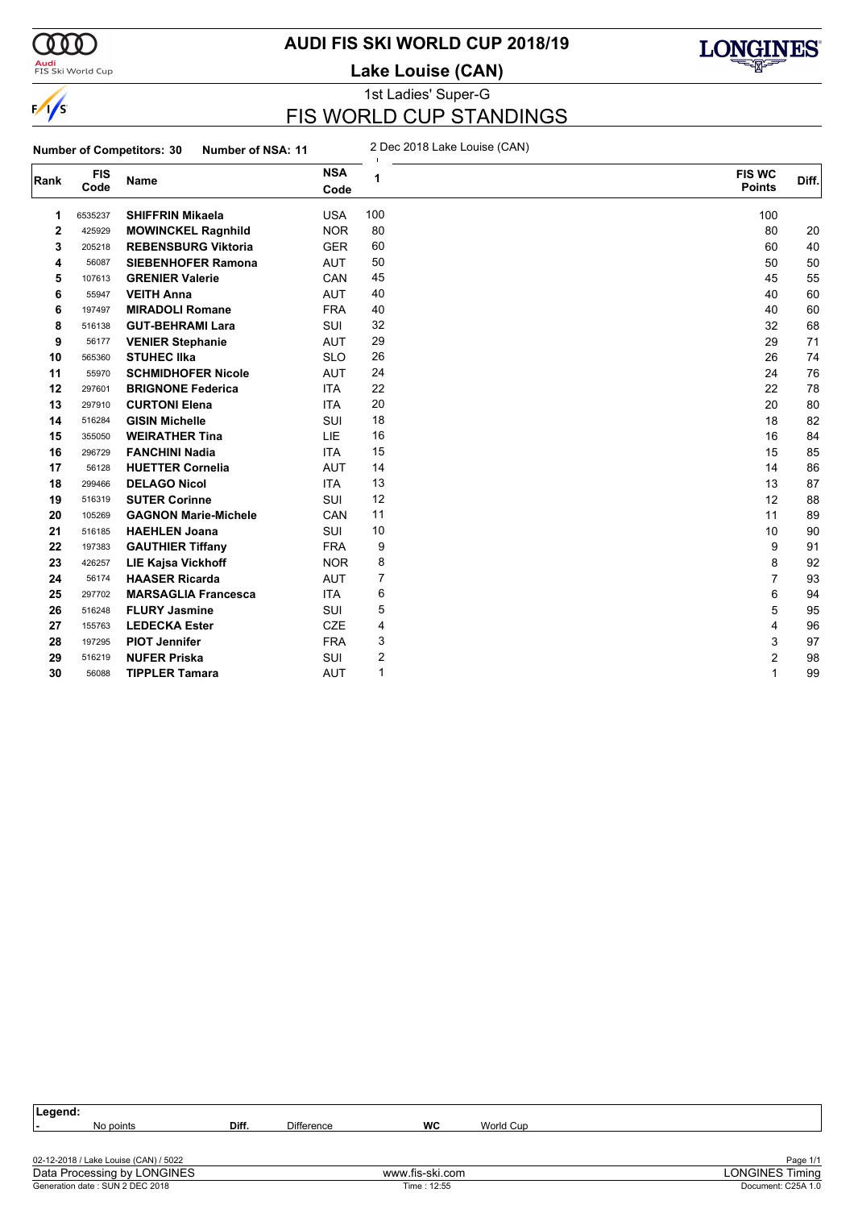# AUDI FIS SKI WORLD CUP 2018/19

## Lake Louise (CAN)

1st Ladies' Super-G

## FIS WORLD CUP STANDINGS

**Number of Competitors: 30** **Number of NSA: 11**

2 Dec 2018 Lake Louise (CAN)

| Rank | FIS Code | Name | NSA Code | 1 | FIS WC Points | Diff. |
|---|---|---|---|---|---|---|
| 1 | 6535237 | **SHIFFRIN Mikaela** | USA | 100 | 100 | |
| 2 | 425929 | **MOWINCKEL Ragnhild** | NOR | 80 | 80 | 20 |
| 3 | 205218 | **REBENSBURG Viktoria** | GER | 60 | 60 | 40 |
| 4 | 56087 | **SIEBENHOFER Ramona** | AUT | 50 | 50 | 50 |
| 5 | 107613 | **GRENIER Valerie** | CAN | 45 | 45 | 55 |
| 6 | 55947 | **VEITH Anna** | AUT | 40 | 40 | 60 |
| 6 | 197497 | **MIRADOLI Romane** | FRA | 40 | 40 | 60 |
| 8 | 516138 | **GUT-BEHRAMI Lara** | SUI | 32 | 32 | 68 |
| 9 | 56177 | **VENIER Stephanie** | AUT | 29 | 29 | 71 |
| 10 | 565360 | **STUHEC Ilka** | SLO | 26 | 26 | 74 |
| 11 | 55970 | **SCHMIDHOFER Nicole** | AUT | 24 | 24 | 76 |
| 12 | 297601 | **BRIGNONE Federica** | ITA | 22 | 22 | 78 |
| 13 | 297910 | **CURTONI Elena** | ITA | 20 | 20 | 80 |
| 14 | 516284 | **GISIN Michelle** | SUI | 18 | 18 | 82 |
| 15 | 355050 | **WEIRATHER Tina** | LIE | 16 | 16 | 84 |
| 16 | 296729 | **FANCHINI Nadia** | ITA | 15 | 15 | 85 |
| 17 | 56128 | **HUETTER Cornelia** | AUT | 14 | 14 | 86 |
| 18 | 299466 | **DELAGO Nicol** | ITA | 13 | 13 | 87 |
| 19 | 516319 | **SUTER Corinne** | SUI | 12 | 12 | 88 |
| 20 | 105269 | **GAGNON Marie-Michele** | CAN | 11 | 11 | 89 |
| 21 | 516185 | **HAEHLEN Joana** | SUI | 10 | 10 | 90 |
| 22 | 197383 | **GAUTHIER Tiffany** | FRA | 9 | 9 | 91 |
| 23 | 426257 | **LIE Kajsa Vickhoff** | NOR | 8 | 8 | 92 |
| 24 | 56174 | **HAASER Ricarda** | AUT | 7 | 7 | 93 |
| 25 | 297702 | **MARSAGLIA Francesca** | ITA | 6 | 6 | 94 |
| 26 | 516248 | **FLURY Jasmine** | SUI | 5 | 5 | 95 |
| 27 | 155763 | **LEDECKA Ester** | CZE | 4 | 4 | 96 |
| 28 | 197295 | **PIOT Jennifer** | FRA | 3 | 3 | 97 |
| 29 | 516219 | **NUFER Priska** | SUI | 2 | 2 | 98 |
| 30 | 56088 | **TIPPLER Tamara** | AUT | 1 | 1 | 99 |

**Legend:**

| - | No points | Diff. | Difference | WC | World Cup |
|---|---|---|---|---|---|

02-12-2018 / Lake Louise (CAN) / 5022

Data Processing by LONGINES — www.fis-ski.com — LONGINES Timing

Generation date : SUN 2 DEC 2018 — Time : 12:55 — Document: C25A 1.0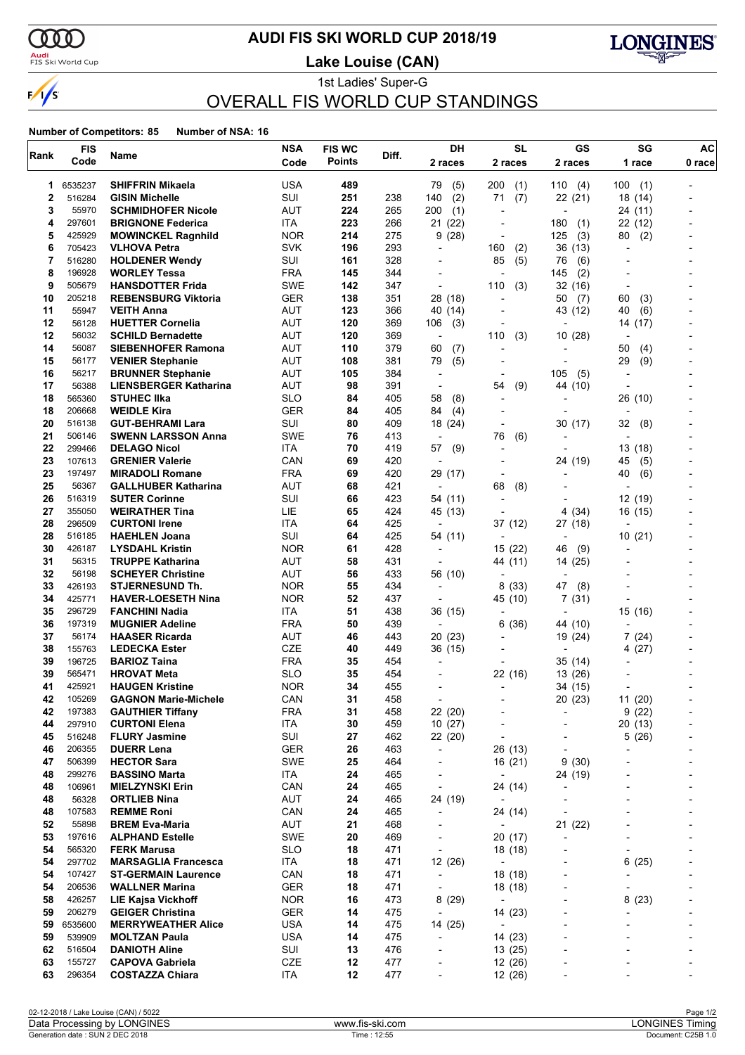# AUDI FIS SKI WORLD CUP 2018/19

## Lake Louise (CAN)

1st Ladies' Super-G

## OVERALL FIS WORLD CUP STANDINGS

**Number of Competitors: 85    Number of NSA: 16**

| Rank | FIS Code | Name | NSA Code | FIS WC Points | Diff. | DH 2 races | SL 2 races | GS 2 races | SG 1 race | AC 0 race |
|---|---|---|---|---|---|---|---|---|---|---|
| 1 | 6535237 | SHIFFRIN Mikaela | USA | 489 | | 79 (5) | 200 (1) | 110 (4) | 100 (1) | - |
| 2 | 516284 | GISIN Michelle | SUI | 251 | 238 | 140 (2) | 71 (7) | 22 (21) | 18 (14) | - |
| 3 | 55970 | SCHMIDHOFER Nicole | AUT | 224 | 265 | 200 (1) | - | - | 24 (11) | - |
| 4 | 297601 | BRIGNONE Federica | ITA | 223 | 266 | 21 (22) | - | 180 (1) | 22 (12) | - |
| 5 | 425929 | MOWINCKEL Ragnhild | NOR | 214 | 275 | 9 (28) | - | 125 (3) | 80 (2) | - |
| 6 | 705423 | VLHOVA Petra | SVK | 196 | 293 | - | 160 (2) | 36 (13) | - | - |
| 7 | 516280 | HOLDENER Wendy | SUI | 161 | 328 | - | 85 (5) | 76 (6) | - | - |
| 8 | 196928 | WORLEY Tessa | FRA | 145 | 344 | - | - | 145 (2) | - | - |
| 9 | 505679 | HANSDOTTER Frida | SWE | 142 | 347 | - | 110 (3) | 32 (16) | - | - |
| 10 | 205218 | REBENSBURG Viktoria | GER | 138 | 351 | 28 (18) | - | 50 (7) | 60 (3) | - |
| 11 | 55947 | VEITH Anna | AUT | 123 | 366 | 40 (14) | - | 43 (12) | 40 (6) | - |
| 12 | 56128 | HUETTER Cornelia | AUT | 120 | 369 | 106 (3) | - | - | 14 (17) | - |
| 12 | 56032 | SCHILD Bernadette | AUT | 120 | 369 | - | 110 (3) | 10 (28) | - | - |
| 14 | 56087 | SIEBENHOFER Ramona | AUT | 110 | 379 | 60 (7) | - | - | 50 (4) | - |
| 15 | 56177 | VENIER Stephanie | AUT | 108 | 381 | 79 (5) | - | - | 29 (9) | - |
| 16 | 56217 | BRUNNER Stephanie | AUT | 105 | 384 | - | - | 105 (5) | - | - |
| 17 | 56388 | LIENSBERGER Katharina | AUT | 98 | 391 | - | 54 (9) | 44 (10) | - | - |
| 18 | 565360 | STUHEC Ilka | SLO | 84 | 405 | 58 (8) | - | - | 26 (10) | - |
| 18 | 206668 | WEIDLE Kira | GER | 84 | 405 | 84 (4) | - | - | - | - |
| 20 | 516138 | GUT-BEHRAMI Lara | SUI | 80 | 409 | 18 (24) | - | 30 (17) | 32 (8) | - |
| 21 | 506146 | SWENN LARSSON Anna | SWE | 76 | 413 | - | 76 (6) | - | - | - |
| 22 | 299466 | DELAGO Nicol | ITA | 70 | 419 | 57 (9) | - | - | 13 (18) | - |
| 23 | 107613 | GRENIER Valerie | CAN | 69 | 420 | - | - | 24 (19) | 45 (5) | - |
| 23 | 197497 | MIRADOLI Romane | FRA | 69 | 420 | 29 (17) | - | - | 40 (6) | - |
| 25 | 56367 | GALLHUBER Katharina | AUT | 68 | 421 | - | 68 (8) | - | - | - |
| 26 | 516319 | SUTER Corinne | SUI | 66 | 423 | 54 (11) | - | - | 12 (19) | - |
| 27 | 355050 | WEIRATHER Tina | LIE | 65 | 424 | 45 (13) | - | 4 (34) | 16 (15) | - |
| 28 | 296509 | CURTONI Irene | ITA | 64 | 425 | - | 37 (12) | 27 (18) | - | - |
| 28 | 516185 | HAEHLEN Joana | SUI | 64 | 425 | 54 (11) | - | - | 10 (21) | - |
| 30 | 426187 | LYSDAHL Kristin | NOR | 61 | 428 | - | 15 (22) | 46 (9) | - | - |
| 31 | 56315 | TRUPPE Katharina | AUT | 58 | 431 | - | 44 (11) | 14 (25) | - | - |
| 32 | 56198 | SCHEYER Christine | AUT | 56 | 433 | 56 (10) | - | - | - | - |
| 33 | 426193 | STJERNESUND Th. | NOR | 55 | 434 | - | 8 (33) | 47 (8) | - | - |
| 34 | 425771 | HAVER-LOESETH Nina | NOR | 52 | 437 | - | 45 (10) | 7 (31) | - | - |
| 35 | 296729 | FANCHINI Nadia | ITA | 51 | 438 | 36 (15) | - | - | 15 (16) | - |
| 36 | 197319 | MUGNIER Adeline | FRA | 50 | 439 | - | 6 (36) | 44 (10) | - | - |
| 37 | 56174 | HAASER Ricarda | AUT | 46 | 443 | 20 (23) | - | 19 (24) | 7 (24) | - |
| 38 | 155763 | LEDECKA Ester | CZE | 40 | 449 | 36 (15) | - | - | 4 (27) | - |
| 39 | 196725 | BARIOZ Taina | FRA | 35 | 454 | - | - | 35 (14) | - | - |
| 39 | 565471 | HROVAT Meta | SLO | 35 | 454 | - | 22 (16) | 13 (26) | - | - |
| 41 | 425921 | HAUGEN Kristine | NOR | 34 | 455 | - | - | 34 (15) | - | - |
| 42 | 105269 | GAGNON Marie-Michele | CAN | 31 | 458 | - | - | 20 (23) | 11 (20) | - |
| 42 | 197383 | GAUTHIER Tiffany | FRA | 31 | 458 | 22 (20) | - | - | 9 (22) | - |
| 44 | 297910 | CURTONI Elena | ITA | 30 | 459 | 10 (27) | - | - | 20 (13) | - |
| 45 | 516248 | FLURY Jasmine | SUI | 27 | 462 | 22 (20) | - | - | 5 (26) | - |
| 46 | 206355 | DUERR Lena | GER | 26 | 463 | - | 26 (13) | - | - | - |
| 47 | 506399 | HECTOR Sara | SWE | 25 | 464 | - | 16 (21) | 9 (30) | - | - |
| 48 | 299276 | BASSINO Marta | ITA | 24 | 465 | - | - | 24 (19) | - | - |
| 48 | 106961 | MIELZYNSKI Erin | CAN | 24 | 465 | - | 24 (14) | - | - | - |
| 48 | 56328 | ORTLIEB Nina | AUT | 24 | 465 | 24 (19) | - | - | - | - |
| 48 | 107583 | REMME Roni | CAN | 24 | 465 | - | 24 (14) | - | - | - |
| 52 | 55898 | BREM Eva-Maria | AUT | 21 | 468 | - | - | 21 (22) | - | - |
| 53 | 197616 | ALPHAND Estelle | SWE | 20 | 469 | - | 20 (17) | - | - | - |
| 54 | 565320 | FERK Marusa | SLO | 18 | 471 | - | 18 (18) | - | - | - |
| 54 | 297702 | MARSAGLIA Francesca | ITA | 18 | 471 | 12 (26) | - | - | 6 (25) | - |
| 54 | 107427 | ST-GERMAIN Laurence | CAN | 18 | 471 | - | 18 (18) | - | - | - |
| 54 | 206536 | WALLNER Marina | GER | 18 | 471 | - | 18 (18) | - | - | - |
| 58 | 426257 | LIE Kajsa Vickhoff | NOR | 16 | 473 | 8 (29) | - | - | 8 (23) | - |
| 59 | 206279 | GEIGER Christina | GER | 14 | 475 | - | 14 (23) | - | - | - |
| 59 | 6535600 | MERRYWEATHER Alice | USA | 14 | 475 | 14 (25) | - | - | - | - |
| 59 | 539909 | MOLTZAN Paula | USA | 14 | 475 | - | 14 (23) | - | - | - |
| 62 | 516504 | DANIOTH Aline | SUI | 13 | 476 | - | 13 (25) | - | - | - |
| 63 | 155727 | CAPOVA Gabriela | CZE | 12 | 477 | - | 12 (26) | - | - | - |
| 63 | 296354 | COSTAZZA Chiara | ITA | 12 | 477 | - | 12 (26) | - | - | - |

02-12-2018 / Lake Louise (CAN) / 5022

Data Processing by LONGINES — www.fis-ski.com — LONGINES Timing

Generation date : SUN 2 DEC 2018 — Time : 12:55 — Document: C25B 1.0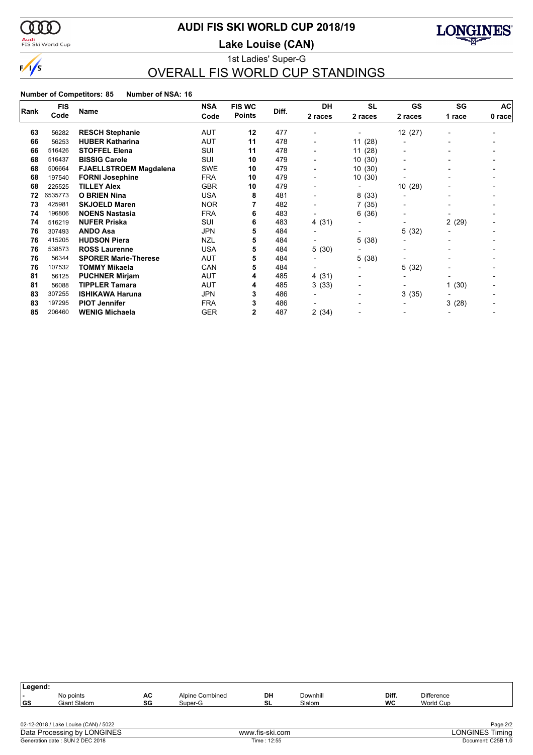# AUDI FIS SKI WORLD CUP 2018/19

## Lake Louise (CAN)

1st Ladies' Super-G

## OVERALL FIS WORLD CUP STANDINGS

**Number of Competitors: 85** **Number of NSA: 16**

| Rank | FIS Code | Name | NSA Code | FIS WC Points | Diff. | DH 2 races | SL 2 races | GS 2 races | SG 1 race | AC 0 race |
|---|---|---|---|---|---|---|---|---|---|---|
| 63 | 56282 | **RESCH Stephanie** | AUT | **12** | 477 | - | - | 12 (27) | - | - |
| 66 | 56253 | **HUBER Katharina** | AUT | **11** | 478 | - | 11 (28) | - | - | - |
| 66 | 516426 | **STOFFEL Elena** | SUI | **11** | 478 | - | 11 (28) | - | - | - |
| 68 | 516437 | **BISSIG Carole** | SUI | **10** | 479 | - | 10 (30) | - | - | - |
| 68 | 506664 | **FJAELLSTROEM Magdalena** | SWE | **10** | 479 | - | 10 (30) | - | - | - |
| 68 | 197540 | **FORNI Josephine** | FRA | **10** | 479 | - | 10 (30) | - | - | - |
| 68 | 225525 | **TILLEY Alex** | GBR | **10** | 479 | - | - | 10 (28) | - | - |
| 72 | 6535773 | **O BRIEN Nina** | USA | **8** | 481 | - | 8 (33) | - | - | - |
| 73 | 425981 | **SKJOELD Maren** | NOR | **7** | 482 | - | 7 (35) | - | - | - |
| 74 | 196806 | **NOENS Nastasia** | FRA | **6** | 483 | - | 6 (36) | - | - | - |
| 74 | 516219 | **NUFER Priska** | SUI | **6** | 483 | 4 (31) | - | - | 2 (29) | - |
| 76 | 307493 | **ANDO Asa** | JPN | **5** | 484 | - | - | 5 (32) | - | - |
| 76 | 415205 | **HUDSON Piera** | NZL | **5** | 484 | - | 5 (38) | - | - | - |
| 76 | 538573 | **ROSS Laurenne** | USA | **5** | 484 | 5 (30) | - | - | - | - |
| 76 | 56344 | **SPORER Marie-Therese** | AUT | **5** | 484 | - | 5 (38) | - | - | - |
| 76 | 107532 | **TOMMY Mikaela** | CAN | **5** | 484 | - | - | 5 (32) | - | - |
| 81 | 56125 | **PUCHNER Mirjam** | AUT | **4** | 485 | 4 (31) | - | - | - | - |
| 81 | 56088 | **TIPPLER Tamara** | AUT | **4** | 485 | 3 (33) | - | - | 1 (30) | - |
| 83 | 307255 | **ISHIKAWA Haruna** | JPN | **3** | 486 | - | - | 3 (35) | - | - |
| 83 | 197295 | **PIOT Jennifer** | FRA | **3** | 486 | - | - | - | 3 (28) | - |
| 85 | 206460 | **WENIG Michaela** | GER | **2** | 487 | 2 (34) | - | - | - | - |

**Legend:**

| | | | | | | | |
|---|---|---|---|---|---|---|---|
| - | No points | AC | Alpine Combined | DH | Downhill | Diff. | Difference |
| GS | Giant Slalom | SG | Super-G | SL | Slalom | WC | World Cup |

02-12-2018 / Lake Louise (CAN) / 5022

Data Processing by LONGINES — www.fis-ski.com — LONGINES Timing

Generation date : SUN 2 DEC 2018 — Time : 12:55 — Document: C25B 1.0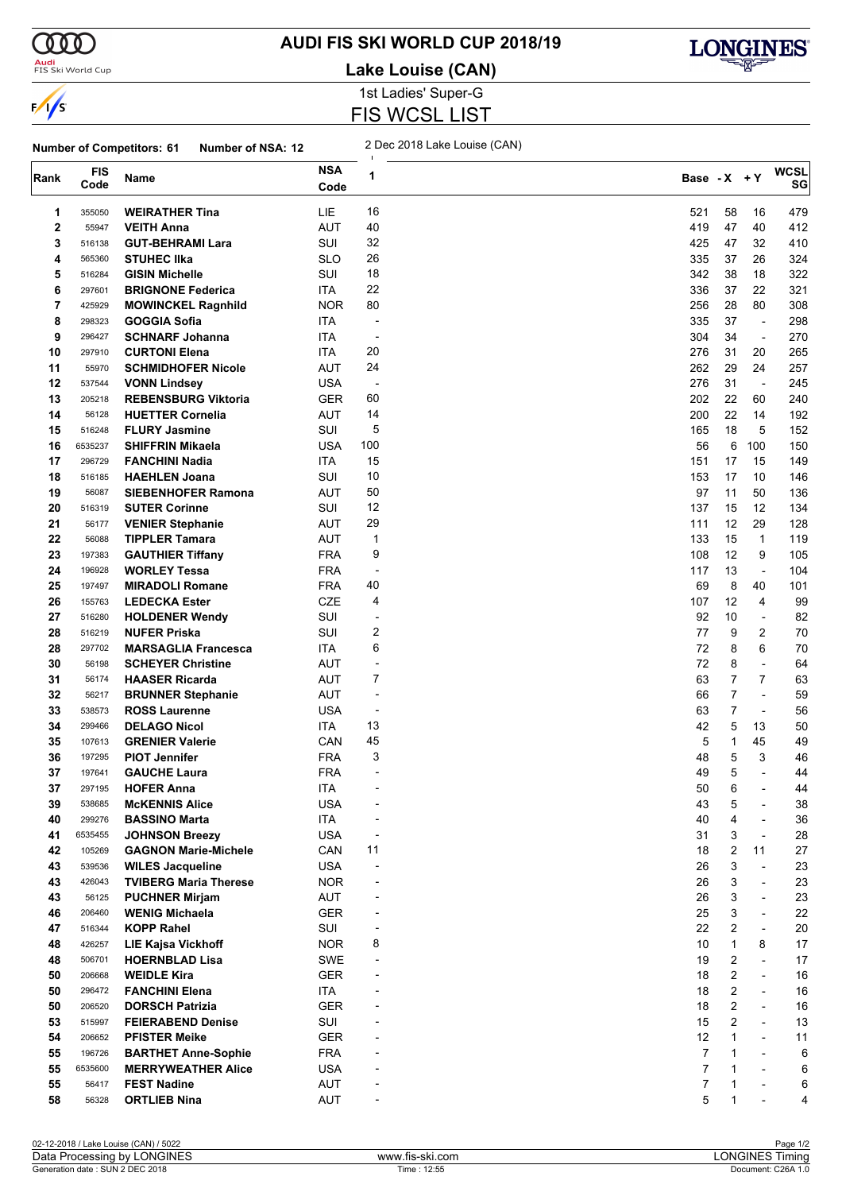# AUDI FIS SKI WORLD CUP 2018/19

## Lake Louise (CAN)

1st Ladies' Super-G

## FIS WCSL LIST

**Number of Competitors: 61** **Number of NSA: 12**

2 Dec 2018 Lake Louise (CAN)

| Rank | FIS Code | Name | NSA Code | 1 | Base | -X | +Y | WCSL SG |
|---|---|---|---|---|---|---|---|---|
| 1 | 355050 | **WEIRATHER Tina** | LIE | 16 | 521 | 58 | 16 | 479 |
| 2 | 55947 | **VEITH Anna** | AUT | 40 | 419 | 47 | 40 | 412 |
| 3 | 516138 | **GUT-BEHRAMI Lara** | SUI | 32 | 425 | 47 | 32 | 410 |
| 4 | 565360 | **STUHEC Ilka** | SLO | 26 | 335 | 37 | 26 | 324 |
| 5 | 516284 | **GISIN Michelle** | SUI | 18 | 342 | 38 | 18 | 322 |
| 6 | 297601 | **BRIGNONE Federica** | ITA | 22 | 336 | 37 | 22 | 321 |
| 7 | 425929 | **MOWINCKEL Ragnhild** | NOR | 80 | 256 | 28 | 80 | 308 |
| 8 | 298323 | **GOGGIA Sofia** | ITA | - | 335 | 37 | - | 298 |
| 9 | 296427 | **SCHNARF Johanna** | ITA | - | 304 | 34 | - | 270 |
| 10 | 297910 | **CURTONI Elena** | ITA | 20 | 276 | 31 | 20 | 265 |
| 11 | 55970 | **SCHMIDHOFER Nicole** | AUT | 24 | 262 | 29 | 24 | 257 |
| 12 | 537544 | **VONN Lindsey** | USA | - | 276 | 31 | - | 245 |
| 13 | 205218 | **REBENSBURG Viktoria** | GER | 60 | 202 | 22 | 60 | 240 |
| 14 | 56128 | **HUETTER Cornelia** | AUT | 14 | 200 | 22 | 14 | 192 |
| 15 | 516248 | **FLURY Jasmine** | SUI | 5 | 165 | 18 | 5 | 152 |
| 16 | 6535237 | **SHIFFRIN Mikaela** | USA | 100 | 56 | 6 | 100 | 150 |
| 17 | 296729 | **FANCHINI Nadia** | ITA | 15 | 151 | 17 | 15 | 149 |
| 18 | 516185 | **HAEHLEN Joana** | SUI | 10 | 153 | 17 | 10 | 146 |
| 19 | 56087 | **SIEBENHOFER Ramona** | AUT | 50 | 97 | 11 | 50 | 136 |
| 20 | 516319 | **SUTER Corinne** | SUI | 12 | 137 | 15 | 12 | 134 |
| 21 | 56177 | **VENIER Stephanie** | AUT | 29 | 111 | 12 | 29 | 128 |
| 22 | 56088 | **TIPPLER Tamara** | AUT | 1 | 133 | 15 | 1 | 119 |
| 23 | 197383 | **GAUTHIER Tiffany** | FRA | 9 | 108 | 12 | 9 | 105 |
| 24 | 196928 | **WORLEY Tessa** | FRA | - | 117 | 13 | - | 104 |
| 25 | 197497 | **MIRADOLI Romane** | FRA | 40 | 69 | 8 | 40 | 101 |
| 26 | 155763 | **LEDECKA Ester** | CZE | 4 | 107 | 12 | 4 | 99 |
| 27 | 516280 | **HOLDENER Wendy** | SUI | - | 92 | 10 | - | 82 |
| 28 | 516219 | **NUFER Priska** | SUI | 2 | 77 | 9 | 2 | 70 |
| 28 | 297702 | **MARSAGLIA Francesca** | ITA | 6 | 72 | 8 | 6 | 70 |
| 30 | 56198 | **SCHEYER Christine** | AUT | - | 72 | 8 | - | 64 |
| 31 | 56174 | **HAASER Ricarda** | AUT | 7 | 63 | 7 | 7 | 63 |
| 32 | 56217 | **BRUNNER Stephanie** | AUT | - | 66 | 7 | - | 59 |
| 33 | 538573 | **ROSS Laurenne** | USA | - | 63 | 7 | - | 56 |
| 34 | 299466 | **DELAGO Nicol** | ITA | 13 | 42 | 5 | 13 | 50 |
| 35 | 107613 | **GRENIER Valerie** | CAN | 45 | 5 | 1 | 45 | 49 |
| 36 | 197295 | **PIOT Jennifer** | FRA | 3 | 48 | 5 | 3 | 46 |
| 37 | 197641 | **GAUCHE Laura** | FRA | - | 49 | 5 | - | 44 |
| 37 | 297195 | **HOFER Anna** | ITA | - | 50 | 6 | - | 44 |
| 39 | 538685 | **McKENNIS Alice** | USA | - | 43 | 5 | - | 38 |
| 40 | 299276 | **BASSINO Marta** | ITA | - | 40 | 4 | - | 36 |
| 41 | 6535455 | **JOHNSON Breezy** | USA | - | 31 | 3 | - | 28 |
| 42 | 105269 | **GAGNON Marie-Michele** | CAN | 11 | 18 | 2 | 11 | 27 |
| 43 | 539536 | **WILES Jacqueline** | USA | - | 26 | 3 | - | 23 |
| 43 | 426043 | **TVIBERG Maria Therese** | NOR | - | 26 | 3 | - | 23 |
| 43 | 56125 | **PUCHNER Mirjam** | AUT | - | 26 | 3 | - | 23 |
| 46 | 206460 | **WENIG Michaela** | GER | - | 25 | 3 | - | 22 |
| 47 | 516344 | **KOPP Rahel** | SUI | - | 22 | 2 | - | 20 |
| 48 | 426257 | **LIE Kajsa Vickhoff** | NOR | 8 | 10 | 1 | 8 | 17 |
| 48 | 506701 | **HOERNBLAD Lisa** | SWE | - | 19 | 2 | - | 17 |
| 50 | 206668 | **WEIDLE Kira** | GER | - | 18 | 2 | - | 16 |
| 50 | 296472 | **FANCHINI Elena** | ITA | - | 18 | 2 | - | 16 |
| 50 | 206520 | **DORSCH Patrizia** | GER | - | 18 | 2 | - | 16 |
| 53 | 515997 | **FEIERABEND Denise** | SUI | - | 15 | 2 | - | 13 |
| 54 | 206652 | **PFISTER Meike** | GER | - | 12 | 1 | - | 11 |
| 55 | 196726 | **BARTHET Anne-Sophie** | FRA | - | 7 | 1 | - | 6 |
| 55 | 6535600 | **MERRYWEATHER Alice** | USA | - | 7 | 1 | - | 6 |
| 55 | 56417 | **FEST Nadine** | AUT | - | 7 | 1 | - | 6 |
| 58 | 56328 | **ORTLIEB Nina** | AUT | - | 5 | 1 | - | 4 |

02-12-2018 / Lake Louise (CAN) / 5022
Data Processing by LONGINES — www.fis-ski.com — LONGINES Timing
Generation date : SUN 2 DEC 2018 — Time : 12:55 — Document: C26A 1.0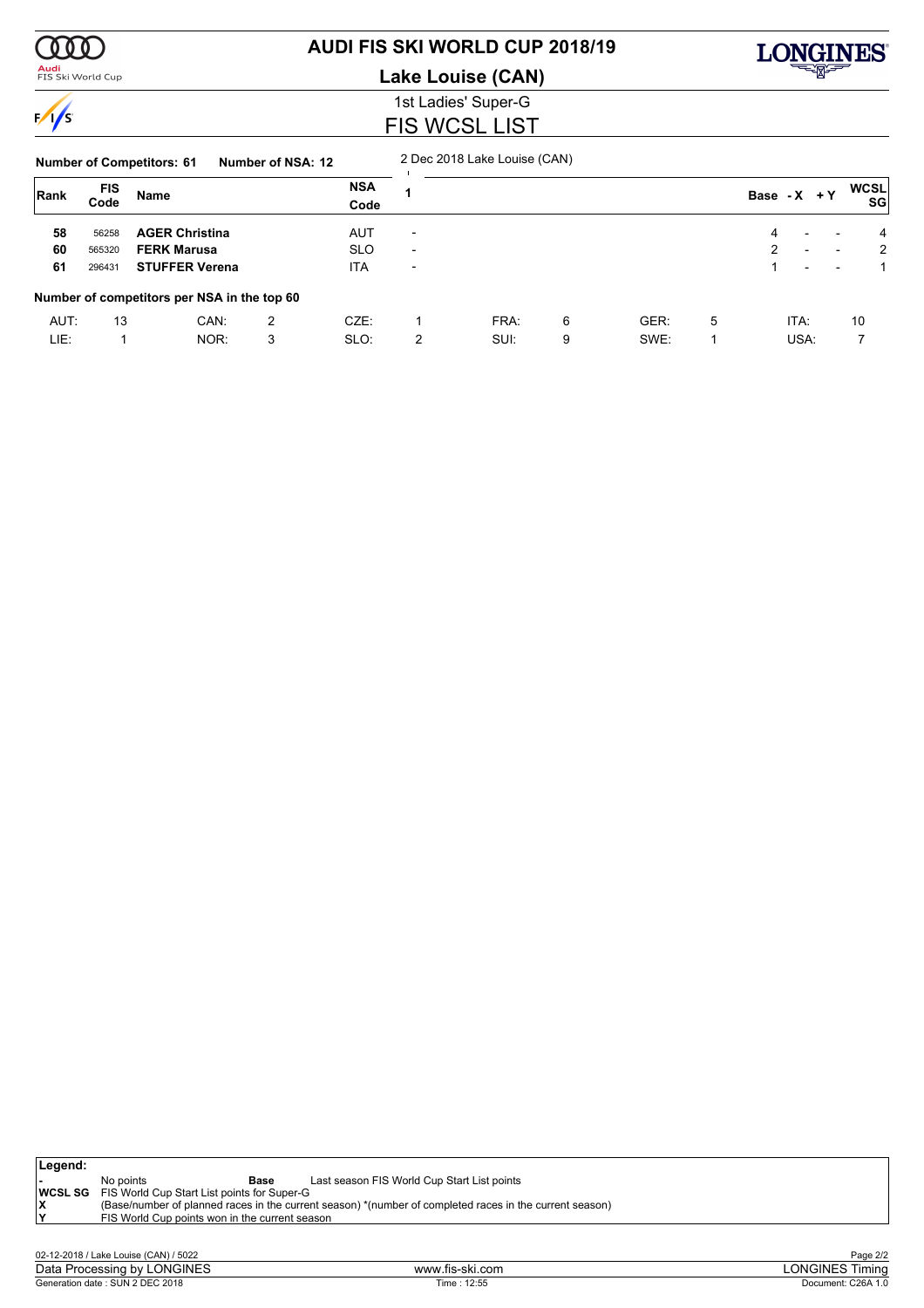# AUDI FIS SKI WORLD CUP 2018/19

## Lake Louise (CAN)

1st Ladies' Super-G

FIS WCSL LIST

**Number of Competitors: 61** **Number of NSA: 12**

| Rank | FIS Code | Name | NSA Code | 1<br>2 Dec 2018 Lake Louise (CAN) | Base | -X | +Y | WCSL SG |
|---|---|---|---|---|---|---|---|---|
| 58 | 56258 | **AGER Christina** | AUT | - | 4 | - | - | 4 |
| 60 | 565320 | **FERK Marusa** | SLO | - | 2 | - | - | 2 |
| 61 | 296431 | **STUFFER Verena** | ITA | - | 1 | - | - | 1 |

**Number of competitors per NSA in the top 60**

| | | | | | | | | | | | |
|---|---|---|---|---|---|---|---|---|---|---|---|
| AUT: | 13 | CAN: | 2 | CZE: | 1 | FRA: | 6 | GER: | 5 | ITA: | 10 |
| LIE: | 1 | NOR: | 3 | SLO: | 2 | SUI: | 9 | SWE: | 1 | USA: | 7 |

**Legend:**

| | | | |
|---|---|---|---|
| - | No points | **Base** | Last season FIS World Cup Start List points |
| **WCSL SG** | FIS World Cup Start List points for Super-G | | |
| **X** | (Base/number of planned races in the current season) *(number of completed races in the current season) | | |
| **Y** | FIS World Cup points won in the current season | | |

02-12-2018 / Lake Louise (CAN) / 5022

Data Processing by LONGINES — www.fis-ski.com — LONGINES Timing

Generation date : SUN 2 DEC 2018 — Time : 12:55 — Document: C26A 1.0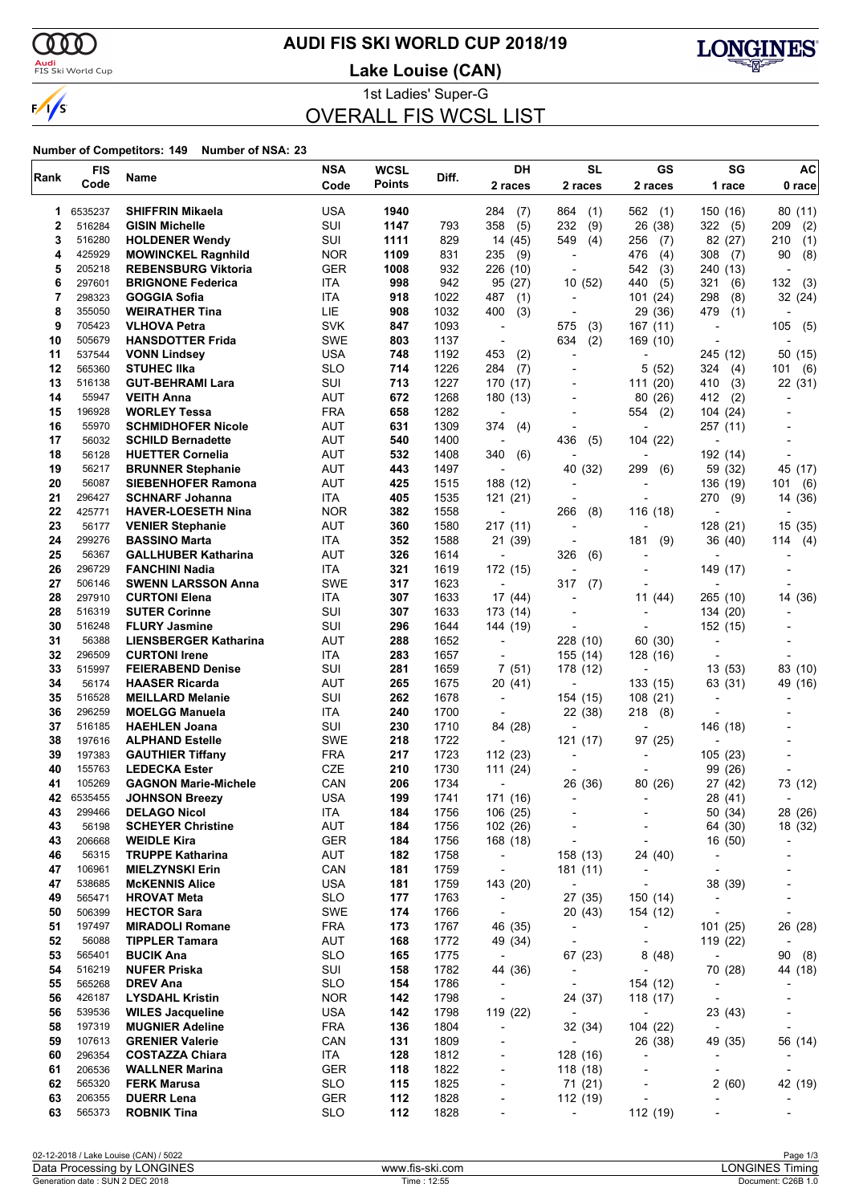# AUDI FIS SKI WORLD CUP 2018/19

## Lake Louise (CAN)

1st Ladies' Super-G

## OVERALL FIS WCSL LIST

**Number of Competitors: 149 Number of NSA: 23**

| Rank | FIS Code | Name | NSA Code | WCSL Points | Diff. | DH 2 races | SL 2 races | GS 2 races | SG 1 race | AC 0 race |
|---|---|---|---|---|---|---|---|---|---|---|
| 1 | 6535237 | **SHIFFRIN Mikaela** | USA | **1940** | | 284 (7) | 864 (1) | 562 (1) | 150 (16) | 80 (11) |
| 2 | 516284 | **GISIN Michelle** | SUI | **1147** | 793 | 358 (5) | 232 (9) | 26 (38) | 322 (5) | 209 (2) |
| 3 | 516280 | **HOLDENER Wendy** | SUI | **1111** | 829 | 14 (45) | 549 (4) | 256 (7) | 82 (27) | 210 (1) |
| 4 | 425929 | **MOWINCKEL Ragnhild** | NOR | **1109** | 831 | 235 (9) | - | 476 (4) | 308 (7) | 90 (8) |
| 5 | 205218 | **REBENSBURG Viktoria** | GER | **1008** | 932 | 226 (10) | - | 542 (3) | 240 (13) | - |
| 6 | 297601 | **BRIGNONE Federica** | ITA | **998** | 942 | 95 (27) | 10 (52) | 440 (5) | 321 (6) | 132 (3) |
| 7 | 298323 | **GOGGIA Sofia** | ITA | **918** | 1022 | 487 (1) | - | 101 (24) | 298 (8) | 32 (24) |
| 8 | 355050 | **WEIRATHER Tina** | LIE | **908** | 1032 | 400 (3) | - | 29 (36) | 479 (1) | - |
| 9 | 705423 | **VLHOVA Petra** | SVK | **847** | 1093 | - | 575 (3) | 167 (11) | - | 105 (5) |
| 10 | 505679 | **HANSDOTTER Frida** | SWE | **803** | 1137 | - | 634 (2) | 169 (10) | - | - |
| 11 | 537544 | **VONN Lindsey** | USA | **748** | 1192 | 453 (2) | - | - | 245 (12) | 50 (15) |
| 12 | 565360 | **STUHEC Ilka** | SLO | **714** | 1226 | 284 (7) | - | 5 (52) | 324 (4) | 101 (6) |
| 13 | 516138 | **GUT-BEHRAMI Lara** | SUI | **713** | 1227 | 170 (17) | - | 111 (20) | 410 (3) | 22 (31) |
| 14 | 55947 | **VEITH Anna** | AUT | **672** | 1268 | 180 (13) | - | 80 (26) | 412 (2) | - |
| 15 | 196928 | **WORLEY Tessa** | FRA | **658** | 1282 | - | - | 554 (2) | 104 (24) | - |
| 16 | 55970 | **SCHMIDHOFER Nicole** | AUT | **631** | 1309 | 374 (4) | - | - | 257 (11) | - |
| 17 | 56032 | **SCHILD Bernadette** | AUT | **540** | 1400 | - | 436 (5) | 104 (22) | - | - |
| 18 | 56128 | **HUETTER Cornelia** | AUT | **532** | 1408 | 340 (6) | - | - | 192 (14) | - |
| 19 | 56217 | **BRUNNER Stephanie** | AUT | **443** | 1497 | - | 40 (32) | 299 (6) | 59 (32) | 45 (17) |
| 20 | 56087 | **SIEBENHOFER Ramona** | AUT | **425** | 1515 | 188 (12) | - | - | 136 (19) | 101 (6) |
| 21 | 296427 | **SCHNARF Johanna** | ITA | **405** | 1535 | 121 (21) | - | - | 270 (9) | 14 (36) |
| 22 | 425771 | **HAVER-LOESETH Nina** | NOR | **382** | 1558 | - | 266 (8) | 116 (18) | - | - |
| 23 | 56177 | **VENIER Stephanie** | AUT | **360** | 1580 | 217 (11) | - | - | 128 (21) | 15 (35) |
| 24 | 299276 | **BASSINO Marta** | ITA | **352** | 1588 | 21 (39) | - | 181 (9) | 36 (40) | 114 (4) |
| 25 | 56367 | **GALLHUBER Katharina** | AUT | **326** | 1614 | - | 326 (6) | - | - | - |
| 26 | 296729 | **FANCHINI Nadia** | ITA | **321** | 1619 | 172 (15) | - | - | 149 (17) | - |
| 27 | 506146 | **SWENN LARSSON Anna** | SWE | **317** | 1623 | - | 317 (7) | - | - | - |
| 28 | 297910 | **CURTONI Elena** | ITA | **307** | 1633 | 17 (44) | - | 11 (44) | 265 (10) | 14 (36) |
| 28 | 516319 | **SUTER Corinne** | SUI | **307** | 1633 | 173 (14) | - | - | 134 (20) | - |
| 30 | 516248 | **FLURY Jasmine** | SUI | **296** | 1644 | 144 (19) | - | - | 152 (15) | - |
| 31 | 56388 | **LIENSBERGER Katharina** | AUT | **288** | 1652 | - | 228 (10) | 60 (30) | - | - |
| 32 | 296509 | **CURTONI Irene** | ITA | **283** | 1657 | - | 155 (14) | 128 (16) | - | - |
| 33 | 515997 | **FEIERABEND Denise** | SUI | **281** | 1659 | 7 (51) | 178 (12) | - | 13 (53) | 83 (10) |
| 34 | 56174 | **HAASER Ricarda** | AUT | **265** | 1675 | 20 (41) | - | 133 (15) | 63 (31) | 49 (16) |
| 35 | 516528 | **MEILLARD Melanie** | SUI | **262** | 1678 | - | 154 (15) | 108 (21) | - | - |
| 36 | 296259 | **MOELGG Manuela** | ITA | **240** | 1700 | - | 22 (38) | 218 (8) | - | - |
| 37 | 516185 | **HAEHLEN Joana** | SUI | **230** | 1710 | 84 (28) | - | - | 146 (18) | - |
| 38 | 197616 | **ALPHAND Estelle** | SWE | **218** | 1722 | - | 121 (17) | 97 (25) | - | - |
| 39 | 197383 | **GAUTHIER Tiffany** | FRA | **217** | 1723 | 112 (23) | - | - | 105 (23) | - |
| 40 | 155763 | **LEDECKA Ester** | CZE | **210** | 1730 | 111 (24) | - | - | 99 (26) | - |
| 41 | 105269 | **GAGNON Marie-Michele** | CAN | **206** | 1734 | - | 26 (36) | 80 (26) | 27 (42) | 73 (12) |
| 42 | 6535455 | **JOHNSON Breezy** | USA | **199** | 1741 | 171 (16) | - | - | 28 (41) | - |
| 43 | 299466 | **DELAGO Nicol** | ITA | **184** | 1756 | 106 (25) | - | - | 50 (34) | 28 (26) |
| 43 | 56198 | **SCHEYER Christine** | AUT | **184** | 1756 | 102 (26) | - | - | 64 (30) | 18 (32) |
| 43 | 206668 | **WEIDLE Kira** | GER | **184** | 1756 | 168 (18) | - | - | 16 (50) | - |
| 46 | 56315 | **TRUPPE Katharina** | AUT | **182** | 1758 | - | 158 (13) | 24 (40) | - | - |
| 47 | 106961 | **MIELZYNSKI Erin** | CAN | **181** | 1759 | - | 181 (11) | - | - | - |
| 47 | 538685 | **McKENNIS Alice** | USA | **181** | 1759 | 143 (20) | - | - | 38 (39) | - |
| 49 | 565471 | **HROVAT Meta** | SLO | **177** | 1763 | - | 27 (35) | 150 (14) | - | - |
| 50 | 506399 | **HECTOR Sara** | SWE | **174** | 1766 | - | 20 (43) | 154 (12) | - | - |
| 51 | 197497 | **MIRADOLI Romane** | FRA | **173** | 1767 | 46 (35) | - | - | 101 (25) | 26 (28) |
| 52 | 56088 | **TIPPLER Tamara** | AUT | **168** | 1772 | 49 (34) | - | - | 119 (22) | - |
| 53 | 565401 | **BUCIK Ana** | SLO | **165** | 1775 | - | 67 (23) | 8 (48) | - | 90 (8) |
| 54 | 516219 | **NUFER Priska** | SUI | **158** | 1782 | 44 (36) | - | - | 70 (28) | 44 (18) |
| 55 | 565268 | **DREV Ana** | SLO | **154** | 1786 | - | - | 154 (12) | - | - |
| 56 | 426187 | **LYSDAHL Kristin** | NOR | **142** | 1798 | - | 24 (37) | 118 (17) | - | - |
| 56 | 539536 | **WILES Jacqueline** | USA | **142** | 1798 | 119 (22) | - | - | 23 (43) | - |
| 58 | 197319 | **MUGNIER Adeline** | FRA | **136** | 1804 | - | 32 (34) | 104 (22) | - | - |
| 59 | 107613 | **GRENIER Valerie** | CAN | **131** | 1809 | - | - | 26 (38) | 49 (35) | 56 (14) |
| 60 | 296354 | **COSTAZZA Chiara** | ITA | **128** | 1812 | - | 128 (16) | - | - | - |
| 61 | 206536 | **WALLNER Marina** | GER | **118** | 1822 | - | 118 (18) | - | - | - |
| 62 | 565320 | **FERK Marusa** | SLO | **115** | 1825 | - | 71 (21) | - | 2 (60) | 42 (19) |
| 63 | 206355 | **DUERR Lena** | GER | **112** | 1828 | - | 112 (19) | - | - | - |
| 63 | 565373 | **ROBNIK Tina** | SLO | **112** | 1828 | - | - | 112 (19) | - | - |

02-12-2018 / Lake Louise (CAN) / 5022
Data Processing by LONGINES — www.fis-ski.com — LONGINES Timing
Generation date : SUN 2 DEC 2018 — Time : 12:55 — Document: C26B 1.0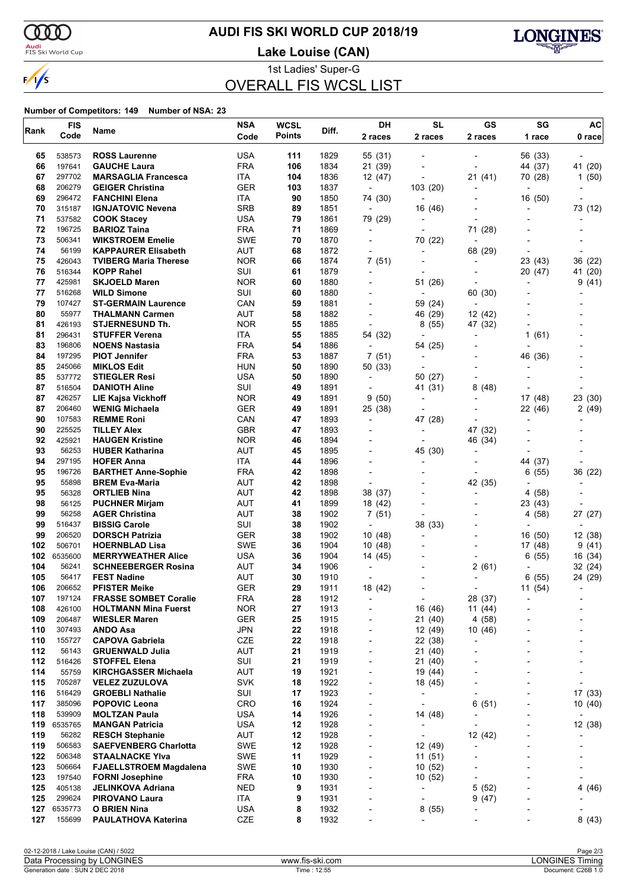# AUDI FIS SKI WORLD CUP 2018/19

## Lake Louise (CAN)

### 1st Ladies' Super-G

## OVERALL FIS WCSL LIST

**Number of Competitors: 149 Number of NSA: 23**

| Rank | FIS Code | Name | NSA Code | WCSL Points | Diff. | DH 2 races | SL 2 races | GS 2 races | SG 1 race | AC 0 race |
|---|---|---|---|---|---|---|---|---|---|---|
| 65 | 538573 | **ROSS Laurenne** | USA | **111** | 1829 | 55 (31) | - | - | 56 (33) | - |
| 66 | 197641 | **GAUCHE Laura** | FRA | **106** | 1834 | 21 (39) | - | - | 44 (37) | 41 (20) |
| 67 | 297702 | **MARSAGLIA Francesca** | ITA | **104** | 1836 | 12 (47) | - | 21 (41) | 70 (28) | 1 (50) |
| 68 | 206279 | **GEIGER Christina** | GER | **103** | 1837 | - | 103 (20) | - | - | - |
| 69 | 296472 | **FANCHINI Elena** | ITA | **90** | 1850 | 74 (30) | - | - | 16 (50) | - |
| 70 | 315187 | **IGNJATOVIC Nevena** | SRB | **89** | 1851 | - | 16 (46) | - | - | 73 (12) |
| 71 | 537582 | **COOK Stacey** | USA | **79** | 1861 | 79 (29) | - | - | - | - |
| 72 | 196725 | **BARIOZ Taina** | FRA | **71** | 1869 | - | - | 71 (28) | - | - |
| 73 | 506341 | **WIKSTROEM Emelie** | SWE | **70** | 1870 | - | 70 (22) | - | - | - |
| 74 | 56199 | **KAPPAURER Elisabeth** | AUT | **68** | 1872 | - | - | 68 (29) | - | - |
| 75 | 426043 | **TVIBERG Maria Therese** | NOR | **66** | 1874 | 7 (51) | - | - | 23 (43) | 36 (22) |
| 76 | 516344 | **KOPP Rahel** | SUI | **61** | 1879 | - | - | - | 20 (47) | 41 (20) |
| 77 | 425981 | **SKJOELD Maren** | NOR | **60** | 1880 | - | 51 (26) | - | - | 9 (41) |
| 77 | 516268 | **WILD Simone** | SUI | **60** | 1880 | - | - | 60 (30) | - | - |
| 79 | 107427 | **ST-GERMAIN Laurence** | CAN | **59** | 1881 | - | 59 (24) | - | - | - |
| 80 | 55977 | **THALMANN Carmen** | AUT | **58** | 1882 | - | 46 (29) | 12 (42) | - | - |
| 81 | 426193 | **STJERNESUND Th.** | NOR | **55** | 1885 | - | 8 (55) | 47 (32) | - | - |
| 81 | 296431 | **STUFFER Verena** | ITA | **55** | 1885 | 54 (32) | - | - | 1 (61) | - |
| 83 | 196806 | **NOENS Nastasia** | FRA | **54** | 1886 | - | 54 (25) | - | - | - |
| 84 | 197295 | **PIOT Jennifer** | FRA | **53** | 1887 | 7 (51) | - | - | 46 (36) | - |
| 85 | 245066 | **MIKLOS Edit** | HUN | **50** | 1890 | 50 (33) | - | - | - | - |
| 85 | 537772 | **STIEGLER Resi** | USA | **50** | 1890 | - | 50 (27) | - | - | - |
| 87 | 516504 | **DANIOTH Aline** | SUI | **49** | 1891 | - | 41 (31) | 8 (48) | - | - |
| 87 | 426257 | **LIE Kajsa Vickhoff** | NOR | **49** | 1891 | 9 (50) | - | - | 17 (48) | 23 (30) |
| 87 | 206460 | **WENIG Michaela** | GER | **49** | 1891 | 25 (38) | - | - | 22 (46) | 2 (49) |
| 90 | 107583 | **REMME Roni** | CAN | **47** | 1893 | - | 47 (28) | - | - | - |
| 90 | 225525 | **TILLEY Alex** | GBR | **47** | 1893 | - | - | 47 (32) | - | - |
| 92 | 425921 | **HAUGEN Kristine** | NOR | **46** | 1894 | - | - | 46 (34) | - | - |
| 93 | 56253 | **HUBER Katharina** | AUT | **45** | 1895 | - | 45 (30) | - | - | - |
| 94 | 297195 | **HOFER Anna** | ITA | **44** | 1896 | - | - | - | 44 (37) | - |
| 95 | 196726 | **BARTHET Anne-Sophie** | FRA | **42** | 1898 | - | - | - | 6 (55) | 36 (22) |
| 95 | 55898 | **BREM Eva-Maria** | AUT | **42** | 1898 | - | - | 42 (35) | - | - |
| 95 | 56328 | **ORTLIEB Nina** | AUT | **42** | 1898 | 38 (37) | - | - | 4 (58) | - |
| 98 | 56125 | **PUCHNER Mirjam** | AUT | **41** | 1899 | 18 (42) | - | - | 23 (43) | - |
| 99 | 56258 | **AGER Christina** | AUT | **38** | 1902 | 7 (51) | - | - | 4 (58) | 27 (27) |
| 99 | 516437 | **BISSIG Carole** | SUI | **38** | 1902 | - | 38 (33) | - | - | - |
| 99 | 206520 | **DORSCH Patrizia** | GER | **38** | 1902 | 10 (48) | - | - | 16 (50) | 12 (38) |
| 102 | 506701 | **HOERNBLAD Lisa** | SWE | **36** | 1904 | 10 (48) | - | - | 17 (48) | 9 (41) |
| 102 | 6535600 | **MERRYWEATHER Alice** | USA | **36** | 1904 | 14 (45) | - | - | 6 (55) | 16 (34) |
| 104 | 56241 | **SCHNEEBERGER Rosina** | AUT | **34** | 1906 | - | - | 2 (61) | - | 32 (24) |
| 105 | 56417 | **FEST Nadine** | AUT | **30** | 1910 | - | - | - | 6 (55) | 24 (29) |
| 106 | 206652 | **PFISTER Meike** | GER | **29** | 1911 | 18 (42) | - | - | 11 (54) | - |
| 107 | 197124 | **FRASSE SOMBET Coralie** | FRA | **28** | 1912 | - | - | 28 (37) | - | - |
| 108 | 426100 | **HOLTMANN Mina Fuerst** | NOR | **27** | 1913 | - | 16 (46) | 11 (44) | - | - |
| 109 | 206487 | **WIESLER Maren** | GER | **25** | 1915 | - | 21 (40) | 4 (58) | - | - |
| 110 | 307493 | **ANDO Asa** | JPN | **22** | 1918 | - | 12 (49) | 10 (46) | - | - |
| 110 | 155727 | **CAPOVA Gabriela** | CZE | **22** | 1918 | - | 22 (38) | - | - | - |
| 112 | 56143 | **GRUENWALD Julia** | AUT | **21** | 1919 | - | 21 (40) | - | - | - |
| 112 | 516426 | **STOFFEL Elena** | SUI | **21** | 1919 | - | 21 (40) | - | - | - |
| 114 | 55759 | **KIRCHGASSER Michaela** | AUT | **19** | 1921 | - | 19 (44) | - | - | - |
| 115 | 705287 | **VELEZ ZUZULOVA** | SVK | **18** | 1922 | - | 18 (45) | - | - | - |
| 116 | 516429 | **GROEBLI Nathalie** | SUI | **17** | 1923 | - | - | - | - | 17 (33) |
| 117 | 385096 | **POPOVIC Leona** | CRO | **16** | 1924 | - | - | 6 (51) | - | 10 (40) |
| 118 | 539909 | **MOLTZAN Paula** | USA | **14** | 1926 | - | 14 (48) | - | - | - |
| 119 | 6535765 | **MANGAN Patricia** | USA | **12** | 1928 | - | - | - | - | 12 (38) |
| 119 | 56282 | **RESCH Stephanie** | AUT | **12** | 1928 | - | - | 12 (42) | - | - |
| 119 | 506583 | **SAEFVENBERG Charlotta** | SWE | **12** | 1928 | - | 12 (49) | - | - | - |
| 122 | 506348 | **STAALNACKE Ylva** | SWE | **11** | 1929 | - | 11 (51) | - | - | - |
| 123 | 506664 | **FJAELLSTROEM Magdalena** | SWE | **10** | 1930 | - | 10 (52) | - | - | - |
| 123 | 197540 | **FORNI Josephine** | FRA | **10** | 1930 | - | 10 (52) | - | - | - |
| 125 | 405138 | **JELINKOVA Adriana** | NED | **9** | 1931 | - | - | 5 (52) | - | 4 (46) |
| 125 | 299624 | **PIROVANO Laura** | ITA | **9** | 1931 | - | - | 9 (47) | - | - |
| 127 | 6535773 | **O BRIEN Nina** | USA | **8** | 1932 | - | 8 (55) | - | - | - |
| 127 | 155699 | **PAULATHOVA Katerina** | CZE | **8** | 1932 | - | - | - | - | 8 (43) |

02-12-2018 / Lake Louise (CAN) / 5022

Data Processing by LONGINES | www.fis-ski.com | LONGINES Timing

Generation date : SUN 2 DEC 2018 | Time : 12:55 | Document: C26B 1.0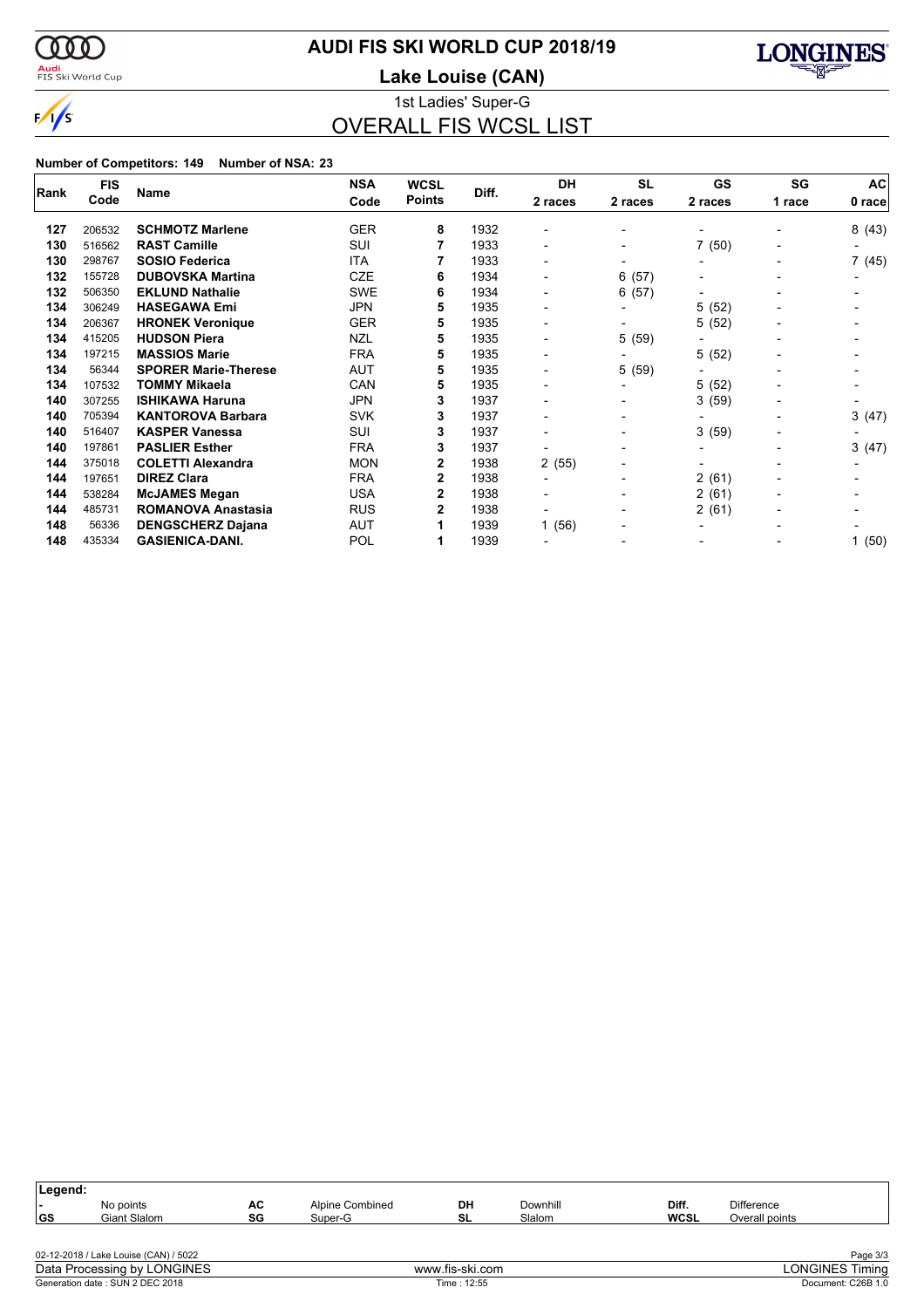# AUDI FIS SKI WORLD CUP 2018/19

## Lake Louise (CAN)

1st Ladies' Super-G

## OVERALL FIS WCSL LIST

**Number of Competitors: 149 Number of NSA: 23**

| Rank | FIS Code | Name | NSA Code | WCSL Points | Diff. | DH 2 races | SL 2 races | GS 2 races | SG 1 race | AC 0 race |
|---|---|---|---|---|---|---|---|---|---|---|
| 127 | 206532 | **SCHMOTZ Marlene** | GER | **8** | 1932 | - | - | - | - | 8 (43) |
| 130 | 516562 | **RAST Camille** | SUI | **7** | 1933 | - | - | 7 (50) | - | - |
| 130 | 298767 | **SOSIO Federica** | ITA | **7** | 1933 | - | - | - | - | 7 (45) |
| 132 | 155728 | **DUBOVSKA Martina** | CZE | **6** | 1934 | - | 6 (57) | - | - | - |
| 132 | 506350 | **EKLUND Nathalie** | SWE | **6** | 1934 | - | 6 (57) | - | - | - |
| 134 | 306249 | **HASEGAWA Emi** | JPN | **5** | 1935 | - | - | 5 (52) | - | - |
| 134 | 206367 | **HRONEK Veronique** | GER | **5** | 1935 | - | - | 5 (52) | - | - |
| 134 | 415205 | **HUDSON Piera** | NZL | **5** | 1935 | - | 5 (59) | - | - | - |
| 134 | 197215 | **MASSIOS Marie** | FRA | **5** | 1935 | - | - | 5 (52) | - | - |
| 134 | 56344 | **SPORER Marie-Therese** | AUT | **5** | 1935 | - | 5 (59) | - | - | - |
| 134 | 107532 | **TOMMY Mikaela** | CAN | **5** | 1935 | - | - | 5 (52) | - | - |
| 140 | 307255 | **ISHIKAWA Haruna** | JPN | **3** | 1937 | - | - | 3 (59) | - | - |
| 140 | 705394 | **KANTOROVA Barbara** | SVK | **3** | 1937 | - | - | - | - | 3 (47) |
| 140 | 516407 | **KASPER Vanessa** | SUI | **3** | 1937 | - | - | 3 (59) | - | - |
| 140 | 197861 | **PASLIER Esther** | FRA | **3** | 1937 | - | - | - | - | 3 (47) |
| 144 | 375018 | **COLETTI Alexandra** | MON | **2** | 1938 | 2 (55) | - | - | - | - |
| 144 | 197651 | **DIREZ Clara** | FRA | **2** | 1938 | - | - | 2 (61) | - | - |
| 144 | 538284 | **McJAMES Megan** | USA | **2** | 1938 | - | - | 2 (61) | - | - |
| 144 | 485731 | **ROMANOVA Anastasia** | RUS | **2** | 1938 | - | - | 2 (61) | - | - |
| 148 | 56336 | **DENGSCHERZ Dajana** | AUT | **1** | 1939 | 1 (56) | - | - | - | - |
| 148 | 435334 | **GASIENICA-DANI.** | POL | **1** | 1939 | - | - | - | - | 1 (50) |

**Legend:**

| | | | | | | | |
|---|---|---|---|---|---|---|---|
| - | No points | AC | Alpine Combined | DH | Downhill | Diff. | Difference |
| GS | Giant Slalom | SG | Super-G | SL | Slalom | WCSL | Overall points |

02-12-2018 / Lake Louise (CAN) / 5022

Data Processing by LONGINES — www.fis-ski.com — LONGINES Timing

Generation date : SUN 2 DEC 2018 — Time : 12:55 — Document: C26B 1.0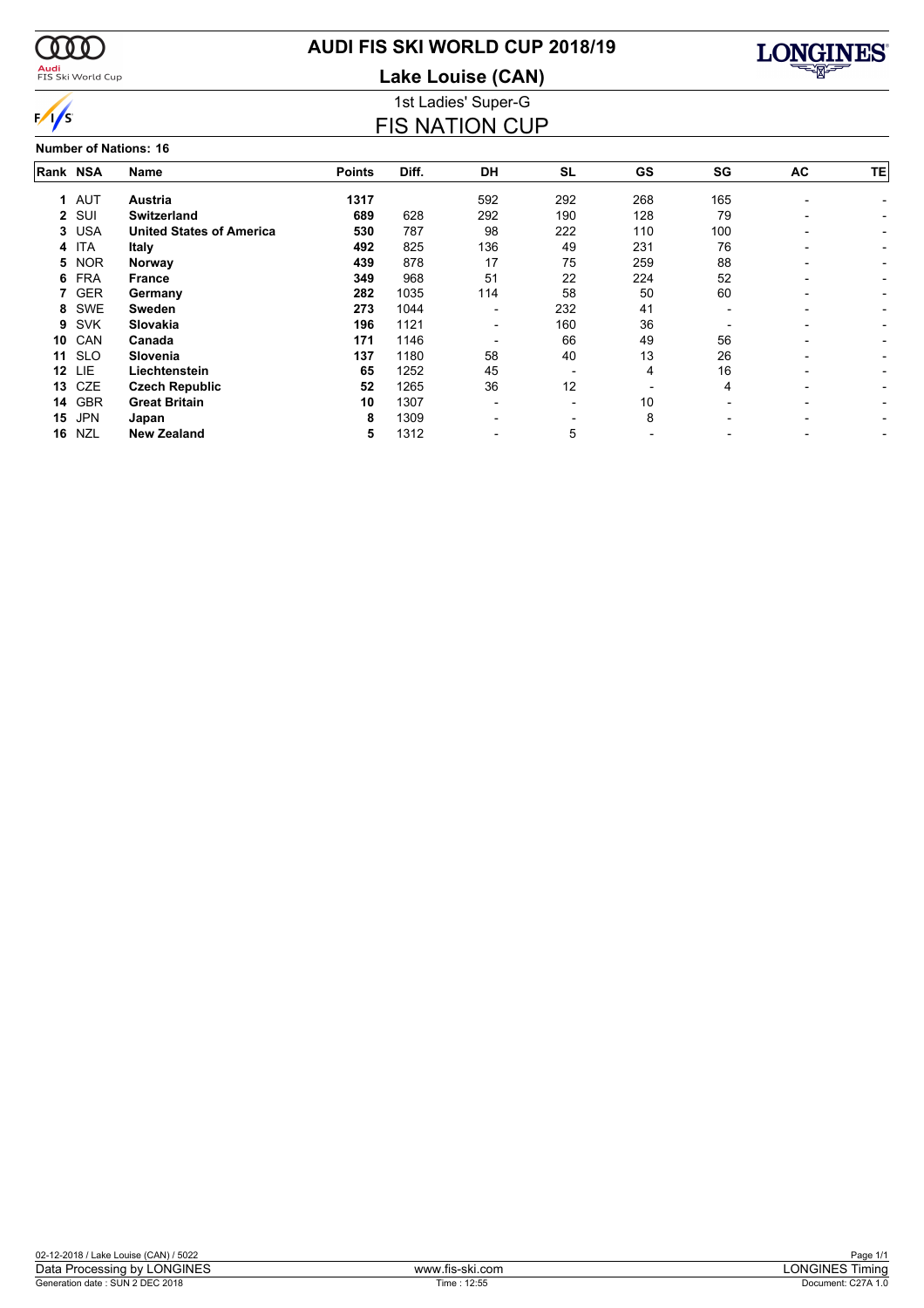# AUDI FIS SKI WORLD CUP 2018/19

## Lake Louise (CAN)

### 1st Ladies' Super-G

## FIS NATION CUP

**Number of Nations: 16**

| Rank | NSA | Name | Points | Diff. | DH | SL | GS | SG | AC | TE |
|---|---|---|---|---|---|---|---|---|---|---|
| 1 | AUT | **Austria** | **1317** | | 592 | 292 | 268 | 165 | - | - |
| 2 | SUI | **Switzerland** | **689** | 628 | 292 | 190 | 128 | 79 | - | - |
| 3 | USA | **United States of America** | **530** | 787 | 98 | 222 | 110 | 100 | - | - |
| 4 | ITA | **Italy** | **492** | 825 | 136 | 49 | 231 | 76 | - | - |
| 5 | NOR | **Norway** | **439** | 878 | 17 | 75 | 259 | 88 | - | - |
| 6 | FRA | **France** | **349** | 968 | 51 | 22 | 224 | 52 | - | - |
| 7 | GER | **Germany** | **282** | 1035 | 114 | 58 | 50 | 60 | - | - |
| 8 | SWE | **Sweden** | **273** | 1044 | - | 232 | 41 | - | - | - |
| 9 | SVK | **Slovakia** | **196** | 1121 | - | 160 | 36 | - | - | - |
| 10 | CAN | **Canada** | **171** | 1146 | - | 66 | 49 | 56 | - | - |
| 11 | SLO | **Slovenia** | **137** | 1180 | 58 | 40 | 13 | 26 | - | - |
| 12 | LIE | **Liechtenstein** | **65** | 1252 | 45 | - | 4 | 16 | - | - |
| 13 | CZE | **Czech Republic** | **52** | 1265 | 36 | 12 | - | 4 | - | - |
| 14 | GBR | **Great Britain** | **10** | 1307 | - | - | 10 | - | - | - |
| 15 | JPN | **Japan** | **8** | 1309 | - | - | 8 | - | - | - |
| 16 | NZL | **New Zealand** | **5** | 1312 | - | 5 | - | - | - | - |

02-12-2018 / Lake Louise (CAN) / 5022

Data Processing by LONGINES | www.fis-ski.com | LONGINES Timing

Generation date : SUN 2 DEC 2018 | Time : 12:55 | Document: C27A 1.0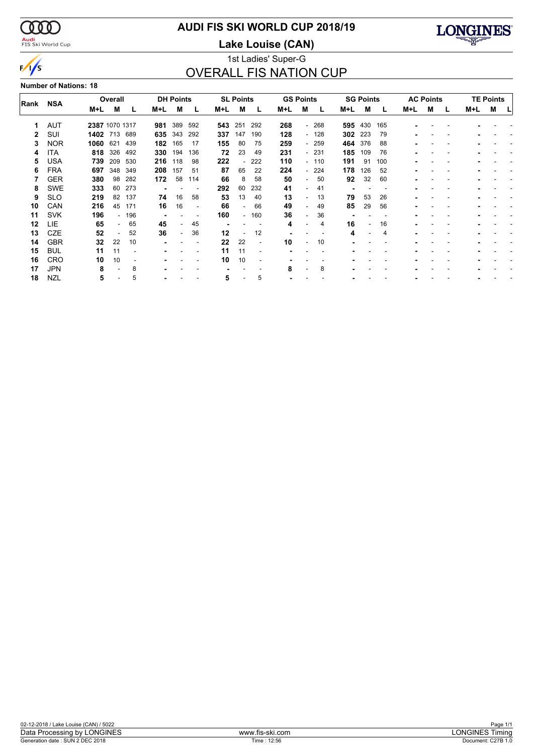# AUDI FIS SKI WORLD CUP 2018/19

## Lake Louise (CAN)

1st Ladies' Super-G

## OVERALL FIS NATION CUP

**Number of Nations: 18**

| Rank | NSA | Overall | | | DH Points | | | SL Points | | | GS Points | | | SG Points | | | AC Points | | | TE Points | | |
|---|---|---|---|---|---|---|---|---|---|---|---|---|---|---|---|---|---|---|---|---|---|---|
| | | M+L | M | L | M+L | M | L | M+L | M | L | M+L | M | L | M+L | M | L | M+L | M | L | M+L | M | L |
| 1 | AUT | **2387** | 1070 | 1317 | **981** | 389 | 592 | **543** | 251 | 292 | **268** | - | 268 | **595** | 430 | 165 | - | - | - | - | - | - |
| 2 | SUI | **1402** | 713 | 689 | **635** | 343 | 292 | **337** | 147 | 190 | **128** | - | 128 | **302** | 223 | 79 | - | - | - | - | - | - |
| 3 | NOR | **1060** | 621 | 439 | **182** | 165 | 17 | **155** | 80 | 75 | **259** | - | 259 | **464** | 376 | 88 | - | - | - | - | - | - |
| 4 | ITA | **818** | 326 | 492 | **330** | 194 | 136 | **72** | 23 | 49 | **231** | - | 231 | **185** | 109 | 76 | - | - | - | - | - | - |
| 5 | USA | **739** | 209 | 530 | **216** | 118 | 98 | **222** | - | 222 | **110** | - | 110 | **191** | 91 | 100 | - | - | - | - | - | - |
| 6 | FRA | **697** | 348 | 349 | **208** | 157 | 51 | **87** | 65 | 22 | **224** | - | 224 | **178** | 126 | 52 | - | - | - | - | - | - |
| 7 | GER | **380** | 98 | 282 | **172** | 58 | 114 | **66** | 8 | 58 | **50** | - | 50 | **92** | 32 | 60 | - | - | - | - | - | - |
| 8 | SWE | **333** | 60 | 273 | - | - | - | **292** | 60 | 232 | **41** | - | 41 | - | - | - | - | - | - | - | - | - |
| 9 | SLO | **219** | 82 | 137 | **74** | 16 | 58 | **53** | 13 | 40 | **13** | - | 13 | **79** | 53 | 26 | - | - | - | - | - | - |
| 10 | CAN | **216** | 45 | 171 | **16** | 16 | - | **66** | - | 66 | **49** | - | 49 | **85** | 29 | 56 | - | - | - | - | - | - |
| 11 | SVK | **196** | - | 196 | - | - | - | **160** | - | 160 | **36** | - | 36 | - | - | - | - | - | - | - | - | - |
| 12 | LIE | **65** | - | 65 | **45** | - | 45 | - | - | - | **4** | - | 4 | **16** | - | 16 | - | - | - | - | - | - |
| 13 | CZE | **52** | - | 52 | **36** | - | 36 | **12** | - | 12 | - | - | - | **4** | - | 4 | - | - | - | - | - | - |
| 14 | GBR | **32** | 22 | 10 | - | - | - | **22** | 22 | - | **10** | - | 10 | - | - | - | - | - | - | - | - | - |
| 15 | BUL | **11** | 11 | - | - | - | - | **11** | 11 | - | - | - | - | - | - | - | - | - | - | - | - | - |
| 16 | CRO | **10** | 10 | - | - | - | - | **10** | 10 | - | - | - | - | - | - | - | - | - | - | - | - | - |
| 17 | JPN | **8** | - | 8 | - | - | - | - | - | - | **8** | - | 8 | - | - | - | - | - | - | - | - | - |
| 18 | NZL | **5** | - | 5 | - | - | - | **5** | - | 5 | - | - | - | - | - | - | - | - | - | - | - | - |

02-12-2018 / Lake Louise (CAN) / 5022

Data Processing by LONGINES — www.fis-ski.com — LONGINES Timing

Generation date : SUN 2 DEC 2018 — Time : 12:56 — Document: C27B 1.0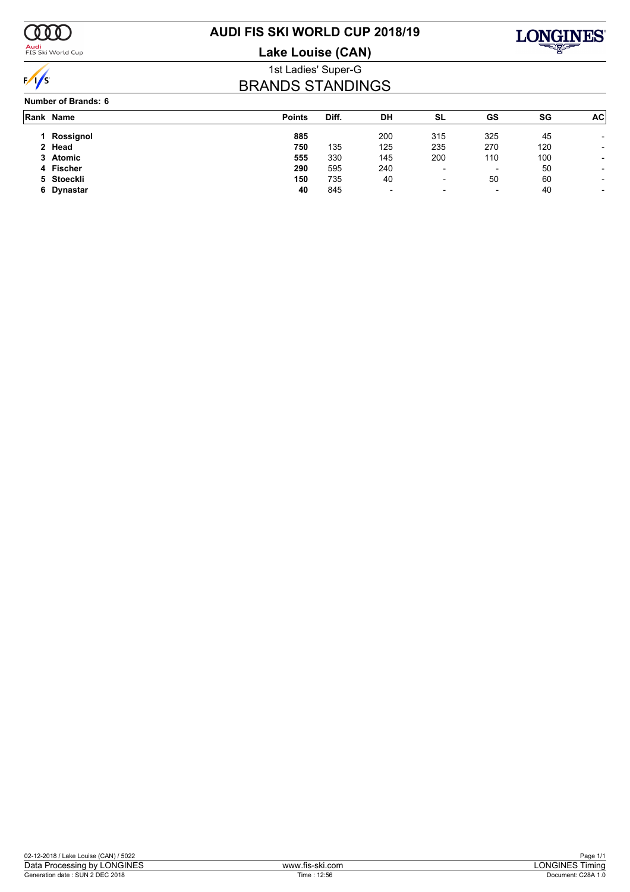# AUDI FIS SKI WORLD CUP 2018/19

## Lake Louise (CAN)

1st Ladies' Super-G

## BRANDS STANDINGS

**Number of Brands: 6**

| Rank | Name | Points | Diff. | DH | SL | GS | SG | AC |
|---|---|---|---|---|---|---|---|---|
| 1 | **Rossignol** | **885** | | 200 | 315 | 325 | 45 | - |
| 2 | **Head** | **750** | 135 | 125 | 235 | 270 | 120 | - |
| 3 | **Atomic** | **555** | 330 | 145 | 200 | 110 | 100 | - |
| 4 | **Fischer** | **290** | 595 | 240 | - | - | 50 | - |
| 5 | **Stoeckli** | **150** | 735 | 40 | - | 50 | 60 | - |
| 6 | **Dynastar** | **40** | 845 | - | - | - | 40 | - |

02-12-2018 / Lake Louise (CAN) / 5022

Data Processing by LONGINES | www.fis-ski.com | LONGINES Timing

Generation date : SUN 2 DEC 2018 | Time : 12:56 | Document: C28A 1.0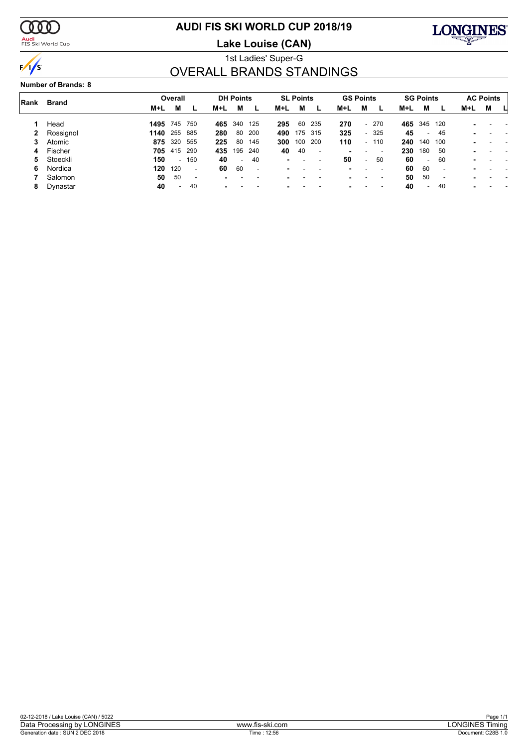# AUDI FIS SKI WORLD CUP 2018/19

## Lake Louise (CAN)

1st Ladies' Super-G

## OVERALL BRANDS STANDINGS

**Number of Brands: 8**

| Rank | Brand | Overall | | | DH Points | | | SL Points | | | GS Points | | | SG Points | | | AC Points | | |
|---|---|---|---|---|---|---|---|---|---|---|---|---|---|---|---|---|---|---|---|
| | | M+L | M | L | M+L | M | L | M+L | M | L | M+L | M | L | M+L | M | L | M+L | M | L |
| 1 | Head | **1495** | 745 | 750 | **465** | 340 | 125 | **295** | 60 | 235 | **270** | - | 270 | **465** | 345 | 120 | - | - | - |
| 2 | Rossignol | **1140** | 255 | 885 | **280** | 80 | 200 | **490** | 175 | 315 | **325** | - | 325 | **45** | - | 45 | - | - | - |
| 3 | Atomic | **875** | 320 | 555 | **225** | 80 | 145 | **300** | 100 | 200 | **110** | - | 110 | **240** | 140 | 100 | - | - | - |
| 4 | Fischer | **705** | 415 | 290 | **435** | 195 | 240 | **40** | 40 | - | - | - | - | **230** | 180 | 50 | - | - | - |
| 5 | Stoeckli | **150** | - | 150 | **40** | - | 40 | - | - | - | **50** | - | 50 | **60** | - | 60 | - | - | - |
| 6 | Nordica | **120** | 120 | - | **60** | 60 | - | - | - | - | - | - | - | **60** | 60 | - | - | - | - |
| 7 | Salomon | **50** | 50 | - | - | - | - | - | - | - | - | - | - | **50** | 50 | - | - | - | - |
| 8 | Dynastar | **40** | - | 40 | - | - | - | - | - | - | - | - | - | **40** | - | 40 | - | - | - |

02-12-2018 / Lake Louise (CAN) / 5022

Data Processing by LONGINES | www.fis-ski.com | LONGINES Timing

Generation date : SUN 2 DEC 2018 | Time : 12:56 | Document: C28B 1.0